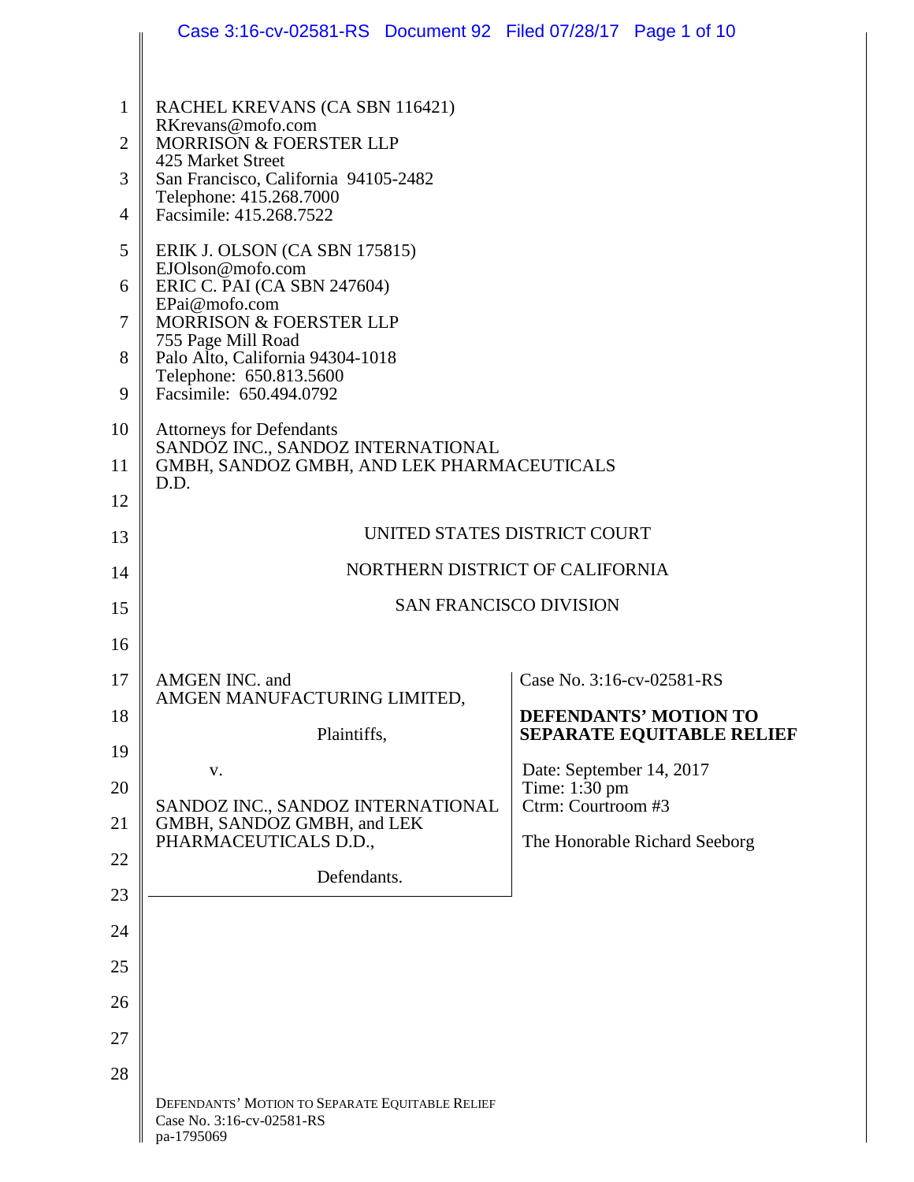RACHEL KREVANS (CA SBN 116421)
RKrevans@mofo.com
MORRISON & FOERSTER LLP
425 Market Street
San Francisco, California 94105-2482
Telephone: 415.268.7000
Facsimile: 415.268.7522

ERIK J. OLSON (CA SBN 175815)
EJOlson@mofo.com
ERIC C. PAI (CA SBN 247604)
EPai@mofo.com
MORRISON & FOERSTER LLP
755 Page Mill Road
Palo Alto, California 94304-1018
Telephone: 650.813.5600
Facsimile: 650.494.0792

Attorneys for Defendants
SANDOZ INC., SANDOZ INTERNATIONAL
GMBH, SANDOZ GMBH, AND LEK PHARMACEUTICALS
D.D.

UNITED STATES DISTRICT COURT

NORTHERN DISTRICT OF CALIFORNIA

SAN FRANCISCO DIVISION

| | |
|---|---|
| AMGEN INC. and AMGEN MANUFACTURING LIMITED,<br><br>Plaintiffs,<br><br>v.<br><br>SANDOZ INC., SANDOZ INTERNATIONAL GMBH, SANDOZ GMBH, and LEK PHARMACEUTICALS D.D.,<br><br>Defendants. | Case No. 3:16-cv-02581-RS<br><br>**DEFENDANTS' MOTION TO SEPARATE EQUITABLE RELIEF**<br><br>Date: September 14, 2017<br>Time: 1:30 pm<br>Ctrm: Courtroom #3<br><br>The Honorable Richard Seeborg |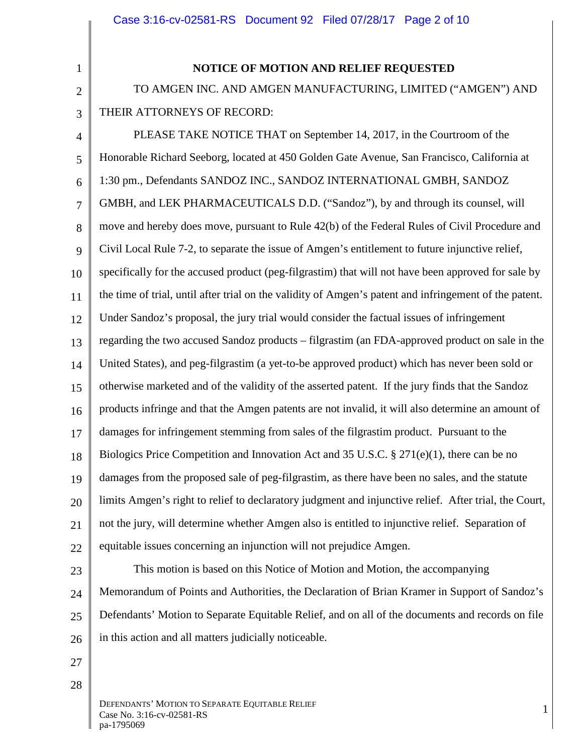**NOTICE OF MOTION AND RELIEF REQUESTED**

TO AMGEN INC. AND AMGEN MANUFACTURING, LIMITED ("AMGEN") AND THEIR ATTORNEYS OF RECORD:

PLEASE TAKE NOTICE THAT on September 14, 2017, in the Courtroom of the Honorable Richard Seeborg, located at 450 Golden Gate Avenue, San Francisco, California at 1:30 pm., Defendants SANDOZ INC., SANDOZ INTERNATIONAL GMBH, SANDOZ GMBH, and LEK PHARMACEUTICALS D.D. ("Sandoz"), by and through its counsel, will move and hereby does move, pursuant to Rule 42(b) of the Federal Rules of Civil Procedure and Civil Local Rule 7-2, to separate the issue of Amgen's entitlement to future injunctive relief, specifically for the accused product (peg-filgrastim) that will not have been approved for sale by the time of trial, until after trial on the validity of Amgen's patent and infringement of the patent. Under Sandoz's proposal, the jury trial would consider the factual issues of infringement regarding the two accused Sandoz products – filgrastim (an FDA-approved product on sale in the United States), and peg-filgrastim (a yet-to-be approved product) which has never been sold or otherwise marketed and of the validity of the asserted patent. If the jury finds that the Sandoz products infringe and that the Amgen patents are not invalid, it will also determine an amount of damages for infringement stemming from sales of the filgrastim product. Pursuant to the Biologics Price Competition and Innovation Act and 35 U.S.C. § 271(e)(1), there can be no damages from the proposed sale of peg-filgrastim, as there have been no sales, and the statute limits Amgen's right to relief to declaratory judgment and injunctive relief. After trial, the Court, not the jury, will determine whether Amgen also is entitled to injunctive relief. Separation of equitable issues concerning an injunction will not prejudice Amgen.

This motion is based on this Notice of Motion and Motion, the accompanying Memorandum of Points and Authorities, the Declaration of Brian Kramer in Support of Sandoz's Defendants' Motion to Separate Equitable Relief, and on all of the documents and records on file in this action and all matters judicially noticeable.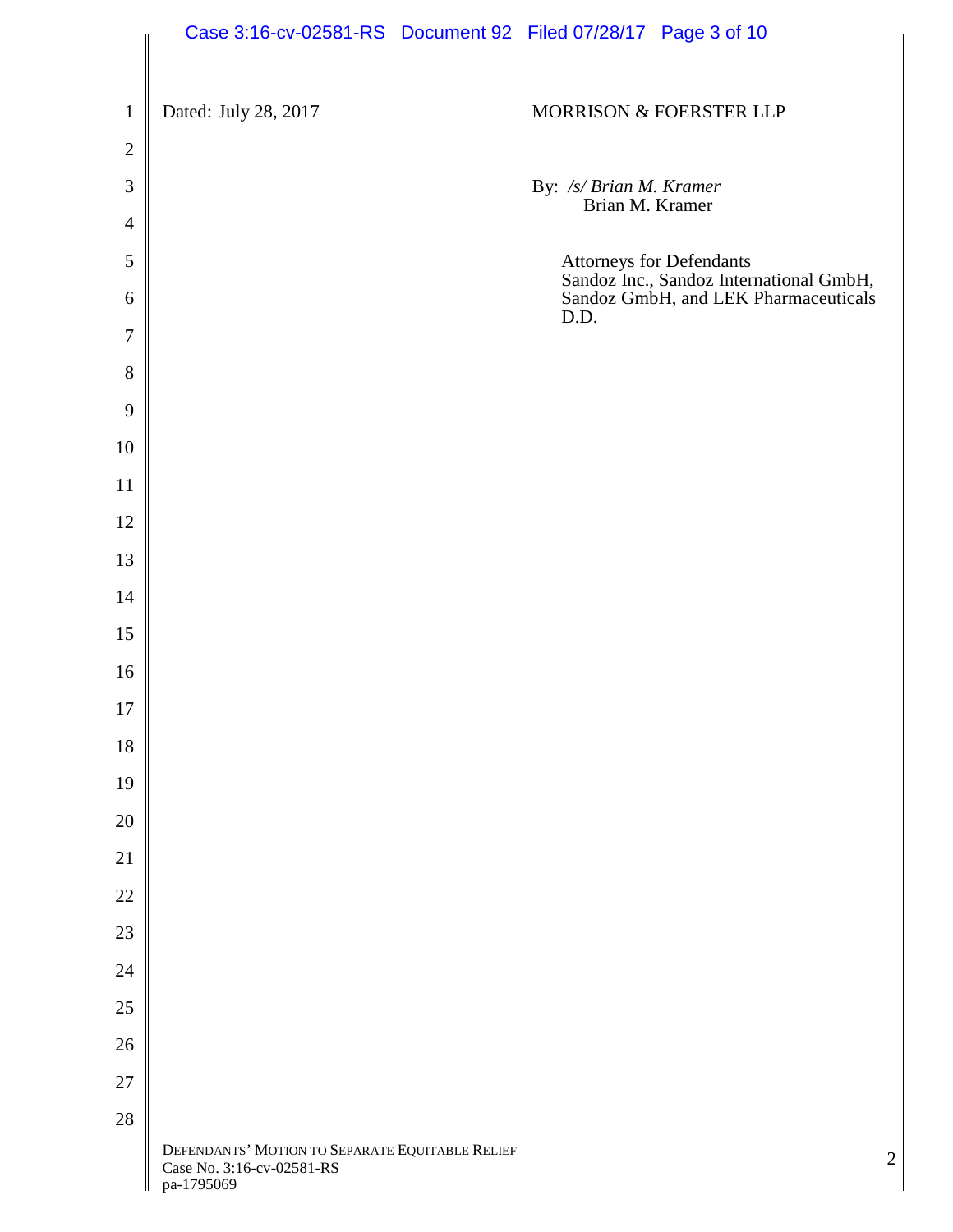Dated: July 28, 2017

MORRISON & FOERSTER LLP

By: */s/ Brian M. Kramer*
Brian M. Kramer

Attorneys for Defendants
Sandoz Inc., Sandoz International GmbH, Sandoz GmbH, and LEK Pharmaceuticals D.D.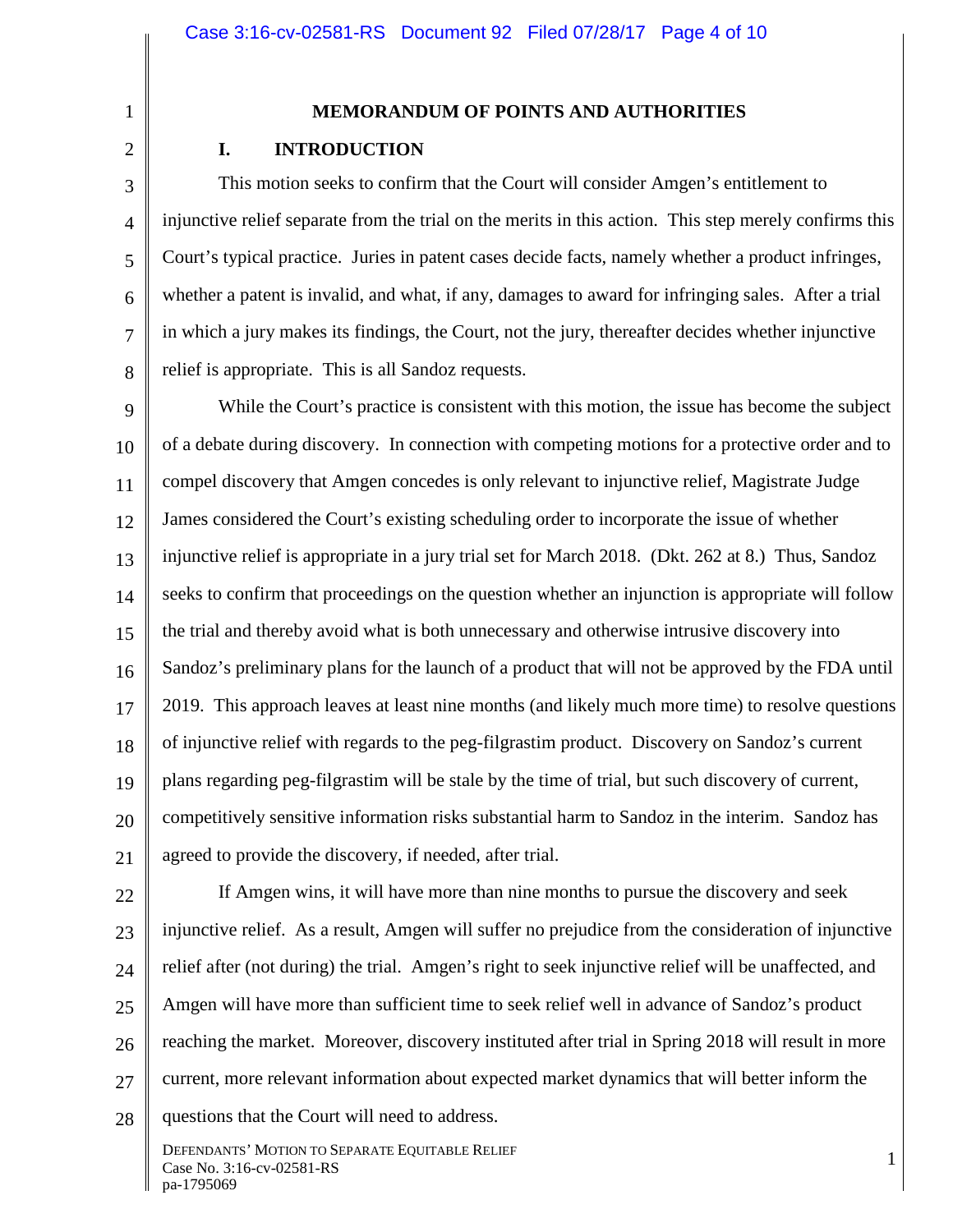## MEMORANDUM OF POINTS AND AUTHORITIES

### I. INTRODUCTION

This motion seeks to confirm that the Court will consider Amgen's entitlement to injunctive relief separate from the trial on the merits in this action. This step merely confirms this Court's typical practice. Juries in patent cases decide facts, namely whether a product infringes, whether a patent is invalid, and what, if any, damages to award for infringing sales. After a trial in which a jury makes its findings, the Court, not the jury, thereafter decides whether injunctive relief is appropriate. This is all Sandoz requests.

While the Court's practice is consistent with this motion, the issue has become the subject of a debate during discovery. In connection with competing motions for a protective order and to compel discovery that Amgen concedes is only relevant to injunctive relief, Magistrate Judge James considered the Court's existing scheduling order to incorporate the issue of whether injunctive relief is appropriate in a jury trial set for March 2018. (Dkt. 262 at 8.) Thus, Sandoz seeks to confirm that proceedings on the question whether an injunction is appropriate will follow the trial and thereby avoid what is both unnecessary and otherwise intrusive discovery into Sandoz's preliminary plans for the launch of a product that will not be approved by the FDA until 2019. This approach leaves at least nine months (and likely much more time) to resolve questions of injunctive relief with regards to the peg-filgrastim product. Discovery on Sandoz's current plans regarding peg-filgrastim will be stale by the time of trial, but such discovery of current, competitively sensitive information risks substantial harm to Sandoz in the interim. Sandoz has agreed to provide the discovery, if needed, after trial.

If Amgen wins, it will have more than nine months to pursue the discovery and seek injunctive relief. As a result, Amgen will suffer no prejudice from the consideration of injunctive relief after (not during) the trial. Amgen's right to seek injunctive relief will be unaffected, and Amgen will have more than sufficient time to seek relief well in advance of Sandoz's product reaching the market. Moreover, discovery instituted after trial in Spring 2018 will result in more current, more relevant information about expected market dynamics that will better inform the questions that the Court will need to address.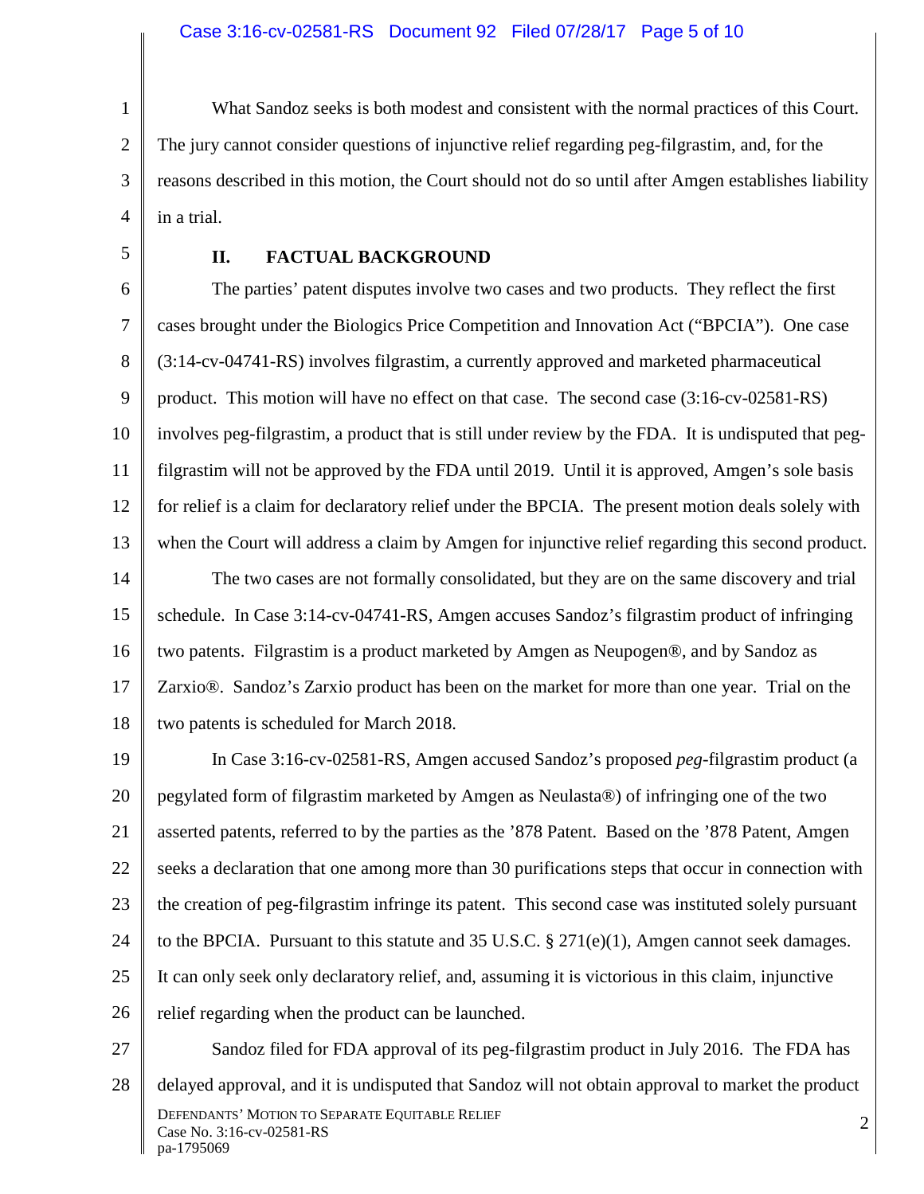What Sandoz seeks is both modest and consistent with the normal practices of this Court. The jury cannot consider questions of injunctive relief regarding peg-filgrastim, and, for the reasons described in this motion, the Court should not do so until after Amgen establishes liability in a trial.

## II. FACTUAL BACKGROUND

The parties' patent disputes involve two cases and two products. They reflect the first cases brought under the Biologics Price Competition and Innovation Act ("BPCIA"). One case (3:14-cv-04741-RS) involves filgrastim, a currently approved and marketed pharmaceutical product. This motion will have no effect on that case. The second case (3:16-cv-02581-RS) involves peg-filgrastim, a product that is still under review by the FDA. It is undisputed that peg-filgrastim will not be approved by the FDA until 2019. Until it is approved, Amgen's sole basis for relief is a claim for declaratory relief under the BPCIA. The present motion deals solely with when the Court will address a claim by Amgen for injunctive relief regarding this second product.

The two cases are not formally consolidated, but they are on the same discovery and trial schedule. In Case 3:14-cv-04741-RS, Amgen accuses Sandoz's filgrastim product of infringing two patents. Filgrastim is a product marketed by Amgen as Neupogen®, and by Sandoz as Zarxio®. Sandoz's Zarxio product has been on the market for more than one year. Trial on the two patents is scheduled for March 2018.

In Case 3:16-cv-02581-RS, Amgen accused Sandoz's proposed *peg*-filgrastim product (a pegylated form of filgrastim marketed by Amgen as Neulasta®) of infringing one of the two asserted patents, referred to by the parties as the '878 Patent. Based on the '878 Patent, Amgen seeks a declaration that one among more than 30 purifications steps that occur in connection with the creation of peg-filgrastim infringe its patent. This second case was instituted solely pursuant to the BPCIA. Pursuant to this statute and 35 U.S.C. § 271(e)(1), Amgen cannot seek damages. It can only seek only declaratory relief, and, assuming it is victorious in this claim, injunctive relief regarding when the product can be launched.

Sandoz filed for FDA approval of its peg-filgrastim product in July 2016. The FDA has delayed approval, and it is undisputed that Sandoz will not obtain approval to market the product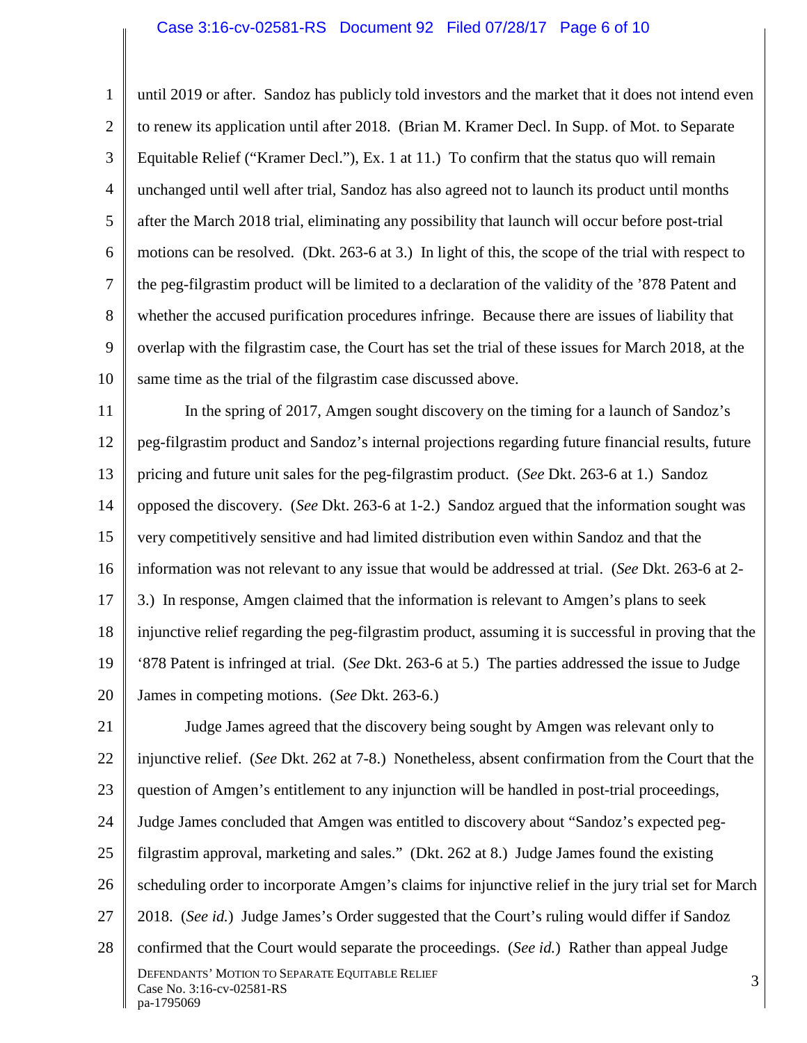until 2019 or after. Sandoz has publicly told investors and the market that it does not intend even to renew its application until after 2018. (Brian M. Kramer Decl. In Supp. of Mot. to Separate Equitable Relief ("Kramer Decl."), Ex. 1 at 11.) To confirm that the status quo will remain unchanged until well after trial, Sandoz has also agreed not to launch its product until months after the March 2018 trial, eliminating any possibility that launch will occur before post-trial motions can be resolved. (Dkt. 263-6 at 3.) In light of this, the scope of the trial with respect to the peg-filgrastim product will be limited to a declaration of the validity of the '878 Patent and whether the accused purification procedures infringe. Because there are issues of liability that overlap with the filgrastim case, the Court has set the trial of these issues for March 2018, at the same time as the trial of the filgrastim case discussed above.

In the spring of 2017, Amgen sought discovery on the timing for a launch of Sandoz's peg-filgrastim product and Sandoz's internal projections regarding future financial results, future pricing and future unit sales for the peg-filgrastim product. (*See* Dkt. 263-6 at 1.) Sandoz opposed the discovery. (*See* Dkt. 263-6 at 1-2.) Sandoz argued that the information sought was very competitively sensitive and had limited distribution even within Sandoz and that the information was not relevant to any issue that would be addressed at trial. (*See* Dkt. 263-6 at 2-3.) In response, Amgen claimed that the information is relevant to Amgen's plans to seek injunctive relief regarding the peg-filgrastim product, assuming it is successful in proving that the '878 Patent is infringed at trial. (*See* Dkt. 263-6 at 5.) The parties addressed the issue to Judge James in competing motions. (*See* Dkt. 263-6.)

Judge James agreed that the discovery being sought by Amgen was relevant only to injunctive relief. (*See* Dkt. 262 at 7-8.) Nonetheless, absent confirmation from the Court that the question of Amgen's entitlement to any injunction will be handled in post-trial proceedings, Judge James concluded that Amgen was entitled to discovery about "Sandoz's expected peg-filgrastim approval, marketing and sales." (Dkt. 262 at 8.) Judge James found the existing scheduling order to incorporate Amgen's claims for injunctive relief in the jury trial set for March 2018. (*See id.*) Judge James's Order suggested that the Court's ruling would differ if Sandoz confirmed that the Court would separate the proceedings. (*See id.*) Rather than appeal Judge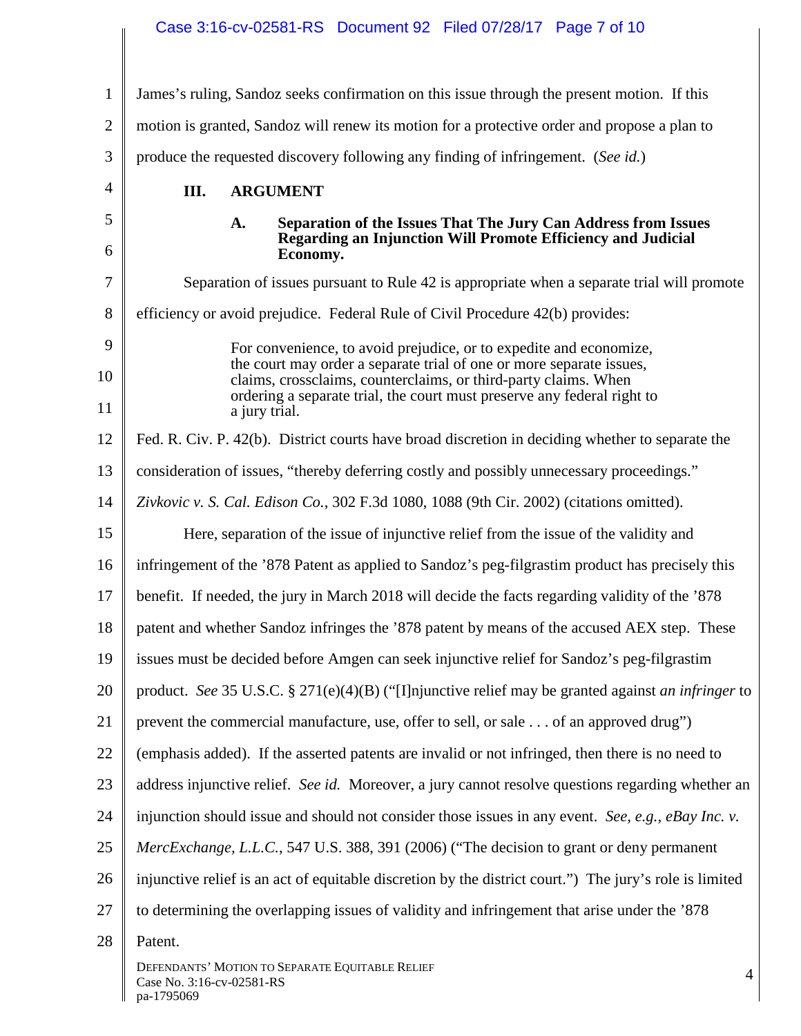James's ruling, Sandoz seeks confirmation on this issue through the present motion. If this motion is granted, Sandoz will renew its motion for a protective order and propose a plan to produce the requested discovery following any finding of infringement. (*See id.*)

## III. ARGUMENT

### A. Separation of the Issues That The Jury Can Address from Issues Regarding an Injunction Will Promote Efficiency and Judicial Economy.

Separation of issues pursuant to Rule 42 is appropriate when a separate trial will promote efficiency or avoid prejudice. Federal Rule of Civil Procedure 42(b) provides:

> For convenience, to avoid prejudice, or to expedite and economize, the court may order a separate trial of one or more separate issues, claims, crossclaims, counterclaims, or third-party claims. When ordering a separate trial, the court must preserve any federal right to a jury trial.

Fed. R. Civ. P. 42(b). District courts have broad discretion in deciding whether to separate the consideration of issues, "thereby deferring costly and possibly unnecessary proceedings." *Zivkovic v. S. Cal. Edison Co.*, 302 F.3d 1080, 1088 (9th Cir. 2002) (citations omitted).

Here, separation of the issue of injunctive relief from the issue of the validity and infringement of the '878 Patent as applied to Sandoz's peg-filgrastim product has precisely this benefit. If needed, the jury in March 2018 will decide the facts regarding validity of the '878 patent and whether Sandoz infringes the '878 patent by means of the accused AEX step. These issues must be decided before Amgen can seek injunctive relief for Sandoz's peg-filgrastim product. *See* 35 U.S.C. § 271(e)(4)(B) ("[I]njunctive relief may be granted against *an infringer* to prevent the commercial manufacture, use, offer to sell, or sale . . . of an approved drug") (emphasis added). If the asserted patents are invalid or not infringed, then there is no need to address injunctive relief. *See id.* Moreover, a jury cannot resolve questions regarding whether an injunction should issue and should not consider those issues in any event. *See, e.g., eBay Inc. v. MercExchange, L.L.C.*, 547 U.S. 388, 391 (2006) ("The decision to grant or deny permanent injunctive relief is an act of equitable discretion by the district court.") The jury's role is limited to determining the overlapping issues of validity and infringement that arise under the '878 Patent.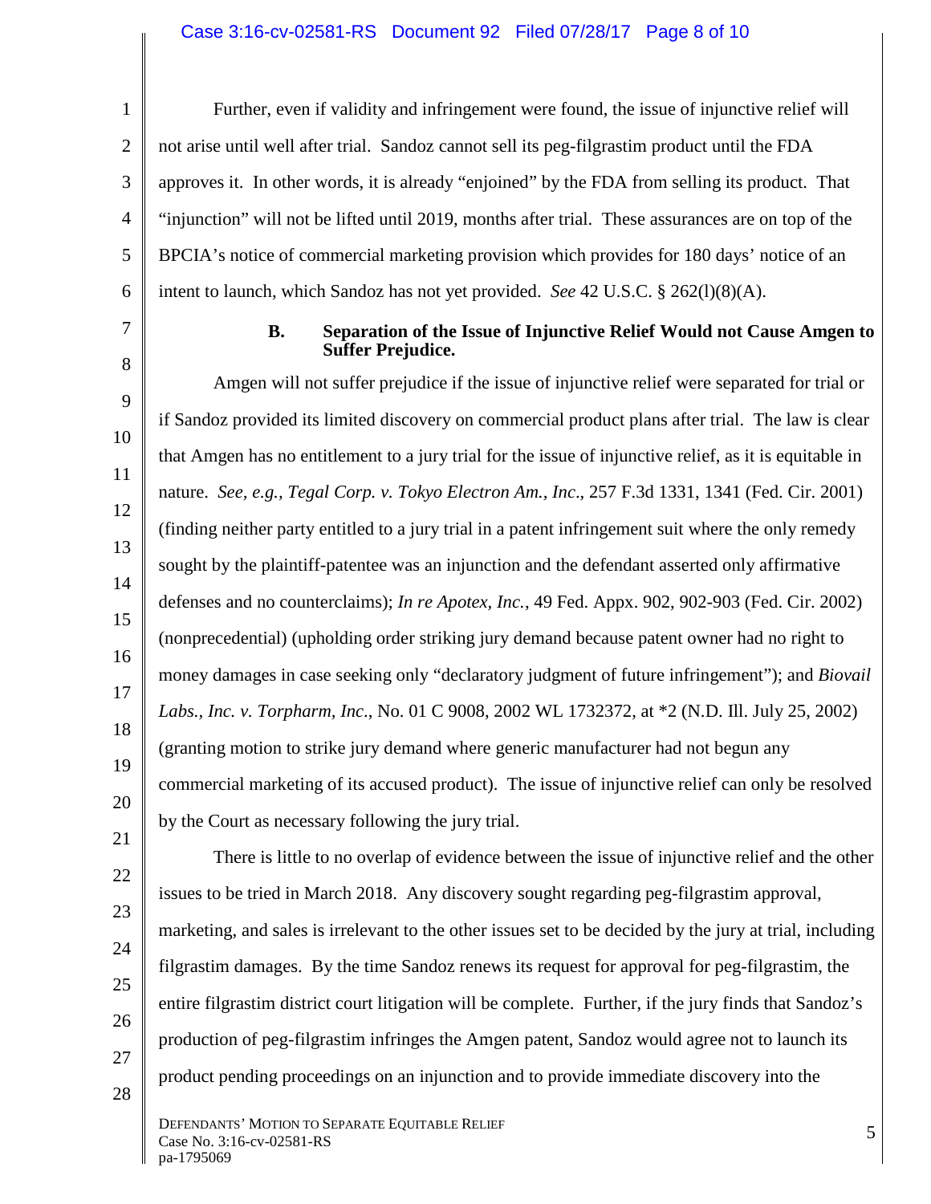Further, even if validity and infringement were found, the issue of injunctive relief will not arise until well after trial. Sandoz cannot sell its peg-filgrastim product until the FDA approves it. In other words, it is already "enjoined" by the FDA from selling its product. That "injunction" will not be lifted until 2019, months after trial. These assurances are on top of the BPCIA's notice of commercial marketing provision which provides for 180 days' notice of an intent to launch, which Sandoz has not yet provided. *See* 42 U.S.C. § 262(l)(8)(A).

### B. Separation of the Issue of Injunctive Relief Would not Cause Amgen to Suffer Prejudice.

Amgen will not suffer prejudice if the issue of injunctive relief were separated for trial or if Sandoz provided its limited discovery on commercial product plans after trial. The law is clear that Amgen has no entitlement to a jury trial for the issue of injunctive relief, as it is equitable in nature. *See, e.g.*, *Tegal Corp. v. Tokyo Electron Am., Inc*., 257 F.3d 1331, 1341 (Fed. Cir. 2001) (finding neither party entitled to a jury trial in a patent infringement suit where the only remedy sought by the plaintiff-patentee was an injunction and the defendant asserted only affirmative defenses and no counterclaims); *In re Apotex, Inc.*, 49 Fed. Appx. 902, 902-903 (Fed. Cir. 2002) (nonprecedential) (upholding order striking jury demand because patent owner had no right to money damages in case seeking only "declaratory judgment of future infringement"); and *Biovail Labs., Inc. v. Torpharm, Inc*., No. 01 C 9008, 2002 WL 1732372, at *2 (N.D. Ill. July 25, 2002) (granting motion to strike jury demand where generic manufacturer had not begun any commercial marketing of its accused product). The issue of injunctive relief can only be resolved by the Court as necessary following the jury trial.

There is little to no overlap of evidence between the issue of injunctive relief and the other issues to be tried in March 2018. Any discovery sought regarding peg-filgrastim approval, marketing, and sales is irrelevant to the other issues set to be decided by the jury at trial, including filgrastim damages. By the time Sandoz renews its request for approval for peg-filgrastim, the entire filgrastim district court litigation will be complete. Further, if the jury finds that Sandoz's production of peg-filgrastim infringes the Amgen patent, Sandoz would agree not to launch its product pending proceedings on an injunction and to provide immediate discovery into the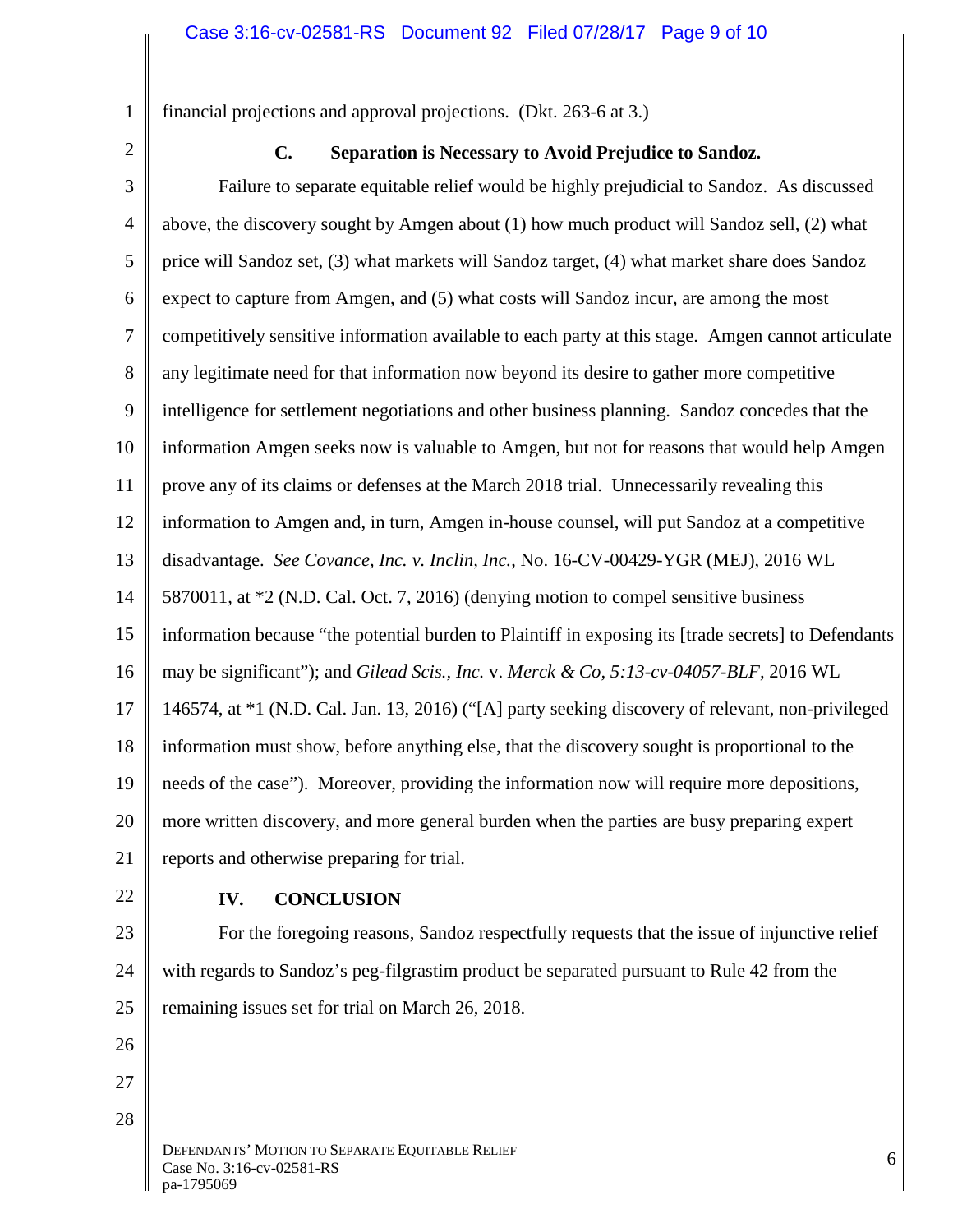financial projections and approval projections. (Dkt. 263-6 at 3.)

### C. Separation is Necessary to Avoid Prejudice to Sandoz.

Failure to separate equitable relief would be highly prejudicial to Sandoz. As discussed above, the discovery sought by Amgen about (1) how much product will Sandoz sell, (2) what price will Sandoz set, (3) what markets will Sandoz target, (4) what market share does Sandoz expect to capture from Amgen, and (5) what costs will Sandoz incur, are among the most competitively sensitive information available to each party at this stage. Amgen cannot articulate any legitimate need for that information now beyond its desire to gather more competitive intelligence for settlement negotiations and other business planning. Sandoz concedes that the information Amgen seeks now is valuable to Amgen, but not for reasons that would help Amgen prove any of its claims or defenses at the March 2018 trial. Unnecessarily revealing this information to Amgen and, in turn, Amgen in-house counsel, will put Sandoz at a competitive disadvantage. *See Covance, Inc. v. Inclin, Inc.*, No. 16-CV-00429-YGR (MEJ), 2016 WL 5870011, at *2 (N.D. Cal. Oct. 7, 2016) (denying motion to compel sensitive business information because "the potential burden to Plaintiff in exposing its [trade secrets] to Defendants may be significant"); and *Gilead Scis., Inc.* v. *Merck & Co, 5:13-cv-04057-BLF*, 2016 WL 146574, at *1 (N.D. Cal. Jan. 13, 2016) ("[A] party seeking discovery of relevant, non-privileged information must show, before anything else, that the discovery sought is proportional to the needs of the case"). Moreover, providing the information now will require more depositions, more written discovery, and more general burden when the parties are busy preparing expert reports and otherwise preparing for trial.

## IV. CONCLUSION

For the foregoing reasons, Sandoz respectfully requests that the issue of injunctive relief with regards to Sandoz's peg-filgrastim product be separated pursuant to Rule 42 from the remaining issues set for trial on March 26, 2018.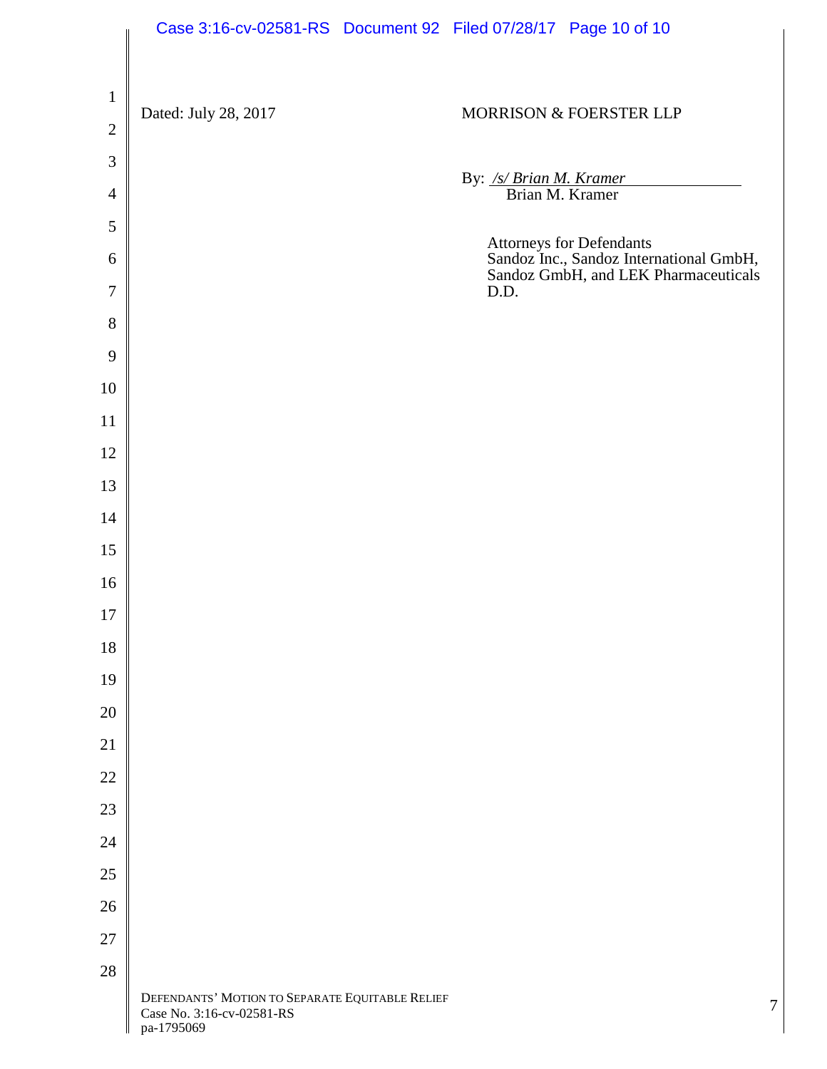Dated: July 28, 2017

MORRISON & FOERSTER LLP

By: */s/ Brian M. Kramer*
Brian M. Kramer

Attorneys for Defendants
Sandoz Inc., Sandoz International GmbH,
Sandoz GmbH, and LEK Pharmaceuticals
D.D.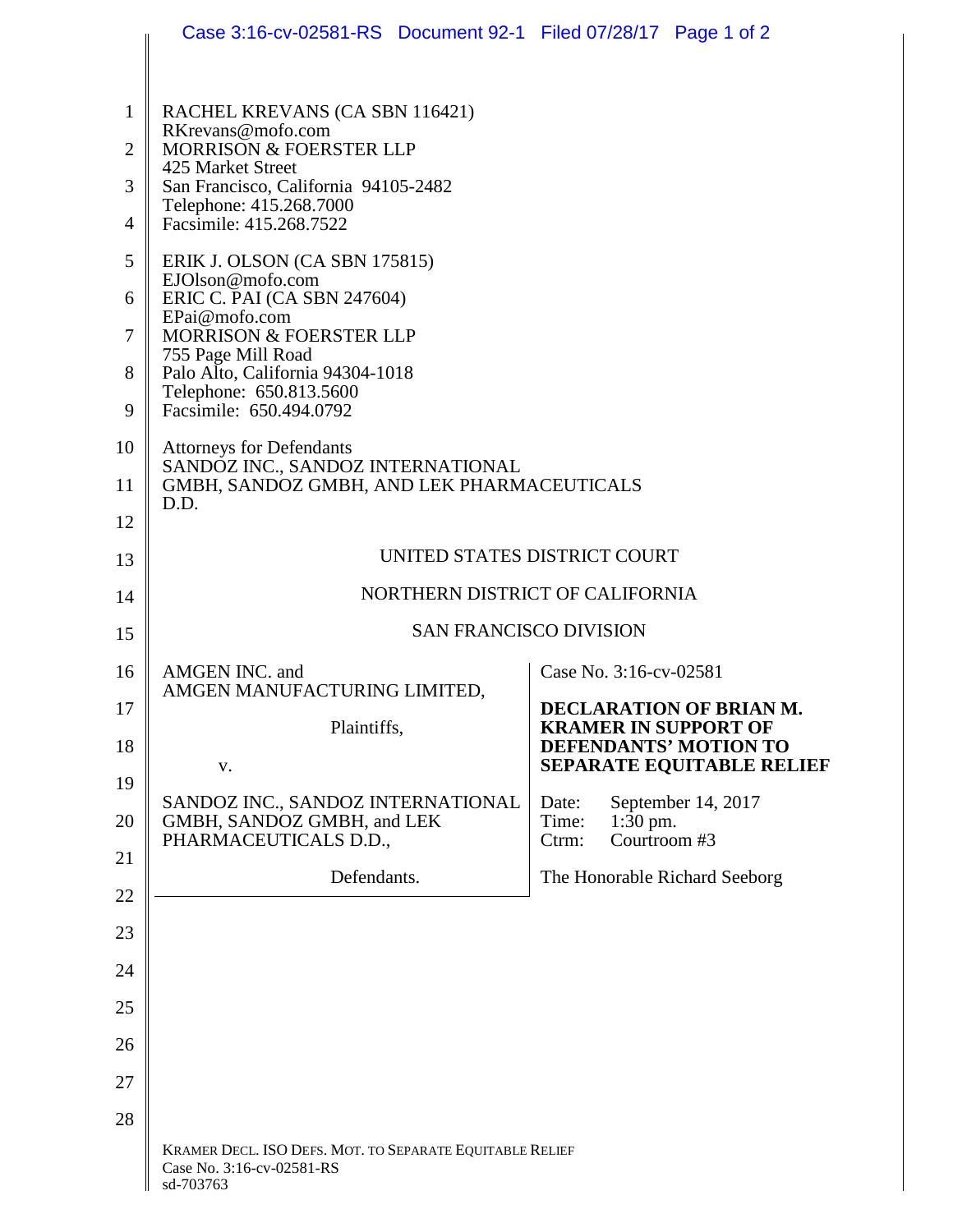RACHEL KREVANS (CA SBN 116421)
RKrevans@mofo.com
MORRISON & FOERSTER LLP
425 Market Street
San Francisco, California 94105-2482
Telephone: 415.268.7000
Facsimile: 415.268.7522

ERIK J. OLSON (CA SBN 175815)
EJOlson@mofo.com
ERIC C. PAI (CA SBN 247604)
EPai@mofo.com
MORRISON & FOERSTER LLP
755 Page Mill Road
Palo Alto, California 94304-1018
Telephone: 650.813.5600
Facsimile: 650.494.0792

Attorneys for Defendants
SANDOZ INC., SANDOZ INTERNATIONAL GMBH, SANDOZ GMBH, AND LEK PHARMACEUTICALS D.D.

UNITED STATES DISTRICT COURT

NORTHERN DISTRICT OF CALIFORNIA

SAN FRANCISCO DIVISION

AMGEN INC. and AMGEN MANUFACTURING LIMITED,

Plaintiffs,

v.

SANDOZ INC., SANDOZ INTERNATIONAL GMBH, SANDOZ GMBH, and LEK PHARMACEUTICALS D.D.,

Defendants.

Case No. 3:16-cv-02581

**DECLARATION OF BRIAN M. KRAMER IN SUPPORT OF DEFENDANTS' MOTION TO SEPARATE EQUITABLE RELIEF**

Date: September 14, 2017
Time: 1:30 pm.
Ctrm: Courtroom #3

The Honorable Richard Seeborg

KRAMER DECL. ISO DEFS. MOT. TO SEPARATE EQUITABLE RELIEF
Case No. 3:16-cv-02581-RS
sd-703763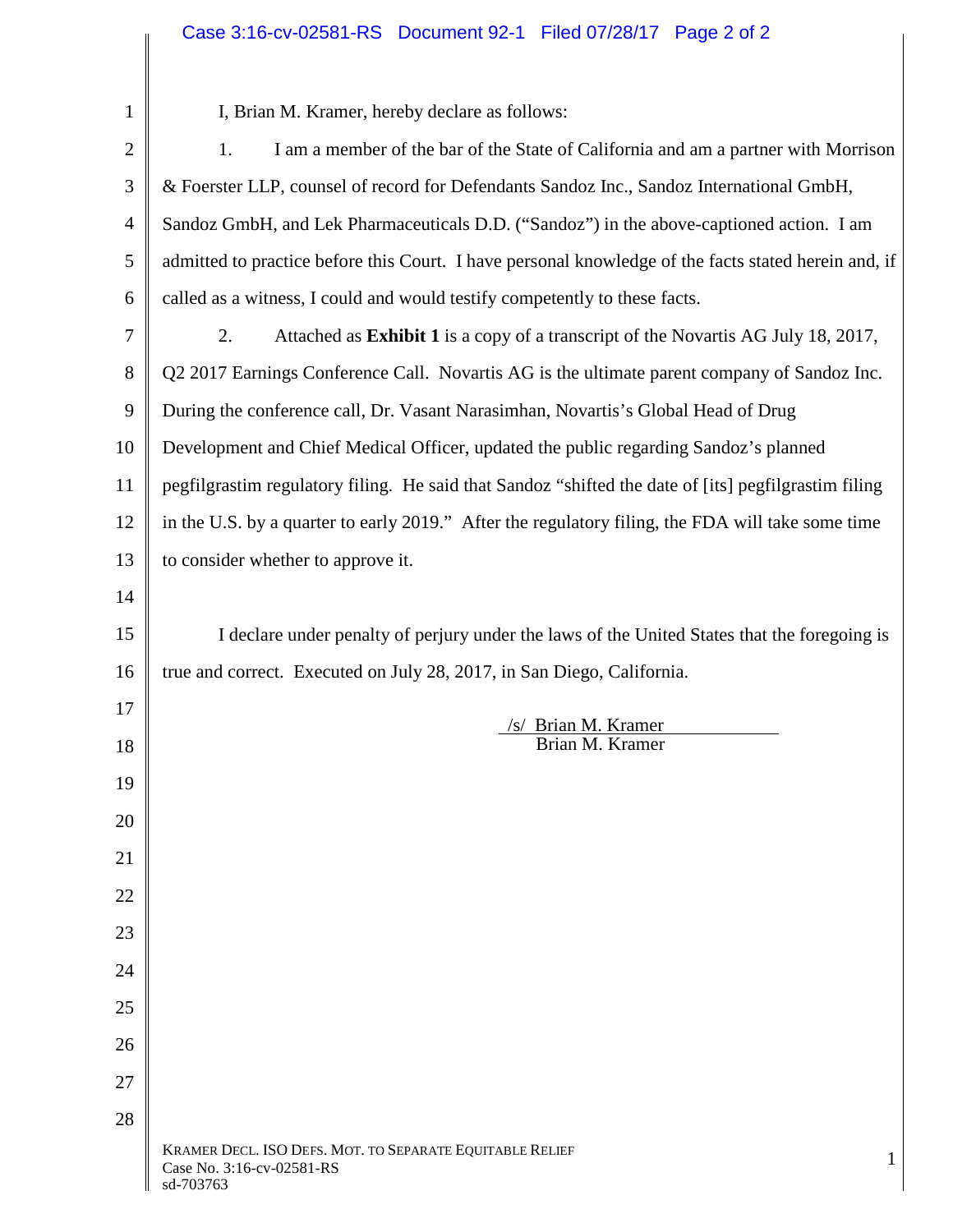I, Brian M. Kramer, hereby declare as follows:

1. I am a member of the bar of the State of California and am a partner with Morrison & Foerster LLP, counsel of record for Defendants Sandoz Inc., Sandoz International GmbH, Sandoz GmbH, and Lek Pharmaceuticals D.D. ("Sandoz") in the above-captioned action. I am admitted to practice before this Court. I have personal knowledge of the facts stated herein and, if called as a witness, I could and would testify competently to these facts.

2. Attached as **Exhibit 1** is a copy of a transcript of the Novartis AG July 18, 2017, Q2 2017 Earnings Conference Call. Novartis AG is the ultimate parent company of Sandoz Inc. During the conference call, Dr. Vasant Narasimhan, Novartis's Global Head of Drug Development and Chief Medical Officer, updated the public regarding Sandoz's planned pegfilgrastim regulatory filing. He said that Sandoz "shifted the date of [its] pegfilgrastim filing in the U.S. by a quarter to early 2019." After the regulatory filing, the FDA will take some time to consider whether to approve it.

I declare under penalty of perjury under the laws of the United States that the foregoing is true and correct. Executed on July 28, 2017, in San Diego, California.

/s/ Brian M. Kramer
Brian M. Kramer

KRAMER DECL. ISO DEFS. MOT. TO SEPARATE EQUITABLE RELIEF
Case No. 3:16-cv-02581-RS
sd-703763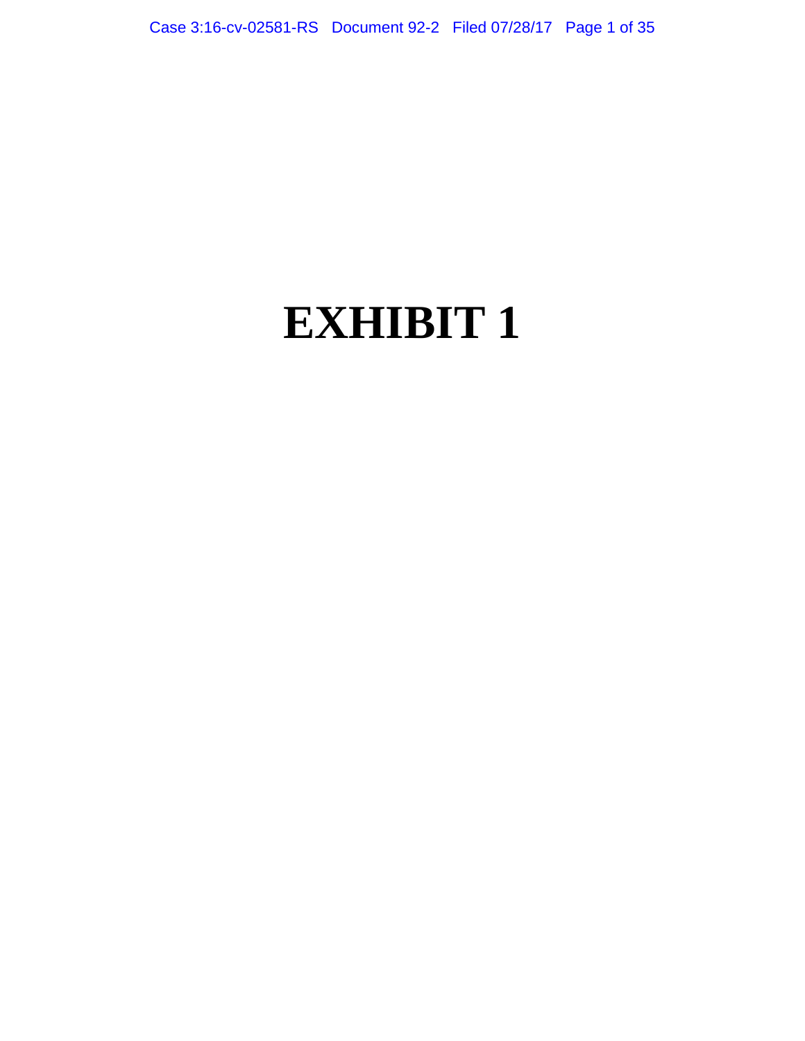# EXHIBIT 1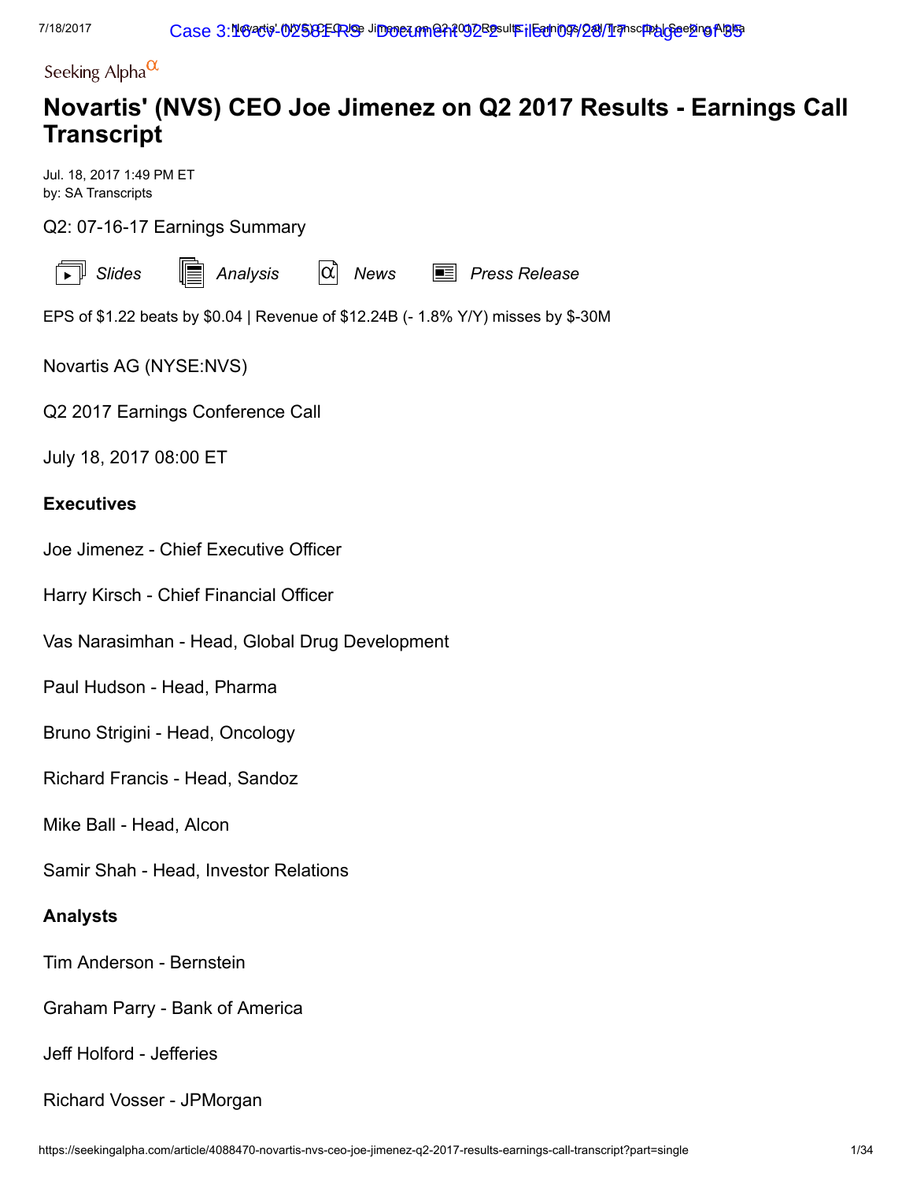Seeking Alpha

# Novartis' (NVS) CEO Joe Jimenez on Q2 2017 Results - Earnings Call Transcript

Jul. 18, 2017 1:49 PM ET
by: SA Transcripts

Q2: 07-16-17 Earnings Summary

*Slides* *Analysis* *News* *Press Release*

EPS of $1.22 beats by $0.04 | Revenue of $12.24B (- 1.8% Y/Y) misses by $-30M

Novartis AG (NYSE:NVS)

Q2 2017 Earnings Conference Call

July 18, 2017 08:00 ET

**Executives**

Joe Jimenez - Chief Executive Officer

Harry Kirsch - Chief Financial Officer

Vas Narasimhan - Head, Global Drug Development

Paul Hudson - Head, Pharma

Bruno Strigini - Head, Oncology

Richard Francis - Head, Sandoz

Mike Ball - Head, Alcon

Samir Shah - Head, Investor Relations

**Analysts**

Tim Anderson - Bernstein

Graham Parry - Bank of America

Jeff Holford - Jefferies

Richard Vosser - JPMorgan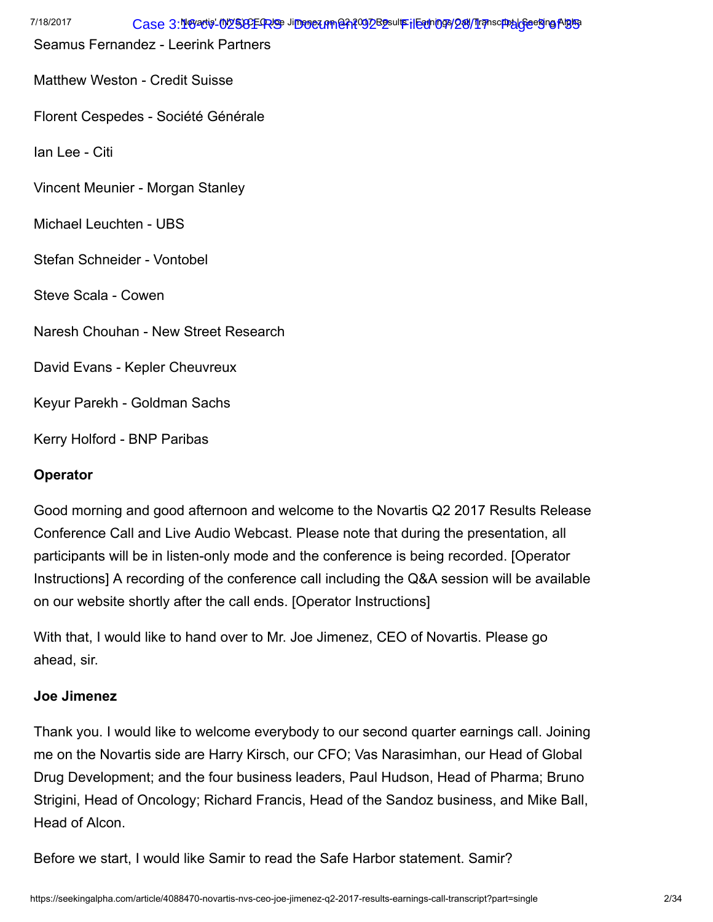Seamus Fernandez - Leerink Partners

Matthew Weston - Credit Suisse

Florent Cespedes - Société Générale

Ian Lee - Citi

Vincent Meunier - Morgan Stanley

Michael Leuchten - UBS

Stefan Schneider - Vontobel

Steve Scala - Cowen

Naresh Chouhan - New Street Research

David Evans - Kepler Cheuvreux

Keyur Parekh - Goldman Sachs

Kerry Holford - BNP Paribas

**Operator**

Good morning and good afternoon and welcome to the Novartis Q2 2017 Results Release Conference Call and Live Audio Webcast. Please note that during the presentation, all participants will be in listen-only mode and the conference is being recorded. [Operator Instructions] A recording of the conference call including the Q&A session will be available on our website shortly after the call ends. [Operator Instructions]

With that, I would like to hand over to Mr. Joe Jimenez, CEO of Novartis. Please go ahead, sir.

**Joe Jimenez**

Thank you. I would like to welcome everybody to our second quarter earnings call. Joining me on the Novartis side are Harry Kirsch, our CFO; Vas Narasimhan, our Head of Global Drug Development; and the four business leaders, Paul Hudson, Head of Pharma; Bruno Strigini, Head of Oncology; Richard Francis, Head of the Sandoz business, and Mike Ball, Head of Alcon.

Before we start, I would like Samir to read the Safe Harbor statement. Samir?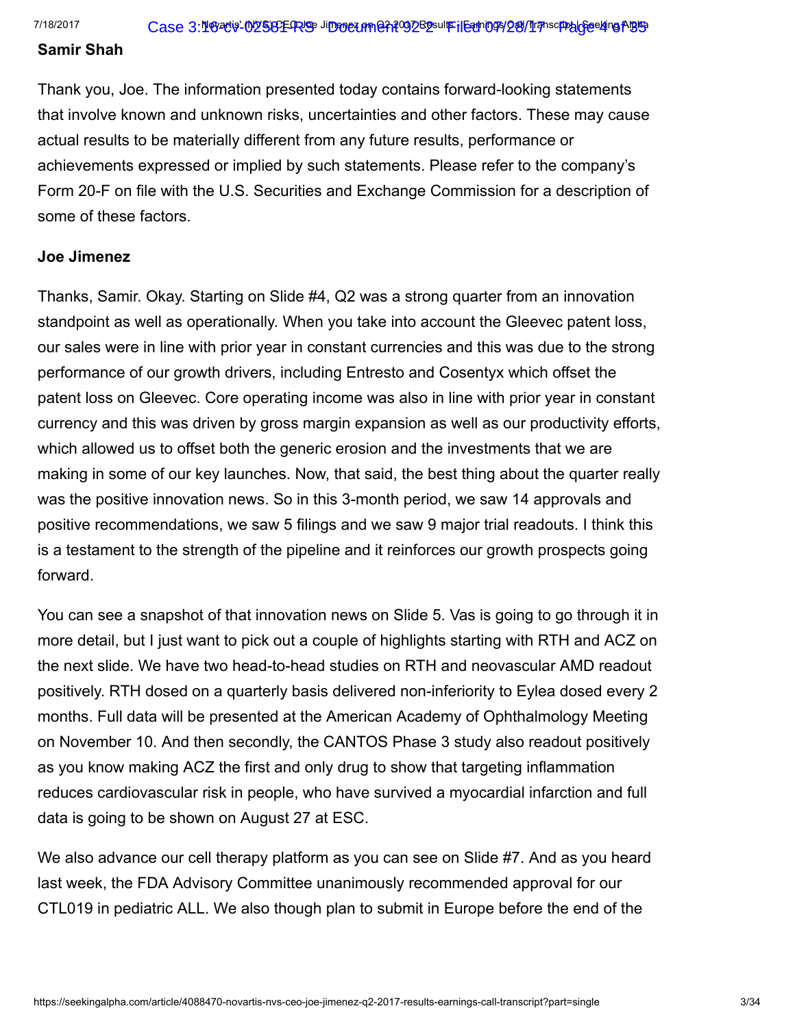**Samir Shah**

Thank you, Joe. The information presented today contains forward-looking statements that involve known and unknown risks, uncertainties and other factors. These may cause actual results to be materially different from any future results, performance or achievements expressed or implied by such statements. Please refer to the company's Form 20-F on file with the U.S. Securities and Exchange Commission for a description of some of these factors.

**Joe Jimenez**

Thanks, Samir. Okay. Starting on Slide #4, Q2 was a strong quarter from an innovation standpoint as well as operationally. When you take into account the Gleevec patent loss, our sales were in line with prior year in constant currencies and this was due to the strong performance of our growth drivers, including Entresto and Cosentyx which offset the patent loss on Gleevec. Core operating income was also in line with prior year in constant currency and this was driven by gross margin expansion as well as our productivity efforts, which allowed us to offset both the generic erosion and the investments that we are making in some of our key launches. Now, that said, the best thing about the quarter really was the positive innovation news. So in this 3-month period, we saw 14 approvals and positive recommendations, we saw 5 filings and we saw 9 major trial readouts. I think this is a testament to the strength of the pipeline and it reinforces our growth prospects going forward.

You can see a snapshot of that innovation news on Slide 5. Vas is going to go through it in more detail, but I just want to pick out a couple of highlights starting with RTH and ACZ on the next slide. We have two head-to-head studies on RTH and neovascular AMD readout positively. RTH dosed on a quarterly basis delivered non-inferiority to Eylea dosed every 2 months. Full data will be presented at the American Academy of Ophthalmology Meeting on November 10. And then secondly, the CANTOS Phase 3 study also readout positively as you know making ACZ the first and only drug to show that targeting inflammation reduces cardiovascular risk in people, who have survived a myocardial infarction and full data is going to be shown on August 27 at ESC.

We also advance our cell therapy platform as you can see on Slide #7. And as you heard last week, the FDA Advisory Committee unanimously recommended approval for our CTL019 in pediatric ALL. We also though plan to submit in Europe before the end of the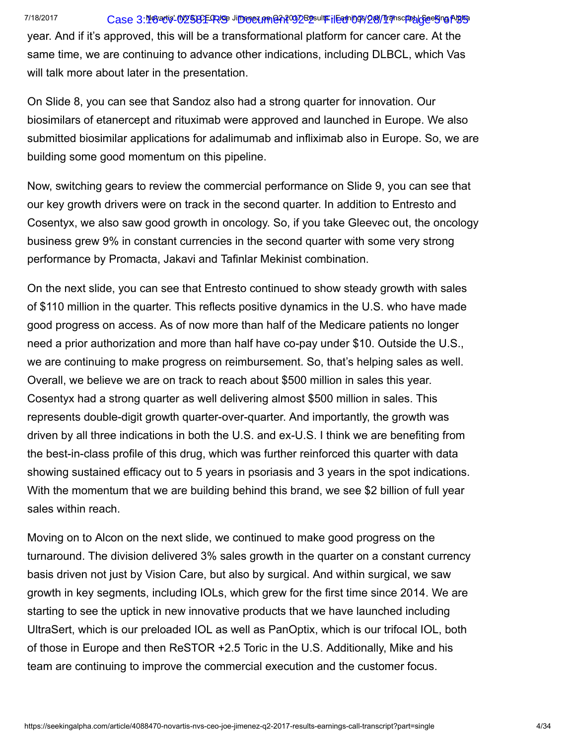year. And if it's approved, this will be a transformational platform for cancer care. At the same time, we are continuing to advance other indications, including DLBCL, which Vas will talk more about later in the presentation.

On Slide 8, you can see that Sandoz also had a strong quarter for innovation. Our biosimilars of etanercept and rituximab were approved and launched in Europe. We also submitted biosimilar applications for adalimumab and infliximab also in Europe. So, we are building some good momentum on this pipeline.

Now, switching gears to review the commercial performance on Slide 9, you can see that our key growth drivers were on track in the second quarter. In addition to Entresto and Cosentyx, we also saw good growth in oncology. So, if you take Gleevec out, the oncology business grew 9% in constant currencies in the second quarter with some very strong performance by Promacta, Jakavi and Tafinlar Mekinist combination.

On the next slide, you can see that Entresto continued to show steady growth with sales of $110 million in the quarter. This reflects positive dynamics in the U.S. who have made good progress on access. As of now more than half of the Medicare patients no longer need a prior authorization and more than half have co-pay under $10. Outside the U.S., we are continuing to make progress on reimbursement. So, that's helping sales as well. Overall, we believe we are on track to reach about $500 million in sales this year. Cosentyx had a strong quarter as well delivering almost $500 million in sales. This represents double-digit growth quarter-over-quarter. And importantly, the growth was driven by all three indications in both the U.S. and ex-U.S. I think we are benefiting from the best-in-class profile of this drug, which was further reinforced this quarter with data showing sustained efficacy out to 5 years in psoriasis and 3 years in the spot indications. With the momentum that we are building behind this brand, we see $2 billion of full year sales within reach.

Moving on to Alcon on the next slide, we continued to make good progress on the turnaround. The division delivered 3% sales growth in the quarter on a constant currency basis driven not just by Vision Care, but also by surgical. And within surgical, we saw growth in key segments, including IOLs, which grew for the first time since 2014. We are starting to see the uptick in new innovative products that we have launched including UltraSert, which is our preloaded IOL as well as PanOptix, which is our trifocal IOL, both of those in Europe and then ReSTOR +2.5 Toric in the U.S. Additionally, Mike and his team are continuing to improve the commercial execution and the customer focus.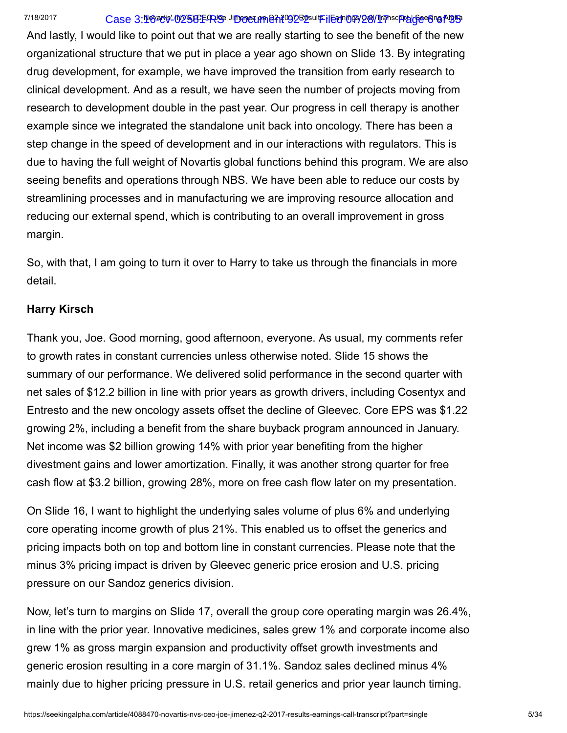And lastly, I would like to point out that we are really starting to see the benefit of the new organizational structure that we put in place a year ago shown on Slide 13. By integrating drug development, for example, we have improved the transition from early research to clinical development. And as a result, we have seen the number of projects moving from research to development double in the past year. Our progress in cell therapy is another example since we integrated the standalone unit back into oncology. There has been a step change in the speed of development and in our interactions with regulators. This is due to having the full weight of Novartis global functions behind this program. We are also seeing benefits and operations through NBS. We have been able to reduce our costs by streamlining processes and in manufacturing we are improving resource allocation and reducing our external spend, which is contributing to an overall improvement in gross margin.

So, with that, I am going to turn it over to Harry to take us through the financials in more detail.

**Harry Kirsch**

Thank you, Joe. Good morning, good afternoon, everyone. As usual, my comments refer to growth rates in constant currencies unless otherwise noted. Slide 15 shows the summary of our performance. We delivered solid performance in the second quarter with net sales of $12.2 billion in line with prior years as growth drivers, including Cosentyx and Entresto and the new oncology assets offset the decline of Gleevec. Core EPS was $1.22 growing 2%, including a benefit from the share buyback program announced in January. Net income was $2 billion growing 14% with prior year benefiting from the higher divestment gains and lower amortization. Finally, it was another strong quarter for free cash flow at $3.2 billion, growing 28%, more on free cash flow later on my presentation.

On Slide 16, I want to highlight the underlying sales volume of plus 6% and underlying core operating income growth of plus 21%. This enabled us to offset the generics and pricing impacts both on top and bottom line in constant currencies. Please note that the minus 3% pricing impact is driven by Gleevec generic price erosion and U.S. pricing pressure on our Sandoz generics division.

Now, let's turn to margins on Slide 17, overall the group core operating margin was 26.4%, in line with the prior year. Innovative medicines, sales grew 1% and corporate income also grew 1% as gross margin expansion and productivity offset growth investments and generic erosion resulting in a core margin of 31.1%. Sandoz sales declined minus 4% mainly due to higher pricing pressure in U.S. retail generics and prior year launch timing.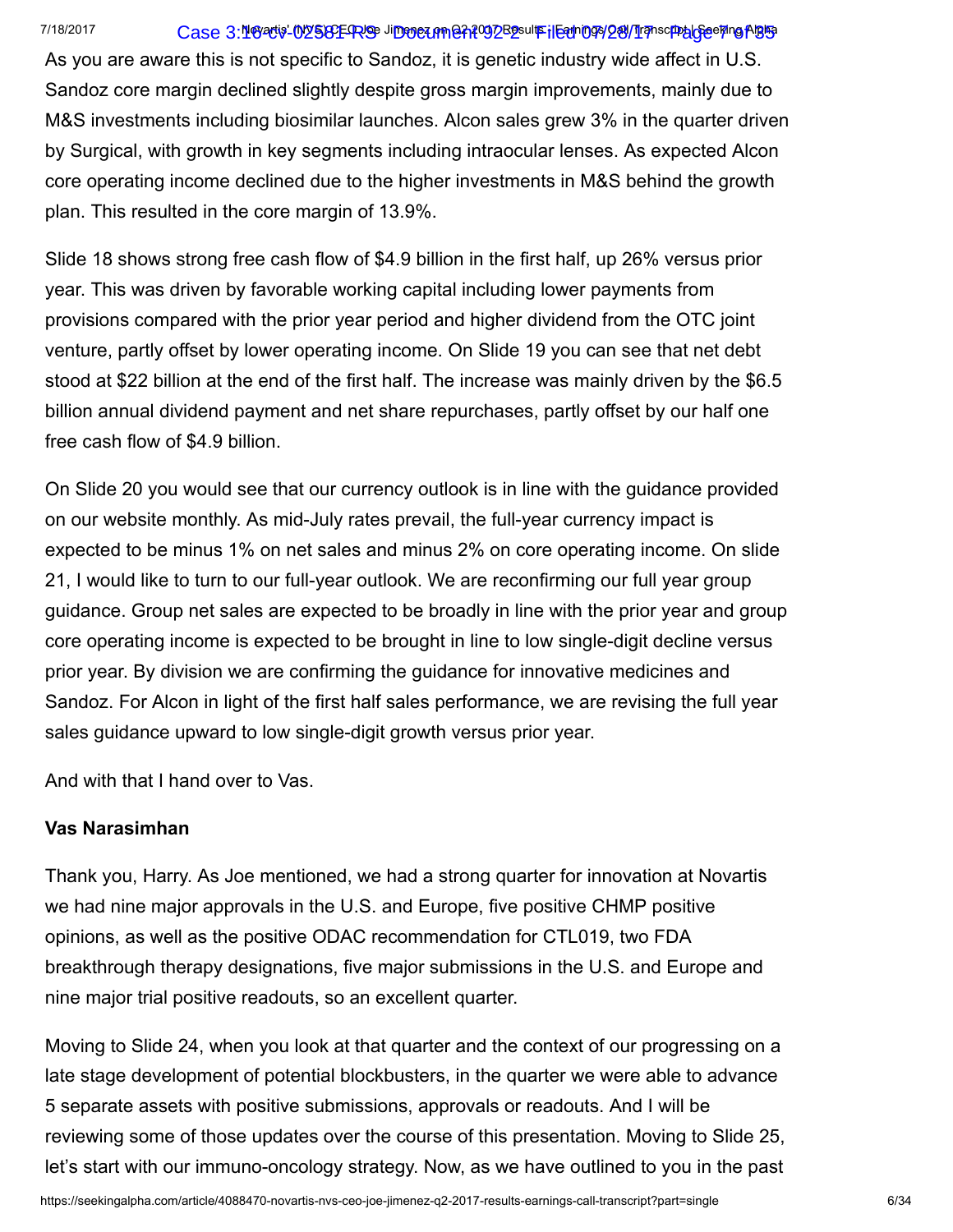As you are aware this is not specific to Sandoz, it is genetic industry wide affect in U.S. Sandoz core margin declined slightly despite gross margin improvements, mainly due to M&S investments including biosimilar launches. Alcon sales grew 3% in the quarter driven by Surgical, with growth in key segments including intraocular lenses. As expected Alcon core operating income declined due to the higher investments in M&S behind the growth plan. This resulted in the core margin of 13.9%.

Slide 18 shows strong free cash flow of $4.9 billion in the first half, up 26% versus prior year. This was driven by favorable working capital including lower payments from provisions compared with the prior year period and higher dividend from the OTC joint venture, partly offset by lower operating income. On Slide 19 you can see that net debt stood at $22 billion at the end of the first half. The increase was mainly driven by the $6.5 billion annual dividend payment and net share repurchases, partly offset by our half one free cash flow of $4.9 billion.

On Slide 20 you would see that our currency outlook is in line with the guidance provided on our website monthly. As mid-July rates prevail, the full-year currency impact is expected to be minus 1% on net sales and minus 2% on core operating income. On slide 21, I would like to turn to our full-year outlook. We are reconfirming our full year group guidance. Group net sales are expected to be broadly in line with the prior year and group core operating income is expected to be brought in line to low single-digit decline versus prior year. By division we are confirming the guidance for innovative medicines and Sandoz. For Alcon in light of the first half sales performance, we are revising the full year sales guidance upward to low single-digit growth versus prior year.

And with that I hand over to Vas.

**Vas Narasimhan**

Thank you, Harry. As Joe mentioned, we had a strong quarter for innovation at Novartis we had nine major approvals in the U.S. and Europe, five positive CHMP positive opinions, as well as the positive ODAC recommendation for CTL019, two FDA breakthrough therapy designations, five major submissions in the U.S. and Europe and nine major trial positive readouts, so an excellent quarter.

Moving to Slide 24, when you look at that quarter and the context of our progressing on a late stage development of potential blockbusters, in the quarter we were able to advance 5 separate assets with positive submissions, approvals or readouts. And I will be reviewing some of those updates over the course of this presentation. Moving to Slide 25, let's start with our immuno-oncology strategy. Now, as we have outlined to you in the past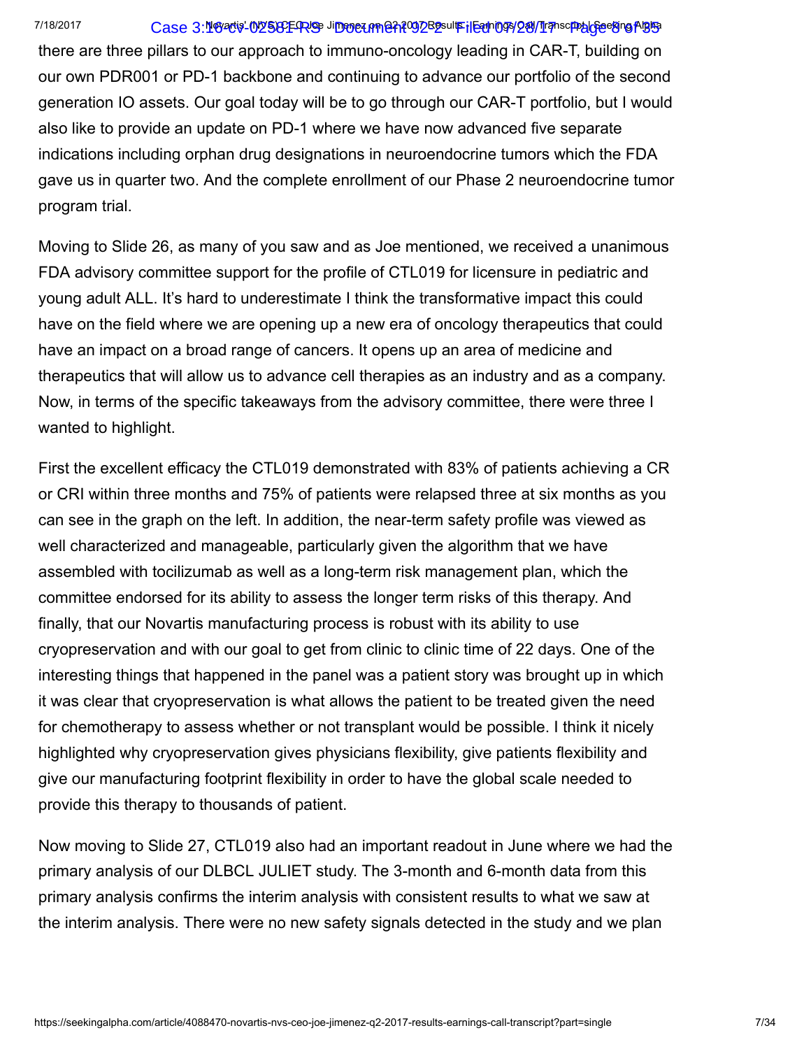there are three pillars to our approach to immuno-oncology leading in CAR-T, building on our own PDR001 or PD-1 backbone and continuing to advance our portfolio of the second generation IO assets. Our goal today will be to go through our CAR-T portfolio, but I would also like to provide an update on PD-1 where we have now advanced five separate indications including orphan drug designations in neuroendocrine tumors which the FDA gave us in quarter two. And the complete enrollment of our Phase 2 neuroendocrine tumor program trial.

Moving to Slide 26, as many of you saw and as Joe mentioned, we received a unanimous FDA advisory committee support for the profile of CTL019 for licensure in pediatric and young adult ALL. It's hard to underestimate I think the transformative impact this could have on the field where we are opening up a new era of oncology therapeutics that could have an impact on a broad range of cancers. It opens up an area of medicine and therapeutics that will allow us to advance cell therapies as an industry and as a company. Now, in terms of the specific takeaways from the advisory committee, there were three I wanted to highlight.

First the excellent efficacy the CTL019 demonstrated with 83% of patients achieving a CR or CRI within three months and 75% of patients were relapsed three at six months as you can see in the graph on the left. In addition, the near-term safety profile was viewed as well characterized and manageable, particularly given the algorithm that we have assembled with tocilizumab as well as a long-term risk management plan, which the committee endorsed for its ability to assess the longer term risks of this therapy. And finally, that our Novartis manufacturing process is robust with its ability to use cryopreservation and with our goal to get from clinic to clinic time of 22 days. One of the interesting things that happened in the panel was a patient story was brought up in which it was clear that cryopreservation is what allows the patient to be treated given the need for chemotherapy to assess whether or not transplant would be possible. I think it nicely highlighted why cryopreservation gives physicians flexibility, give patients flexibility and give our manufacturing footprint flexibility in order to have the global scale needed to provide this therapy to thousands of patient.

Now moving to Slide 27, CTL019 also had an important readout in June where we had the primary analysis of our DLBCL JULIET study. The 3-month and 6-month data from this primary analysis confirms the interim analysis with consistent results to what we saw at the interim analysis. There were no new safety signals detected in the study and we plan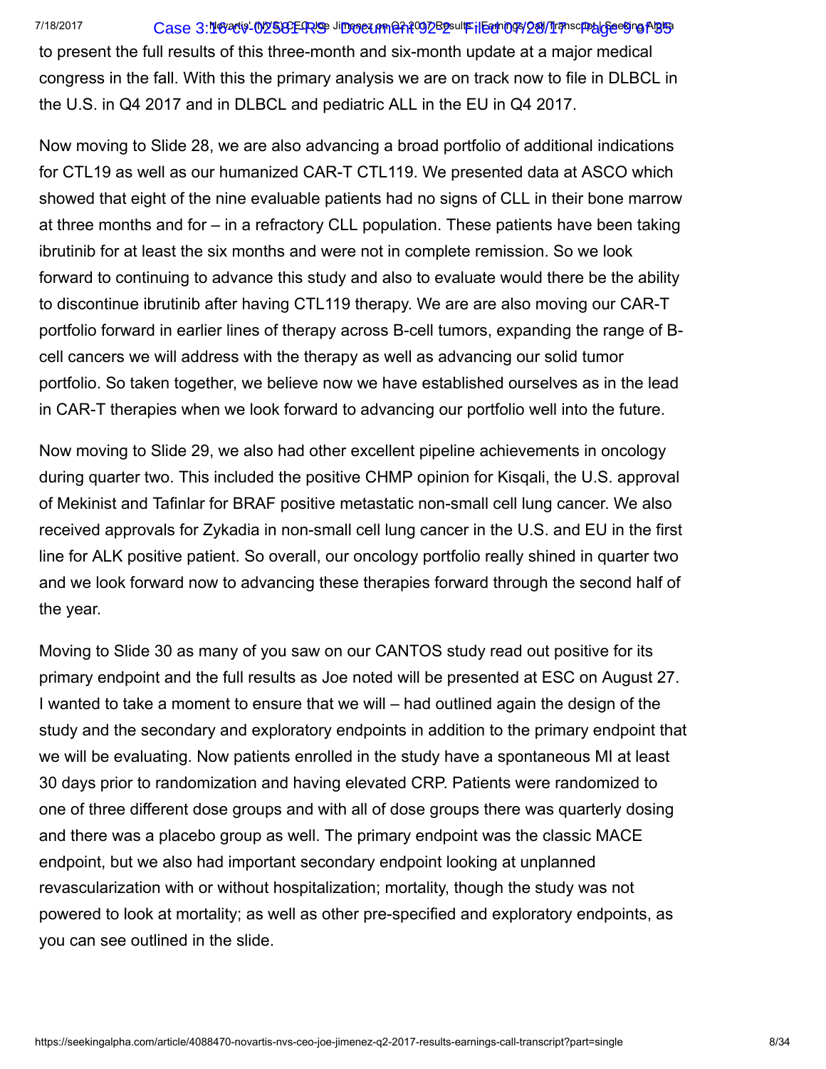to present the full results of this three-month and six-month update at a major medical congress in the fall. With this the primary analysis we are on track now to file in DLBCL in the U.S. in Q4 2017 and in DLBCL and pediatric ALL in the EU in Q4 2017.

Now moving to Slide 28, we are also advancing a broad portfolio of additional indications for CTL19 as well as our humanized CAR-T CTL119. We presented data at ASCO which showed that eight of the nine evaluable patients had no signs of CLL in their bone marrow at three months and for – in a refractory CLL population. These patients have been taking ibrutinib for at least the six months and were not in complete remission. So we look forward to continuing to advance this study and also to evaluate would there be the ability to discontinue ibrutinib after having CTL119 therapy. We are are also moving our CAR-T portfolio forward in earlier lines of therapy across B-cell tumors, expanding the range of B-cell cancers we will address with the therapy as well as advancing our solid tumor portfolio. So taken together, we believe now we have established ourselves as in the lead in CAR-T therapies when we look forward to advancing our portfolio well into the future.

Now moving to Slide 29, we also had other excellent pipeline achievements in oncology during quarter two. This included the positive CHMP opinion for Kisqali, the U.S. approval of Mekinist and Tafinlar for BRAF positive metastatic non-small cell lung cancer. We also received approvals for Zykadia in non-small cell lung cancer in the U.S. and EU in the first line for ALK positive patient. So overall, our oncology portfolio really shined in quarter two and we look forward now to advancing these therapies forward through the second half of the year.

Moving to Slide 30 as many of you saw on our CANTOS study read out positive for its primary endpoint and the full results as Joe noted will be presented at ESC on August 27. I wanted to take a moment to ensure that we will – had outlined again the design of the study and the secondary and exploratory endpoints in addition to the primary endpoint that we will be evaluating. Now patients enrolled in the study have a spontaneous MI at least 30 days prior to randomization and having elevated CRP. Patients were randomized to one of three different dose groups and with all of dose groups there was quarterly dosing and there was a placebo group as well. The primary endpoint was the classic MACE endpoint, but we also had important secondary endpoint looking at unplanned revascularization with or without hospitalization; mortality, though the study was not powered to look at mortality; as well as other pre-specified and exploratory endpoints, as you can see outlined in the slide.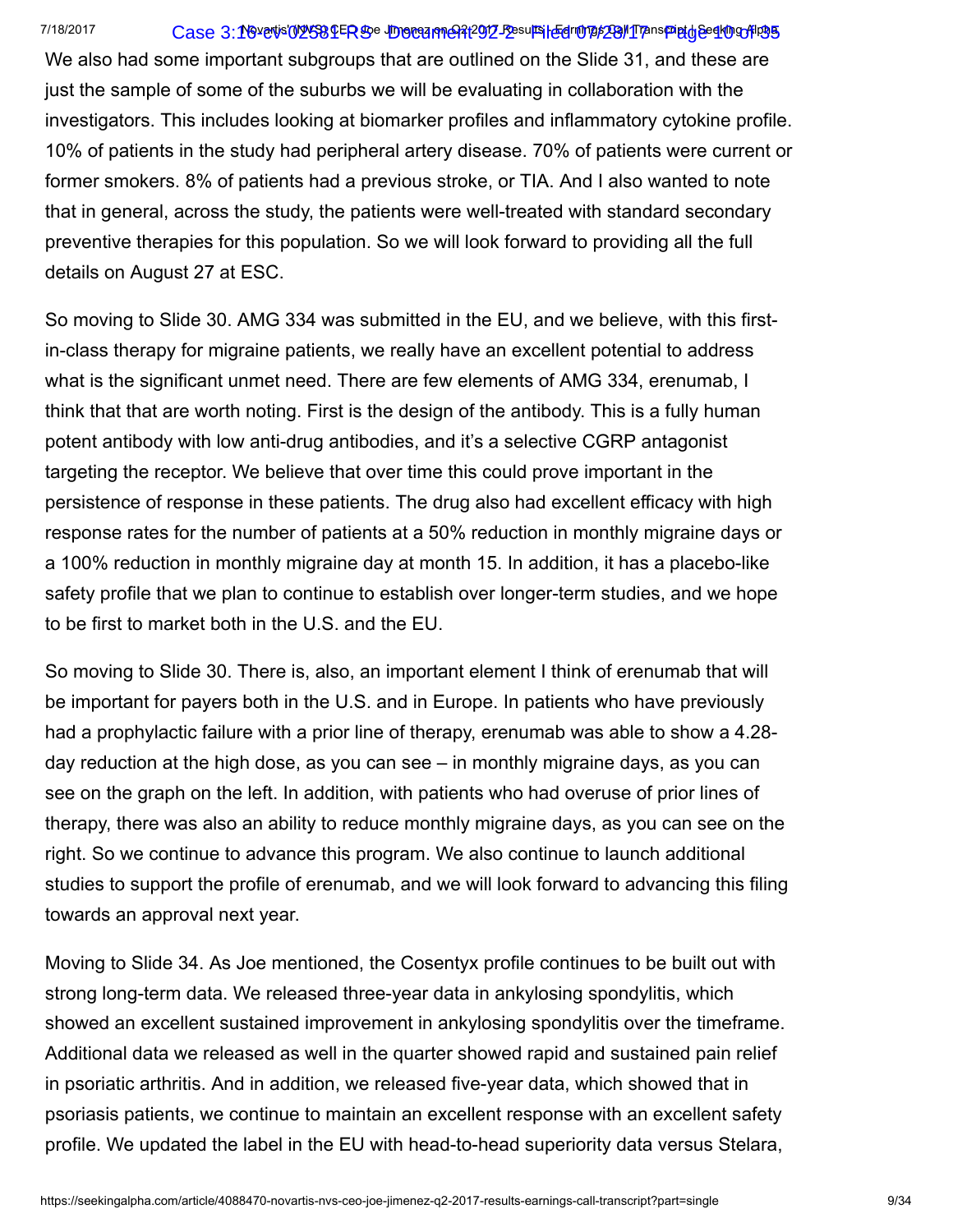We also had some important subgroups that are outlined on the Slide 31, and these are just the sample of some of the suburbs we will be evaluating in collaboration with the investigators. This includes looking at biomarker profiles and inflammatory cytokine profile. 10% of patients in the study had peripheral artery disease. 70% of patients were current or former smokers. 8% of patients had a previous stroke, or TIA. And I also wanted to note that in general, across the study, the patients were well-treated with standard secondary preventive therapies for this population. So we will look forward to providing all the full details on August 27 at ESC.

So moving to Slide 30. AMG 334 was submitted in the EU, and we believe, with this first-in-class therapy for migraine patients, we really have an excellent potential to address what is the significant unmet need. There are few elements of AMG 334, erenumab, I think that that are worth noting. First is the design of the antibody. This is a fully human potent antibody with low anti-drug antibodies, and it's a selective CGRP antagonist targeting the receptor. We believe that over time this could prove important in the persistence of response in these patients. The drug also had excellent efficacy with high response rates for the number of patients at a 50% reduction in monthly migraine days or a 100% reduction in monthly migraine day at month 15. In addition, it has a placebo-like safety profile that we plan to continue to establish over longer-term studies, and we hope to be first to market both in the U.S. and the EU.

So moving to Slide 30. There is, also, an important element I think of erenumab that will be important for payers both in the U.S. and in Europe. In patients who have previously had a prophylactic failure with a prior line of therapy, erenumab was able to show a 4.28-day reduction at the high dose, as you can see – in monthly migraine days, as you can see on the graph on the left. In addition, with patients who had overuse of prior lines of therapy, there was also an ability to reduce monthly migraine days, as you can see on the right. So we continue to advance this program. We also continue to launch additional studies to support the profile of erenumab, and we will look forward to advancing this filing towards an approval next year.

Moving to Slide 34. As Joe mentioned, the Cosentyx profile continues to be built out with strong long-term data. We released three-year data in ankylosing spondylitis, which showed an excellent sustained improvement in ankylosing spondylitis over the timeframe. Additional data we released as well in the quarter showed rapid and sustained pain relief in psoriatic arthritis. And in addition, we released five-year data, which showed that in psoriasis patients, we continue to maintain an excellent response with an excellent safety profile. We updated the label in the EU with head-to-head superiority data versus Stelara,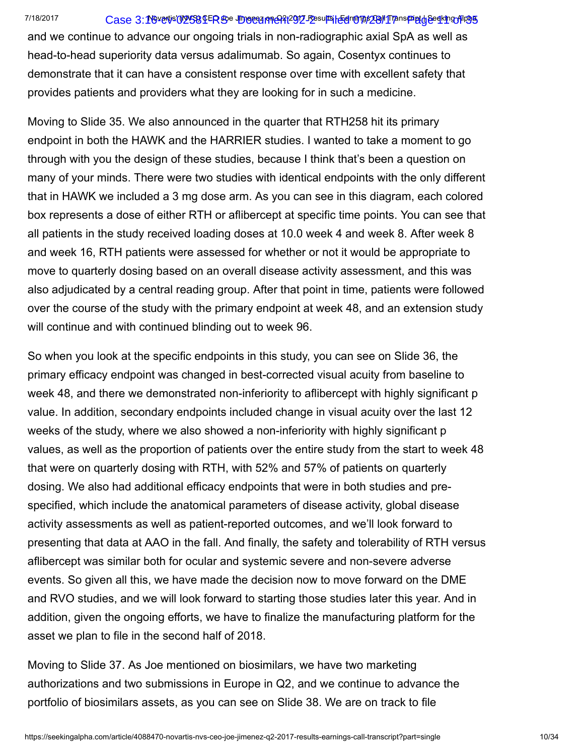and we continue to advance our ongoing trials in non-radiographic axial SpA as well as head-to-head superiority data versus adalimumab. So again, Cosentyx continues to demonstrate that it can have a consistent response over time with excellent safety that provides patients and providers what they are looking for in such a medicine.

Moving to Slide 35. We also announced in the quarter that RTH258 hit its primary endpoint in both the HAWK and the HARRIER studies. I wanted to take a moment to go through with you the design of these studies, because I think that's been a question on many of your minds. There were two studies with identical endpoints with the only different that in HAWK we included a 3 mg dose arm. As you can see in this diagram, each colored box represents a dose of either RTH or aflibercept at specific time points. You can see that all patients in the study received loading doses at 10.0 week 4 and week 8. After week 8 and week 16, RTH patients were assessed for whether or not it would be appropriate to move to quarterly dosing based on an overall disease activity assessment, and this was also adjudicated by a central reading group. After that point in time, patients were followed over the course of the study with the primary endpoint at week 48, and an extension study will continue and with continued blinding out to week 96.

So when you look at the specific endpoints in this study, you can see on Slide 36, the primary efficacy endpoint was changed in best-corrected visual acuity from baseline to week 48, and there we demonstrated non-inferiority to aflibercept with highly significant p value. In addition, secondary endpoints included change in visual acuity over the last 12 weeks of the study, where we also showed a non-inferiority with highly significant p values, as well as the proportion of patients over the entire study from the start to week 48 that were on quarterly dosing with RTH, with 52% and 57% of patients on quarterly dosing. We also had additional efficacy endpoints that were in both studies and pre-specified, which include the anatomical parameters of disease activity, global disease activity assessments as well as patient-reported outcomes, and we'll look forward to presenting that data at AAO in the fall. And finally, the safety and tolerability of RTH versus aflibercept was similar both for ocular and systemic severe and non-severe adverse events. So given all this, we have made the decision now to move forward on the DME and RVO studies, and we will look forward to starting those studies later this year. And in addition, given the ongoing efforts, we have to finalize the manufacturing platform for the asset we plan to file in the second half of 2018.

Moving to Slide 37. As Joe mentioned on biosimilars, we have two marketing authorizations and two submissions in Europe in Q2, and we continue to advance the portfolio of biosimilars assets, as you can see on Slide 38. We are on track to file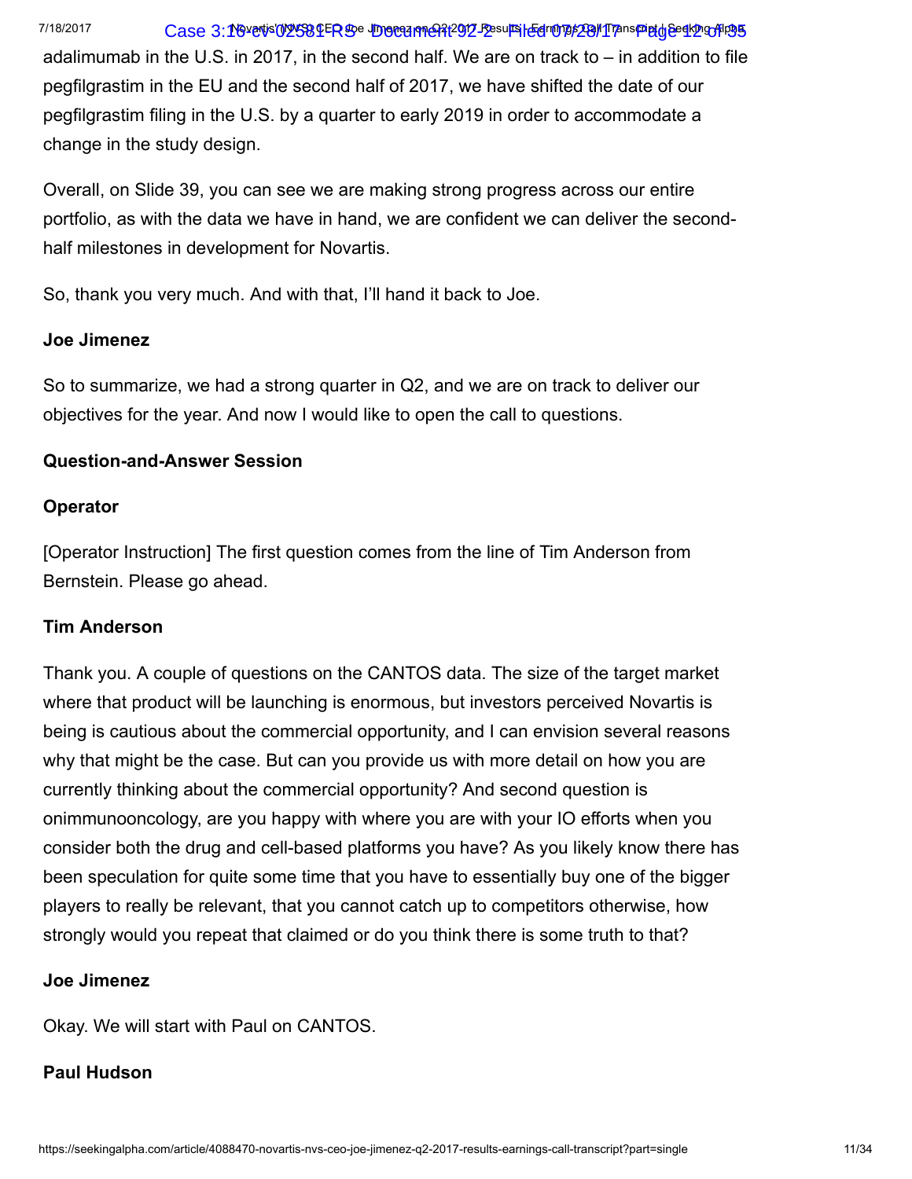adalimumab in the U.S. in 2017, in the second half. We are on track to – in addition to file pegfilgrastim in the EU and the second half of 2017, we have shifted the date of our pegfilgrastim filing in the U.S. by a quarter to early 2019 in order to accommodate a change in the study design.

Overall, on Slide 39, you can see we are making strong progress across our entire portfolio, as with the data we have in hand, we are confident we can deliver the second-half milestones in development for Novartis.

So, thank you very much. And with that, I'll hand it back to Joe.

**Joe Jimenez**

So to summarize, we had a strong quarter in Q2, and we are on track to deliver our objectives for the year. And now I would like to open the call to questions.

**Question-and-Answer Session**

**Operator**

[Operator Instruction] The first question comes from the line of Tim Anderson from Bernstein. Please go ahead.

**Tim Anderson**

Thank you. A couple of questions on the CANTOS data. The size of the target market where that product will be launching is enormous, but investors perceived Novartis is being is cautious about the commercial opportunity, and I can envision several reasons why that might be the case. But can you provide us with more detail on how you are currently thinking about the commercial opportunity? And second question is onimmunooncology, are you happy with where you are with your IO efforts when you consider both the drug and cell-based platforms you have? As you likely know there has been speculation for quite some time that you have to essentially buy one of the bigger players to really be relevant, that you cannot catch up to competitors otherwise, how strongly would you repeat that claimed or do you think there is some truth to that?

**Joe Jimenez**

Okay. We will start with Paul on CANTOS.

**Paul Hudson**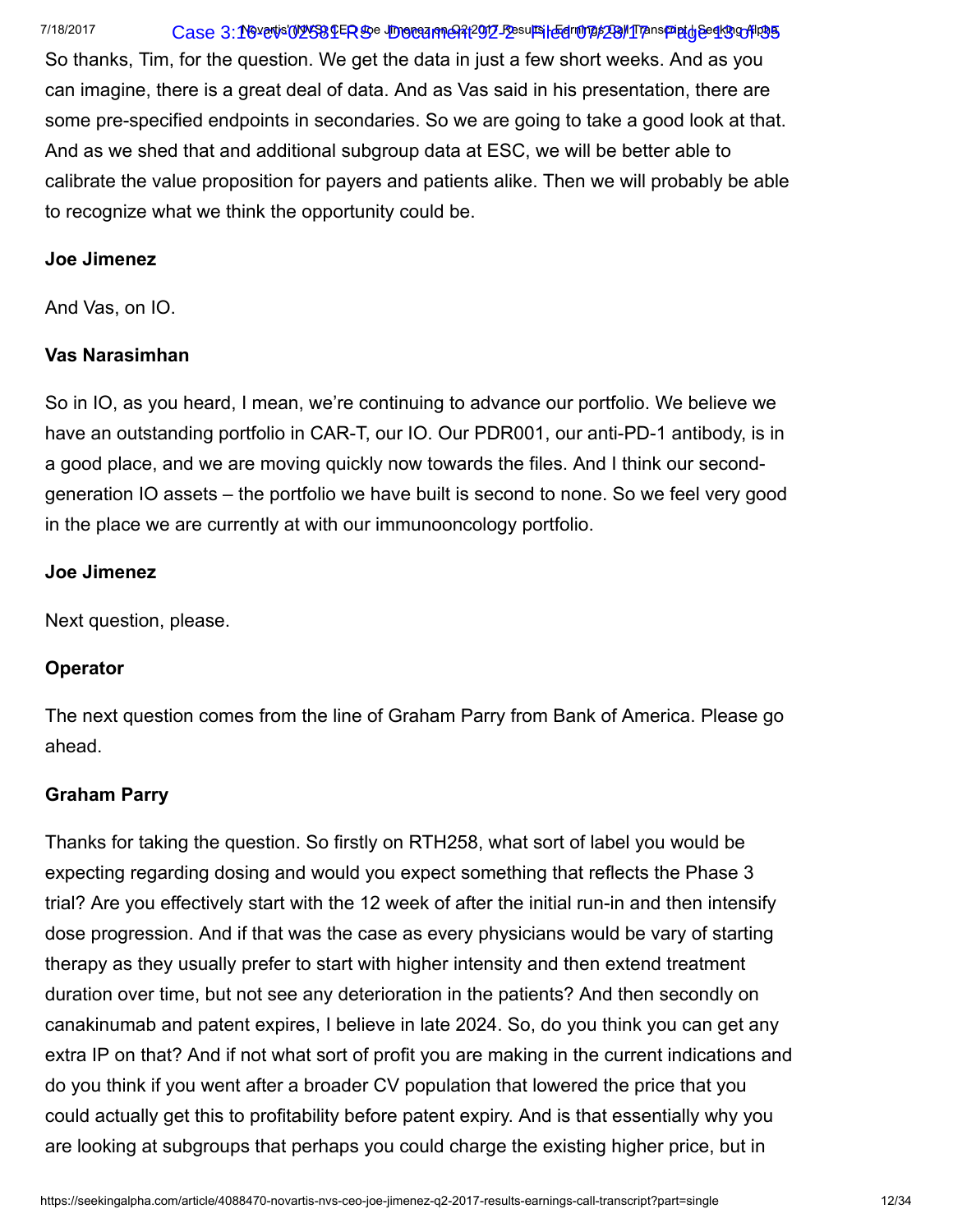So thanks, Tim, for the question. We get the data in just a few short weeks. And as you can imagine, there is a great deal of data. And as Vas said in his presentation, there are some pre-specified endpoints in secondaries. So we are going to take a good look at that. And as we shed that and additional subgroup data at ESC, we will be better able to calibrate the value proposition for payers and patients alike. Then we will probably be able to recognize what we think the opportunity could be.

**Joe Jimenez**

And Vas, on IO.

**Vas Narasimhan**

So in IO, as you heard, I mean, we're continuing to advance our portfolio. We believe we have an outstanding portfolio in CAR-T, our IO. Our PDR001, our anti-PD-1 antibody, is in a good place, and we are moving quickly now towards the files. And I think our second-generation IO assets – the portfolio we have built is second to none. So we feel very good in the place we are currently at with our immunooncology portfolio.

**Joe Jimenez**

Next question, please.

**Operator**

The next question comes from the line of Graham Parry from Bank of America. Please go ahead.

**Graham Parry**

Thanks for taking the question. So firstly on RTH258, what sort of label you would be expecting regarding dosing and would you expect something that reflects the Phase 3 trial? Are you effectively start with the 12 week of after the initial run-in and then intensify dose progression. And if that was the case as every physicians would be vary of starting therapy as they usually prefer to start with higher intensity and then extend treatment duration over time, but not see any deterioration in the patients? And then secondly on canakinumab and patent expires, I believe in late 2024. So, do you think you can get any extra IP on that? And if not what sort of profit you are making in the current indications and do you think if you went after a broader CV population that lowered the price that you could actually get this to profitability before patent expiry. And is that essentially why you are looking at subgroups that perhaps you could charge the existing higher price, but in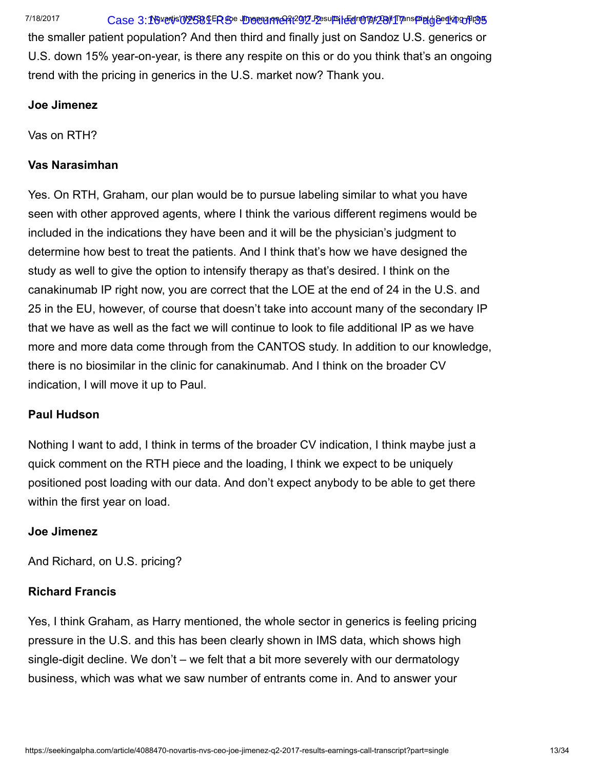the smaller patient population? And then third and finally just on Sandoz U.S. generics or U.S. down 15% year-on-year, is there any respite on this or do you think that's an ongoing trend with the pricing in generics in the U.S. market now? Thank you.

**Joe Jimenez**

Vas on RTH?

**Vas Narasimhan**

Yes. On RTH, Graham, our plan would be to pursue labeling similar to what you have seen with other approved agents, where I think the various different regimens would be included in the indications they have been and it will be the physician's judgment to determine how best to treat the patients. And I think that's how we have designed the study as well to give the option to intensify therapy as that's desired. I think on the canakinumab IP right now, you are correct that the LOE at the end of 24 in the U.S. and 25 in the EU, however, of course that doesn't take into account many of the secondary IP that we have as well as the fact we will continue to look to file additional IP as we have more and more data come through from the CANTOS study. In addition to our knowledge, there is no biosimilar in the clinic for canakinumab. And I think on the broader CV indication, I will move it up to Paul.

**Paul Hudson**

Nothing I want to add, I think in terms of the broader CV indication, I think maybe just a quick comment on the RTH piece and the loading, I think we expect to be uniquely positioned post loading with our data. And don't expect anybody to be able to get there within the first year on load.

**Joe Jimenez**

And Richard, on U.S. pricing?

**Richard Francis**

Yes, I think Graham, as Harry mentioned, the whole sector in generics is feeling pricing pressure in the U.S. and this has been clearly shown in IMS data, which shows high single-digit decline. We don't – we felt that a bit more severely with our dermatology business, which was what we saw number of entrants come in. And to answer your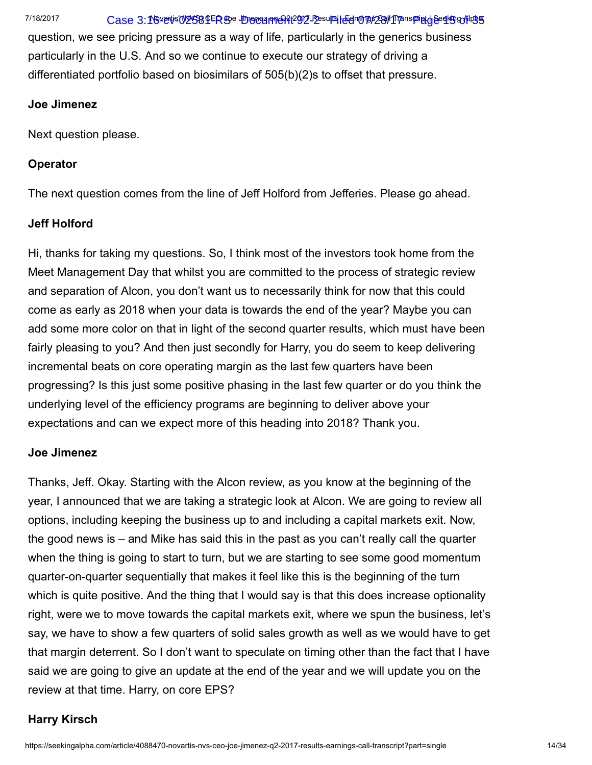question, we see pricing pressure as a way of life, particularly in the generics business particularly in the U.S. And so we continue to execute our strategy of driving a differentiated portfolio based on biosimilars of 505(b)(2)s to offset that pressure.

**Joe Jimenez**

Next question please.

**Operator**

The next question comes from the line of Jeff Holford from Jefferies. Please go ahead.

**Jeff Holford**

Hi, thanks for taking my questions. So, I think most of the investors took home from the Meet Management Day that whilst you are committed to the process of strategic review and separation of Alcon, you don't want us to necessarily think for now that this could come as early as 2018 when your data is towards the end of the year? Maybe you can add some more color on that in light of the second quarter results, which must have been fairly pleasing to you? And then just secondly for Harry, you do seem to keep delivering incremental beats on core operating margin as the last few quarters have been progressing? Is this just some positive phasing in the last few quarter or do you think the underlying level of the efficiency programs are beginning to deliver above your expectations and can we expect more of this heading into 2018? Thank you.

**Joe Jimenez**

Thanks, Jeff. Okay. Starting with the Alcon review, as you know at the beginning of the year, I announced that we are taking a strategic look at Alcon. We are going to review all options, including keeping the business up to and including a capital markets exit. Now, the good news is – and Mike has said this in the past as you can't really call the quarter when the thing is going to start to turn, but we are starting to see some good momentum quarter-on-quarter sequentially that makes it feel like this is the beginning of the turn which is quite positive. And the thing that I would say is that this does increase optionality right, were we to move towards the capital markets exit, where we spun the business, let's say, we have to show a few quarters of solid sales growth as well as we would have to get that margin deterrent. So I don't want to speculate on timing other than the fact that I have said we are going to give an update at the end of the year and we will update you on the review at that time. Harry, on core EPS?

**Harry Kirsch**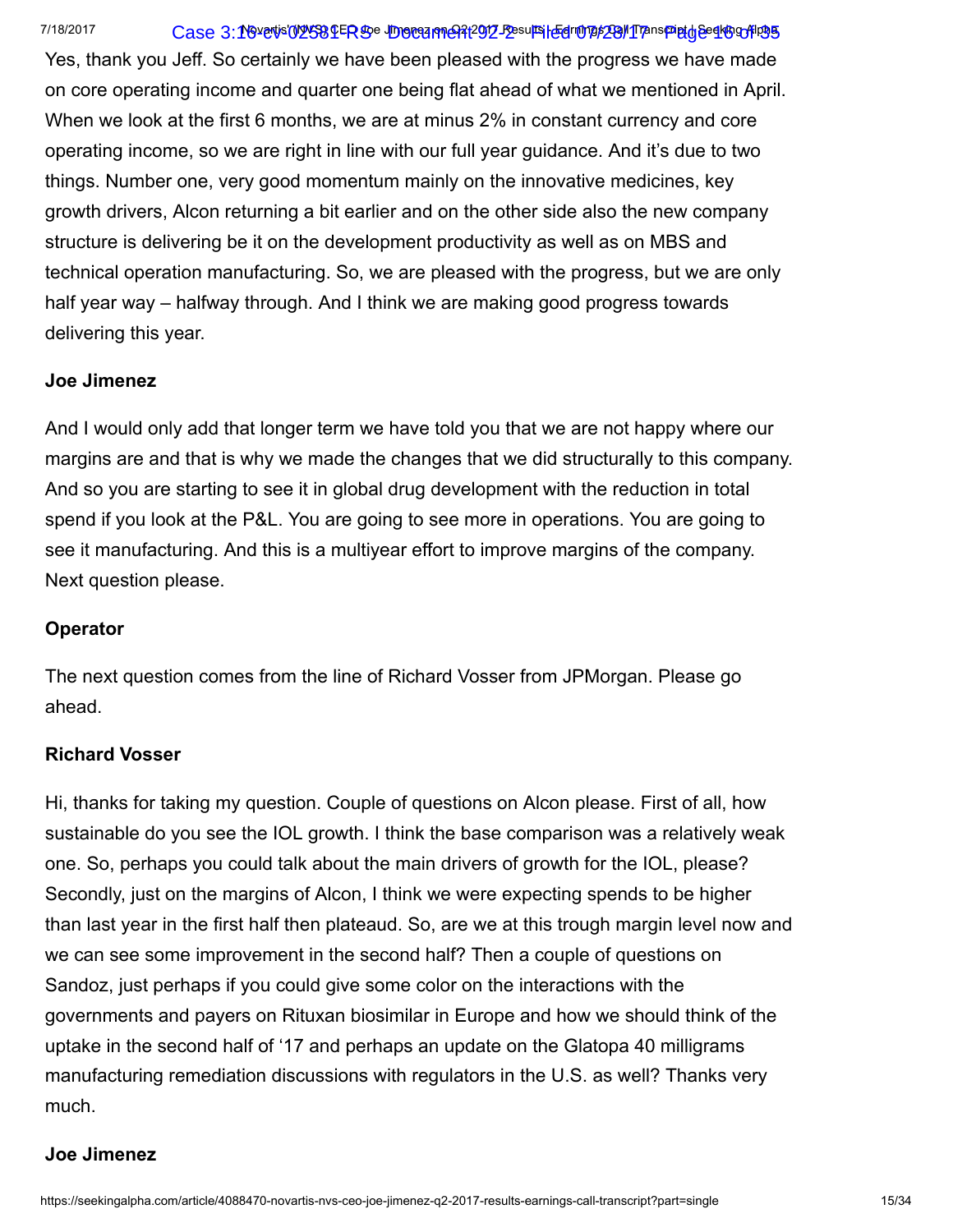Yes, thank you Jeff. So certainly we have been pleased with the progress we have made on core operating income and quarter one being flat ahead of what we mentioned in April. When we look at the first 6 months, we are at minus 2% in constant currency and core operating income, so we are right in line with our full year guidance. And it's due to two things. Number one, very good momentum mainly on the innovative medicines, key growth drivers, Alcon returning a bit earlier and on the other side also the new company structure is delivering be it on the development productivity as well as on MBS and technical operation manufacturing. So, we are pleased with the progress, but we are only half year way – halfway through. And I think we are making good progress towards delivering this year.

**Joe Jimenez**

And I would only add that longer term we have told you that we are not happy where our margins are and that is why we made the changes that we did structurally to this company. And so you are starting to see it in global drug development with the reduction in total spend if you look at the P&L. You are going to see more in operations. You are going to see it manufacturing. And this is a multiyear effort to improve margins of the company. Next question please.

**Operator**

The next question comes from the line of Richard Vosser from JPMorgan. Please go ahead.

**Richard Vosser**

Hi, thanks for taking my question. Couple of questions on Alcon please. First of all, how sustainable do you see the IOL growth. I think the base comparison was a relatively weak one. So, perhaps you could talk about the main drivers of growth for the IOL, please? Secondly, just on the margins of Alcon, I think we were expecting spends to be higher than last year in the first half then plateaud. So, are we at this trough margin level now and we can see some improvement in the second half? Then a couple of questions on Sandoz, just perhaps if you could give some color on the interactions with the governments and payers on Rituxan biosimilar in Europe and how we should think of the uptake in the second half of '17 and perhaps an update on the Glatopa 40 milligrams manufacturing remediation discussions with regulators in the U.S. as well? Thanks very much.

**Joe Jimenez**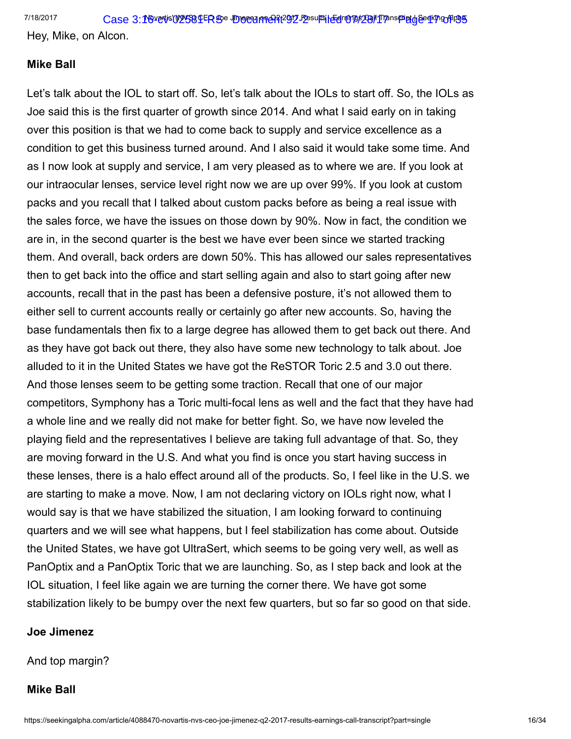Hey, Mike, on Alcon.

**Mike Ball**

Let's talk about the IOL to start off. So, let's talk about the IOLs to start off. So, the IOLs as Joe said this is the first quarter of growth since 2014. And what I said early on in taking over this position is that we had to come back to supply and service excellence as a condition to get this business turned around. And I also said it would take some time. And as I now look at supply and service, I am very pleased as to where we are. If you look at our intraocular lenses, service level right now we are up over 99%. If you look at custom packs and you recall that I talked about custom packs before as being a real issue with the sales force, we have the issues on those down by 90%. Now in fact, the condition we are in, in the second quarter is the best we have ever been since we started tracking them. And overall, back orders are down 50%. This has allowed our sales representatives then to get back into the office and start selling again and also to start going after new accounts, recall that in the past has been a defensive posture, it's not allowed them to either sell to current accounts really or certainly go after new accounts. So, having the base fundamentals then fix to a large degree has allowed them to get back out there. And as they have got back out there, they also have some new technology to talk about. Joe alluded to it in the United States we have got the ReSTOR Toric 2.5 and 3.0 out there. And those lenses seem to be getting some traction. Recall that one of our major competitors, Symphony has a Toric multi-focal lens as well and the fact that they have had a whole line and we really did not make for better fight. So, we have now leveled the playing field and the representatives I believe are taking full advantage of that. So, they are moving forward in the U.S. And what you find is once you start having success in these lenses, there is a halo effect around all of the products. So, I feel like in the U.S. we are starting to make a move. Now, I am not declaring victory on IOLs right now, what I would say is that we have stabilized the situation, I am looking forward to continuing quarters and we will see what happens, but I feel stabilization has come about. Outside the United States, we have got UltraSert, which seems to be going very well, as well as PanOptix and a PanOptix Toric that we are launching. So, as I step back and look at the IOL situation, I feel like again we are turning the corner there. We have got some stabilization likely to be bumpy over the next few quarters, but so far so good on that side.

**Joe Jimenez**

And top margin?

**Mike Ball**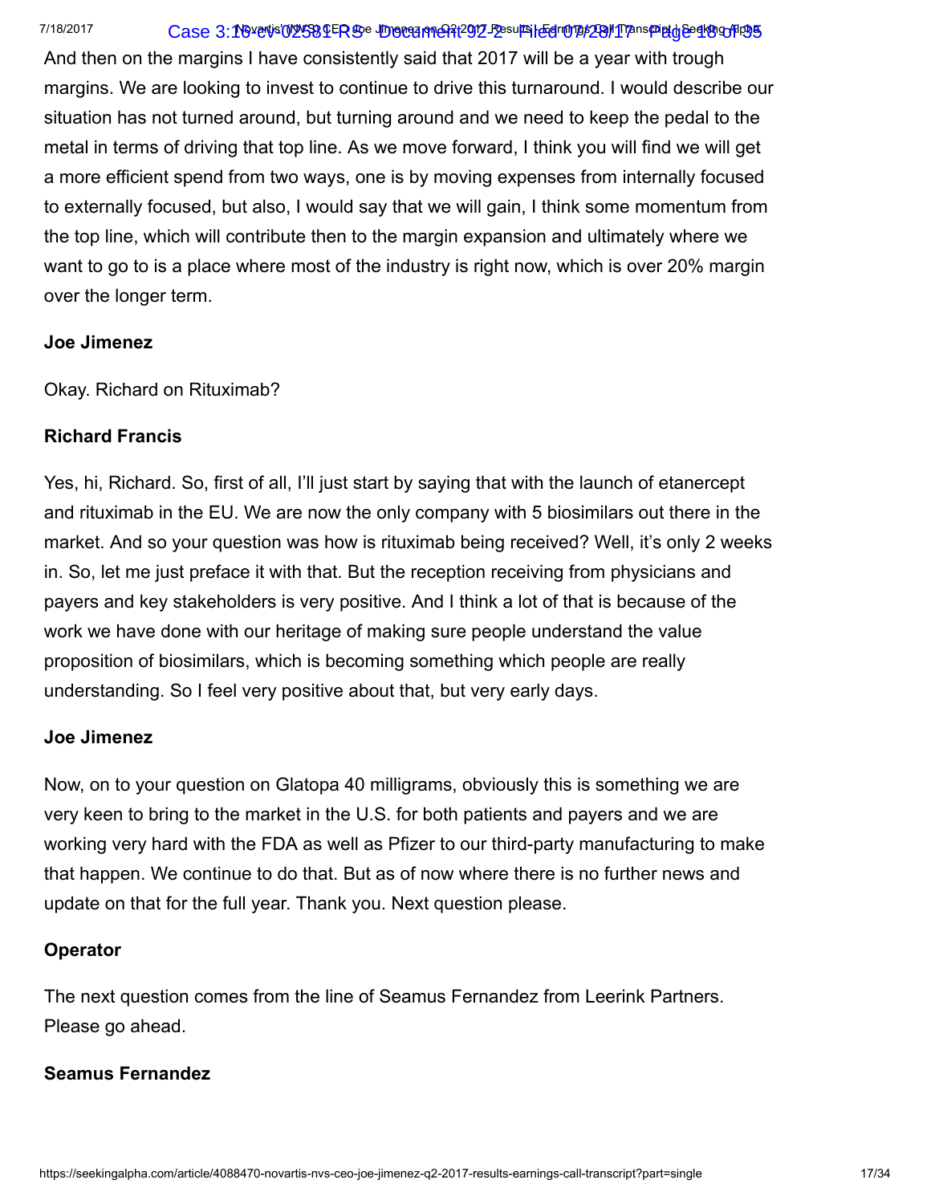And then on the margins I have consistently said that 2017 will be a year with trough margins. We are looking to invest to continue to drive this turnaround. I would describe our situation has not turned around, but turning around and we need to keep the pedal to the metal in terms of driving that top line. As we move forward, I think you will find we will get a more efficient spend from two ways, one is by moving expenses from internally focused to externally focused, but also, I would say that we will gain, I think some momentum from the top line, which will contribute then to the margin expansion and ultimately where we want to go to is a place where most of the industry is right now, which is over 20% margin over the longer term.

**Joe Jimenez**

Okay. Richard on Rituximab?

**Richard Francis**

Yes, hi, Richard. So, first of all, I'll just start by saying that with the launch of etanercept and rituximab in the EU. We are now the only company with 5 biosimilars out there in the market. And so your question was how is rituximab being received? Well, it's only 2 weeks in. So, let me just preface it with that. But the reception receiving from physicians and payers and key stakeholders is very positive. And I think a lot of that is because of the work we have done with our heritage of making sure people understand the value proposition of biosimilars, which is becoming something which people are really understanding. So I feel very positive about that, but very early days.

**Joe Jimenez**

Now, on to your question on Glatopa 40 milligrams, obviously this is something we are very keen to bring to the market in the U.S. for both patients and payers and we are working very hard with the FDA as well as Pfizer to our third-party manufacturing to make that happen. We continue to do that. But as of now where there is no further news and update on that for the full year. Thank you. Next question please.

**Operator**

The next question comes from the line of Seamus Fernandez from Leerink Partners. Please go ahead.

**Seamus Fernandez**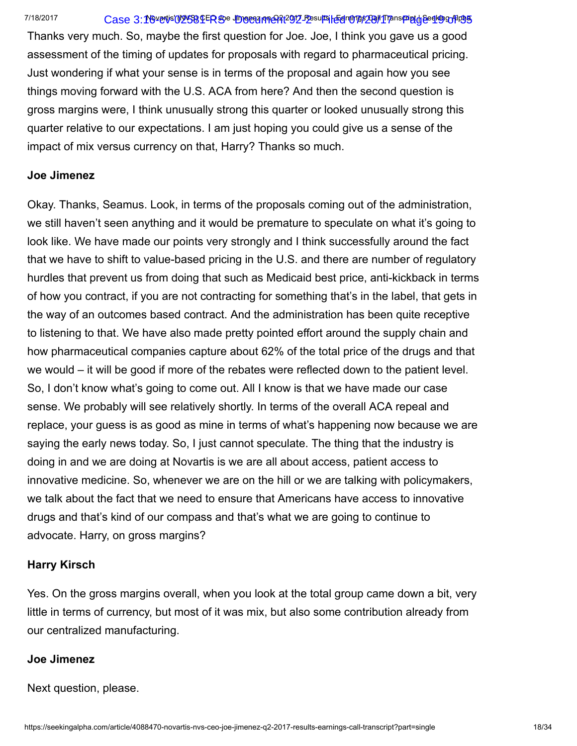Thanks very much. So, maybe the first question for Joe. Joe, I think you gave us a good assessment of the timing of updates for proposals with regard to pharmaceutical pricing. Just wondering if what your sense is in terms of the proposal and again how you see things moving forward with the U.S. ACA from here? And then the second question is gross margins were, I think unusually strong this quarter or looked unusually strong this quarter relative to our expectations. I am just hoping you could give us a sense of the impact of mix versus currency on that, Harry? Thanks so much.

**Joe Jimenez**

Okay. Thanks, Seamus. Look, in terms of the proposals coming out of the administration, we still haven't seen anything and it would be premature to speculate on what it's going to look like. We have made our points very strongly and I think successfully around the fact that we have to shift to value-based pricing in the U.S. and there are number of regulatory hurdles that prevent us from doing that such as Medicaid best price, anti-kickback in terms of how you contract, if you are not contracting for something that's in the label, that gets in the way of an outcomes based contract. And the administration has been quite receptive to listening to that. We have also made pretty pointed effort around the supply chain and how pharmaceutical companies capture about 62% of the total price of the drugs and that we would – it will be good if more of the rebates were reflected down to the patient level. So, I don't know what's going to come out. All I know is that we have made our case sense. We probably will see relatively shortly. In terms of the overall ACA repeal and replace, your guess is as good as mine in terms of what's happening now because we are saying the early news today. So, I just cannot speculate. The thing that the industry is doing in and we are doing at Novartis is we are all about access, patient access to innovative medicine. So, whenever we are on the hill or we are talking with policymakers, we talk about the fact that we need to ensure that Americans have access to innovative drugs and that's kind of our compass and that's what we are going to continue to advocate. Harry, on gross margins?

**Harry Kirsch**

Yes. On the gross margins overall, when you look at the total group came down a bit, very little in terms of currency, but most of it was mix, but also some contribution already from our centralized manufacturing.

**Joe Jimenez**

Next question, please.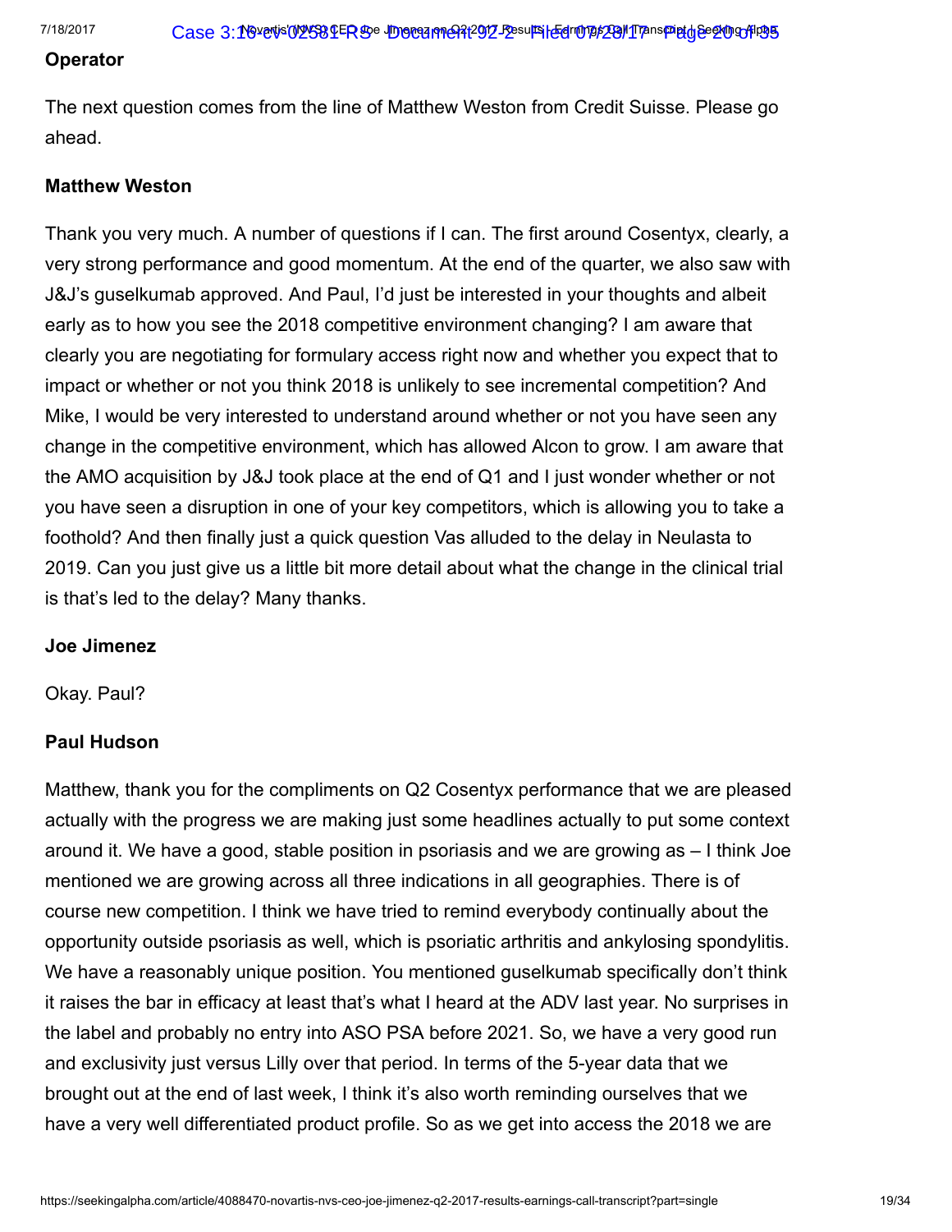**Operator**

The next question comes from the line of Matthew Weston from Credit Suisse. Please go ahead.

**Matthew Weston**

Thank you very much. A number of questions if I can. The first around Cosentyx, clearly, a very strong performance and good momentum. At the end of the quarter, we also saw with J&J's guselkumab approved. And Paul, I'd just be interested in your thoughts and albeit early as to how you see the 2018 competitive environment changing? I am aware that clearly you are negotiating for formulary access right now and whether you expect that to impact or whether or not you think 2018 is unlikely to see incremental competition? And Mike, I would be very interested to understand around whether or not you have seen any change in the competitive environment, which has allowed Alcon to grow. I am aware that the AMO acquisition by J&J took place at the end of Q1 and I just wonder whether or not you have seen a disruption in one of your key competitors, which is allowing you to take a foothold? And then finally just a quick question Vas alluded to the delay in Neulasta to 2019. Can you just give us a little bit more detail about what the change in the clinical trial is that's led to the delay? Many thanks.

**Joe Jimenez**

Okay. Paul?

**Paul Hudson**

Matthew, thank you for the compliments on Q2 Cosentyx performance that we are pleased actually with the progress we are making just some headlines actually to put some context around it. We have a good, stable position in psoriasis and we are growing as – I think Joe mentioned we are growing across all three indications in all geographies. There is of course new competition. I think we have tried to remind everybody continually about the opportunity outside psoriasis as well, which is psoriatic arthritis and ankylosing spondylitis. We have a reasonably unique position. You mentioned guselkumab specifically don't think it raises the bar in efficacy at least that's what I heard at the ADV last year. No surprises in the label and probably no entry into ASO PSA before 2021. So, we have a very good run and exclusivity just versus Lilly over that period. In terms of the 5-year data that we brought out at the end of last week, I think it's also worth reminding ourselves that we have a very well differentiated product profile. So as we get into access the 2018 we are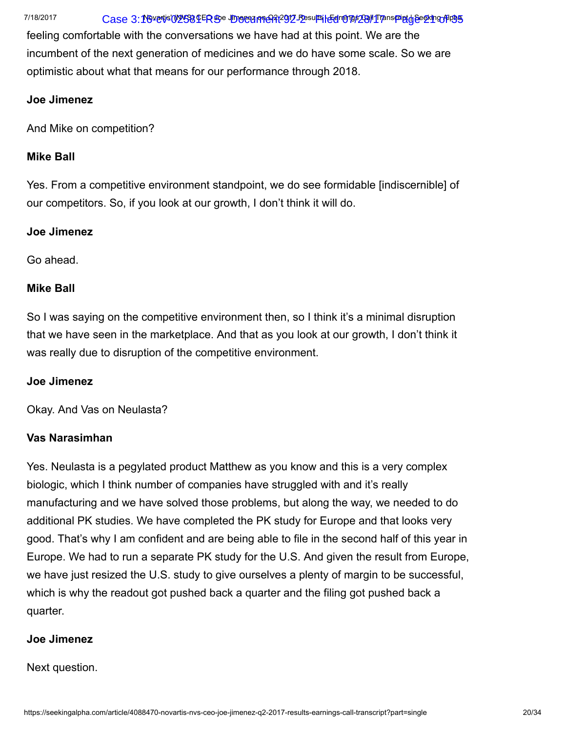feeling comfortable with the conversations we have had at this point. We are the incumbent of the next generation of medicines and we do have some scale. So we are optimistic about what that means for our performance through 2018.

**Joe Jimenez**

And Mike on competition?

**Mike Ball**

Yes. From a competitive environment standpoint, we do see formidable [indiscernible] of our competitors. So, if you look at our growth, I don't think it will do.

**Joe Jimenez**

Go ahead.

**Mike Ball**

So I was saying on the competitive environment then, so I think it's a minimal disruption that we have seen in the marketplace. And that as you look at our growth, I don't think it was really due to disruption of the competitive environment.

**Joe Jimenez**

Okay. And Vas on Neulasta?

**Vas Narasimhan**

Yes. Neulasta is a pegylated product Matthew as you know and this is a very complex biologic, which I think number of companies have struggled with and it's really manufacturing and we have solved those problems, but along the way, we needed to do additional PK studies. We have completed the PK study for Europe and that looks very good. That's why I am confident and are being able to file in the second half of this year in Europe. We had to run a separate PK study for the U.S. And given the result from Europe, we have just resized the U.S. study to give ourselves a plenty of margin to be successful, which is why the readout got pushed back a quarter and the filing got pushed back a quarter.

**Joe Jimenez**

Next question.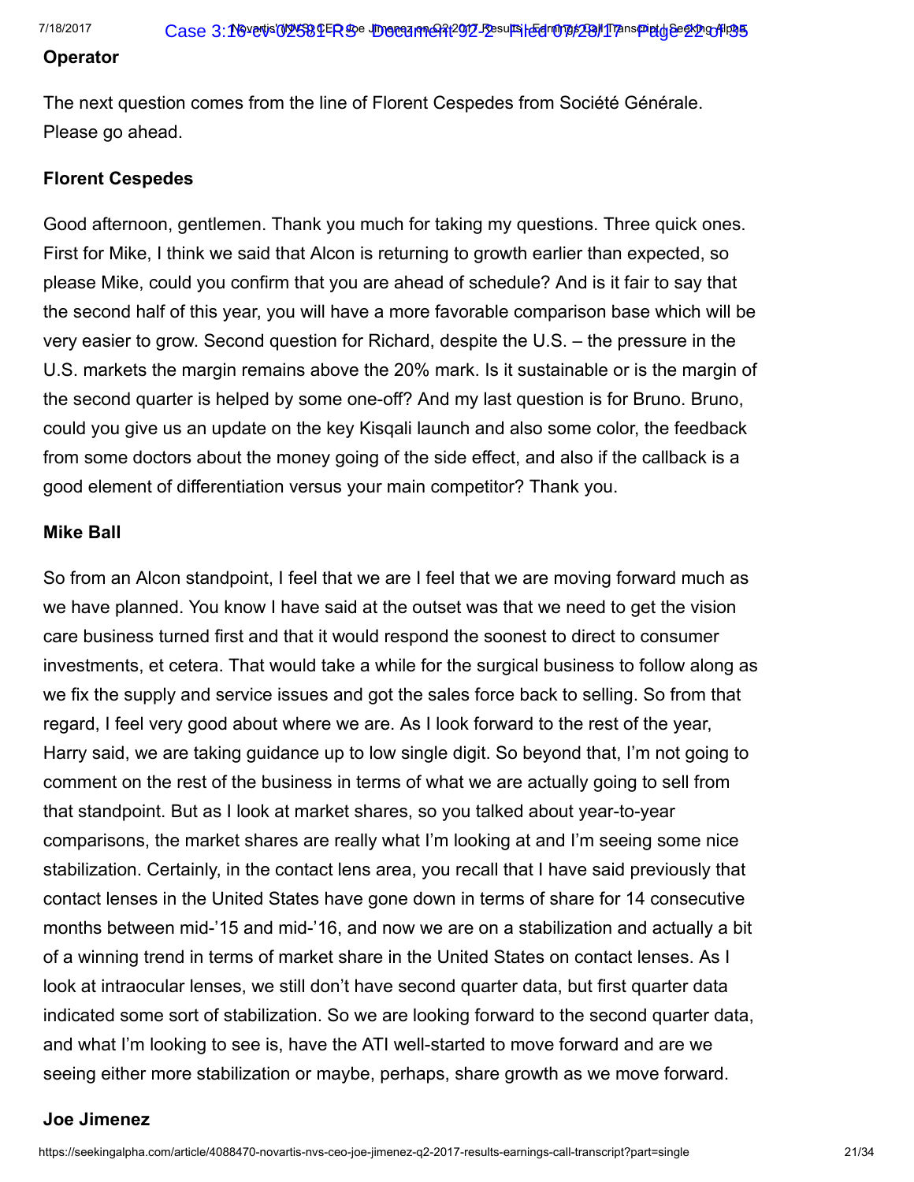**Operator**

The next question comes from the line of Florent Cespedes from Société Générale. Please go ahead.

**Florent Cespedes**

Good afternoon, gentlemen. Thank you much for taking my questions. Three quick ones. First for Mike, I think we said that Alcon is returning to growth earlier than expected, so please Mike, could you confirm that you are ahead of schedule? And is it fair to say that the second half of this year, you will have a more favorable comparison base which will be very easier to grow. Second question for Richard, despite the U.S. – the pressure in the U.S. markets the margin remains above the 20% mark. Is it sustainable or is the margin of the second quarter is helped by some one-off? And my last question is for Bruno. Bruno, could you give us an update on the key Kisqali launch and also some color, the feedback from some doctors about the money going of the side effect, and also if the callback is a good element of differentiation versus your main competitor? Thank you.

**Mike Ball**

So from an Alcon standpoint, I feel that we are I feel that we are moving forward much as we have planned. You know I have said at the outset was that we need to get the vision care business turned first and that it would respond the soonest to direct to consumer investments, et cetera. That would take a while for the surgical business to follow along as we fix the supply and service issues and got the sales force back to selling. So from that regard, I feel very good about where we are. As I look forward to the rest of the year, Harry said, we are taking guidance up to low single digit. So beyond that, I'm not going to comment on the rest of the business in terms of what we are actually going to sell from that standpoint. But as I look at market shares, so you talked about year-to-year comparisons, the market shares are really what I'm looking at and I'm seeing some nice stabilization. Certainly, in the contact lens area, you recall that I have said previously that contact lenses in the United States have gone down in terms of share for 14 consecutive months between mid-'15 and mid-'16, and now we are on a stabilization and actually a bit of a winning trend in terms of market share in the United States on contact lenses. As I look at intraocular lenses, we still don't have second quarter data, but first quarter data indicated some sort of stabilization. So we are looking forward to the second quarter data, and what I'm looking to see is, have the ATI well-started to move forward and are we seeing either more stabilization or maybe, perhaps, share growth as we move forward.

**Joe Jimenez**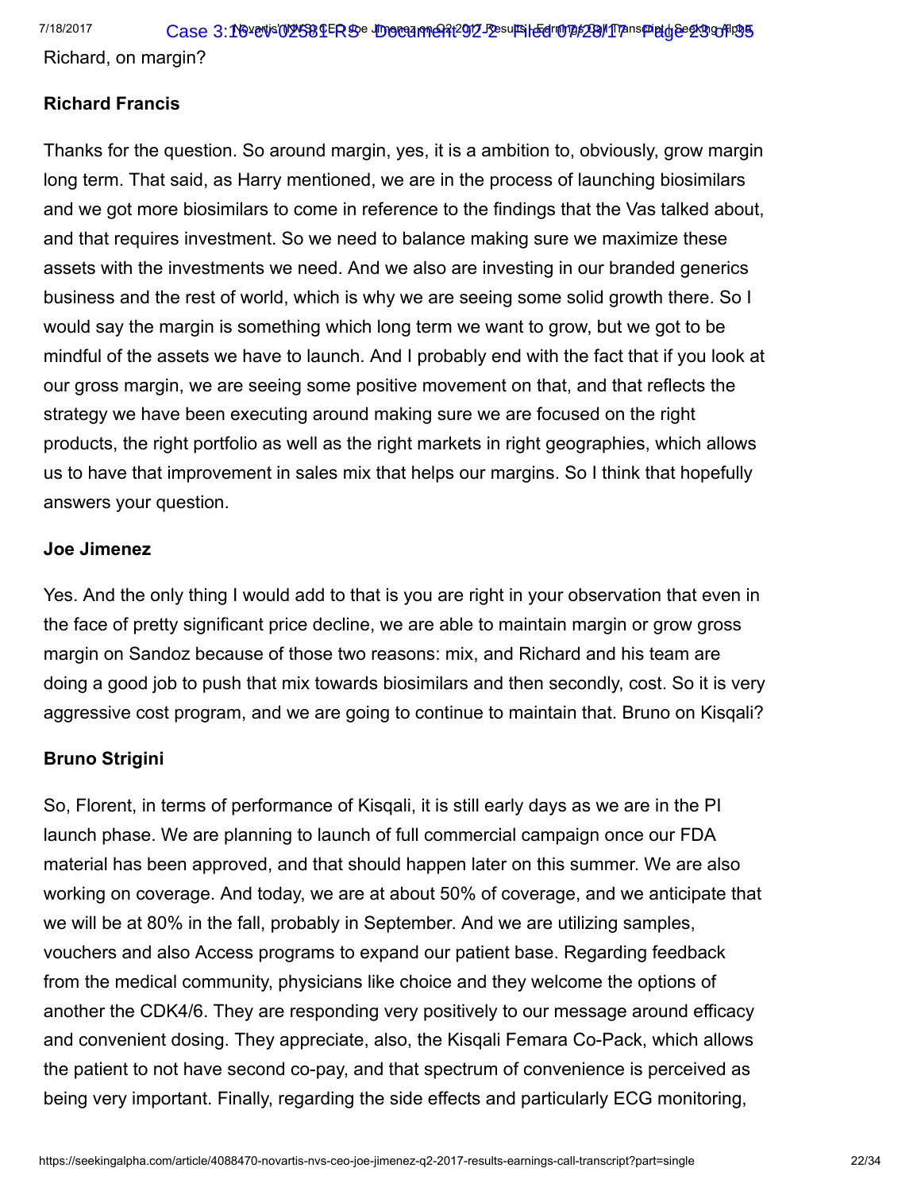Richard, on margin?

**Richard Francis**

Thanks for the question. So around margin, yes, it is a ambition to, obviously, grow margin long term. That said, as Harry mentioned, we are in the process of launching biosimilars and we got more biosimilars to come in reference to the findings that the Vas talked about, and that requires investment. So we need to balance making sure we maximize these assets with the investments we need. And we also are investing in our branded generics business and the rest of world, which is why we are seeing some solid growth there. So I would say the margin is something which long term we want to grow, but we got to be mindful of the assets we have to launch. And I probably end with the fact that if you look at our gross margin, we are seeing some positive movement on that, and that reflects the strategy we have been executing around making sure we are focused on the right products, the right portfolio as well as the right markets in right geographies, which allows us to have that improvement in sales mix that helps our margins. So I think that hopefully answers your question.

**Joe Jimenez**

Yes. And the only thing I would add to that is you are right in your observation that even in the face of pretty significant price decline, we are able to maintain margin or grow gross margin on Sandoz because of those two reasons: mix, and Richard and his team are doing a good job to push that mix towards biosimilars and then secondly, cost. So it is very aggressive cost program, and we are going to continue to maintain that. Bruno on Kisqali?

**Bruno Strigini**

So, Florent, in terms of performance of Kisqali, it is still early days as we are in the PI launch phase. We are planning to launch of full commercial campaign once our FDA material has been approved, and that should happen later on this summer. We are also working on coverage. And today, we are at about 50% of coverage, and we anticipate that we will be at 80% in the fall, probably in September. And we are utilizing samples, vouchers and also Access programs to expand our patient base. Regarding feedback from the medical community, physicians like choice and they welcome the options of another the CDK4/6. They are responding very positively to our message around efficacy and convenient dosing. They appreciate, also, the Kisqali Femara Co-Pack, which allows the patient to not have second co-pay, and that spectrum of convenience is perceived as being very important. Finally, regarding the side effects and particularly ECG monitoring,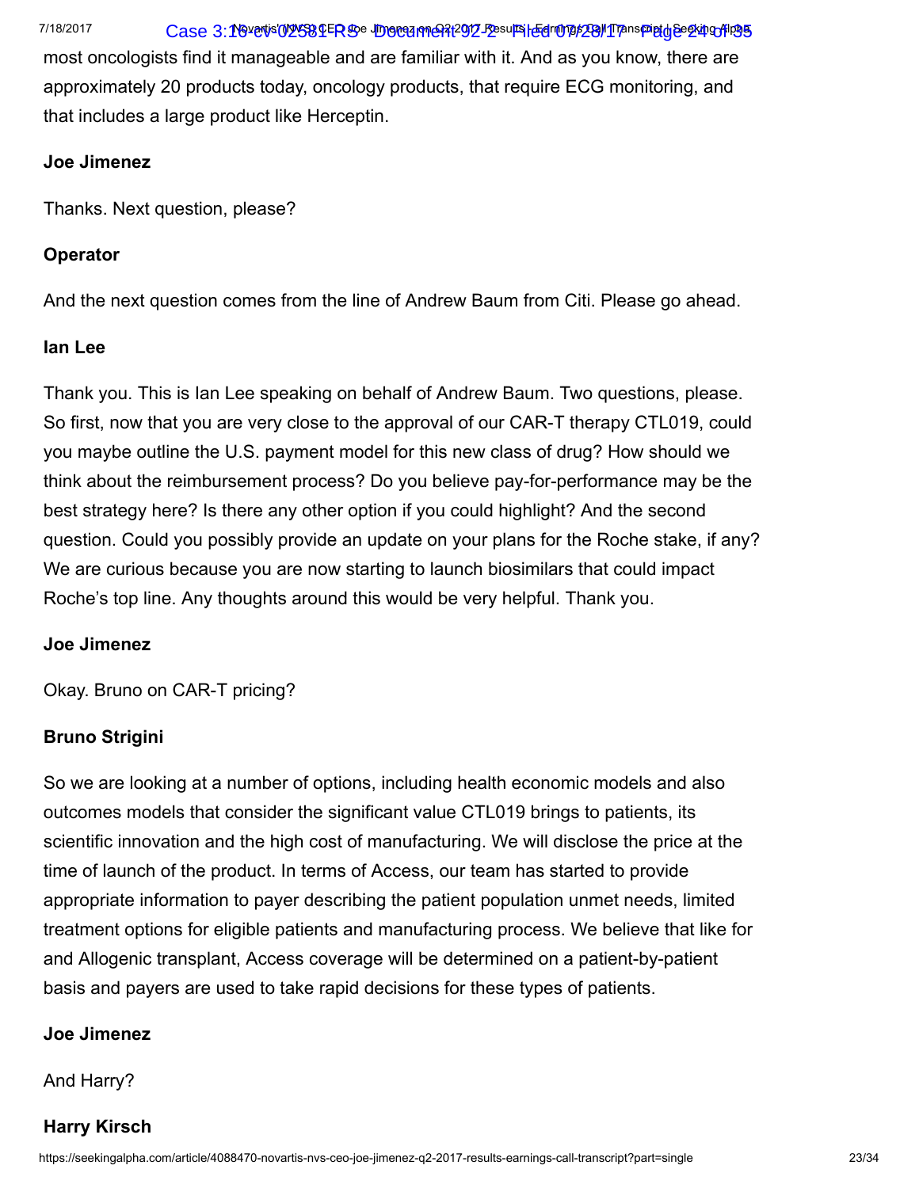most oncologists find it manageable and are familiar with it. And as you know, there are approximately 20 products today, oncology products, that require ECG monitoring, and that includes a large product like Herceptin.

**Joe Jimenez**

Thanks. Next question, please?

**Operator**

And the next question comes from the line of Andrew Baum from Citi. Please go ahead.

**Ian Lee**

Thank you. This is Ian Lee speaking on behalf of Andrew Baum. Two questions, please. So first, now that you are very close to the approval of our CAR-T therapy CTL019, could you maybe outline the U.S. payment model for this new class of drug? How should we think about the reimbursement process? Do you believe pay-for-performance may be the best strategy here? Is there any other option if you could highlight? And the second question. Could you possibly provide an update on your plans for the Roche stake, if any? We are curious because you are now starting to launch biosimilars that could impact Roche's top line. Any thoughts around this would be very helpful. Thank you.

**Joe Jimenez**

Okay. Bruno on CAR-T pricing?

**Bruno Strigini**

So we are looking at a number of options, including health economic models and also outcomes models that consider the significant value CTL019 brings to patients, its scientific innovation and the high cost of manufacturing. We will disclose the price at the time of launch of the product. In terms of Access, our team has started to provide appropriate information to payer describing the patient population unmet needs, limited treatment options for eligible patients and manufacturing process. We believe that like for and Allogenic transplant, Access coverage will be determined on a patient-by-patient basis and payers are used to take rapid decisions for these types of patients.

**Joe Jimenez**

And Harry?

**Harry Kirsch**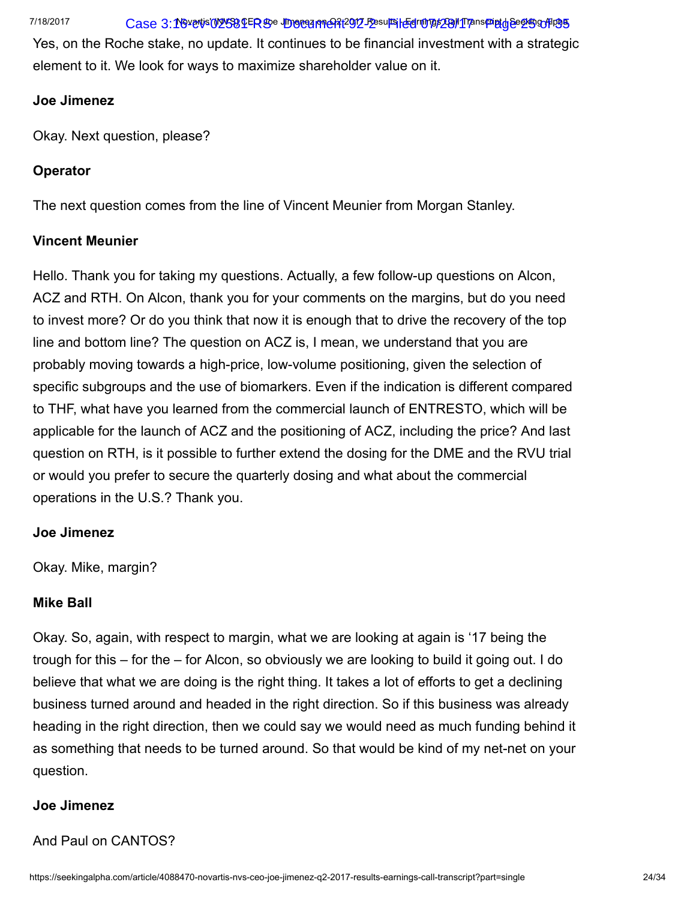Yes, on the Roche stake, no update. It continues to be financial investment with a strategic element to it. We look for ways to maximize shareholder value on it.

**Joe Jimenez**

Okay. Next question, please?

**Operator**

The next question comes from the line of Vincent Meunier from Morgan Stanley.

**Vincent Meunier**

Hello. Thank you for taking my questions. Actually, a few follow-up questions on Alcon, ACZ and RTH. On Alcon, thank you for your comments on the margins, but do you need to invest more? Or do you think that now it is enough that to drive the recovery of the top line and bottom line? The question on ACZ is, I mean, we understand that you are probably moving towards a high-price, low-volume positioning, given the selection of specific subgroups and the use of biomarkers. Even if the indication is different compared to THF, what have you learned from the commercial launch of ENTRESTO, which will be applicable for the launch of ACZ and the positioning of ACZ, including the price? And last question on RTH, is it possible to further extend the dosing for the DME and the RVU trial or would you prefer to secure the quarterly dosing and what about the commercial operations in the U.S.? Thank you.

**Joe Jimenez**

Okay. Mike, margin?

**Mike Ball**

Okay. So, again, with respect to margin, what we are looking at again is '17 being the trough for this – for the – for Alcon, so obviously we are looking to build it going out. I do believe that what we are doing is the right thing. It takes a lot of efforts to get a declining business turned around and headed in the right direction. So if this business was already heading in the right direction, then we could say we would need as much funding behind it as something that needs to be turned around. So that would be kind of my net-net on your question.

**Joe Jimenez**

And Paul on CANTOS?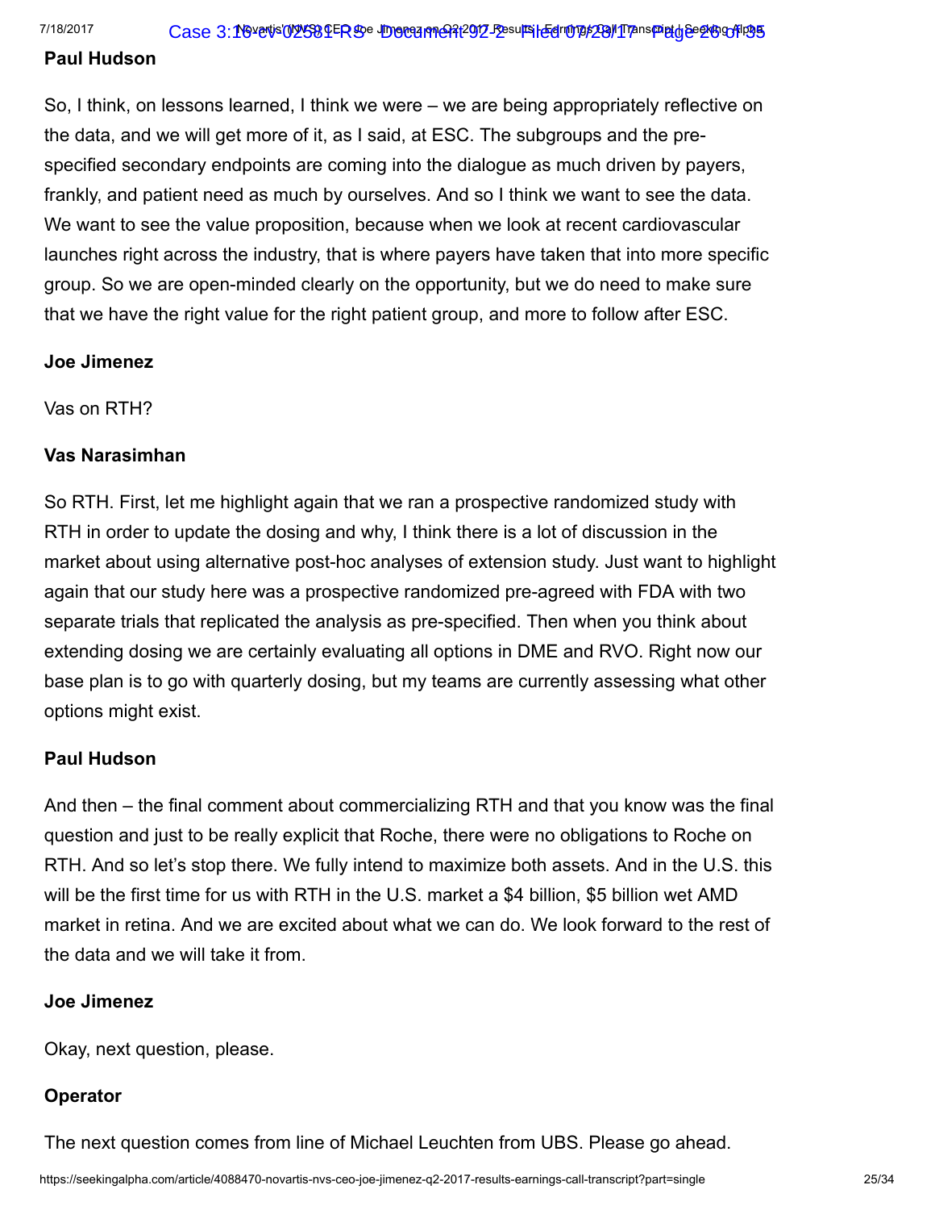**Paul Hudson**

So, I think, on lessons learned, I think we were – we are being appropriately reflective on the data, and we will get more of it, as I said, at ESC. The subgroups and the pre-specified secondary endpoints are coming into the dialogue as much driven by payers, frankly, and patient need as much by ourselves. And so I think we want to see the data. We want to see the value proposition, because when we look at recent cardiovascular launches right across the industry, that is where payers have taken that into more specific group. So we are open-minded clearly on the opportunity, but we do need to make sure that we have the right value for the right patient group, and more to follow after ESC.

**Joe Jimenez**

Vas on RTH?

**Vas Narasimhan**

So RTH. First, let me highlight again that we ran a prospective randomized study with RTH in order to update the dosing and why, I think there is a lot of discussion in the market about using alternative post-hoc analyses of extension study. Just want to highlight again that our study here was a prospective randomized pre-agreed with FDA with two separate trials that replicated the analysis as pre-specified. Then when you think about extending dosing we are certainly evaluating all options in DME and RVO. Right now our base plan is to go with quarterly dosing, but my teams are currently assessing what other options might exist.

**Paul Hudson**

And then – the final comment about commercializing RTH and that you know was the final question and just to be really explicit that Roche, there were no obligations to Roche on RTH. And so let's stop there. We fully intend to maximize both assets. And in the U.S. this will be the first time for us with RTH in the U.S. market a $4 billion, $5 billion wet AMD market in retina. And we are excited about what we can do. We look forward to the rest of the data and we will take it from.

**Joe Jimenez**

Okay, next question, please.

**Operator**

The next question comes from line of Michael Leuchten from UBS. Please go ahead.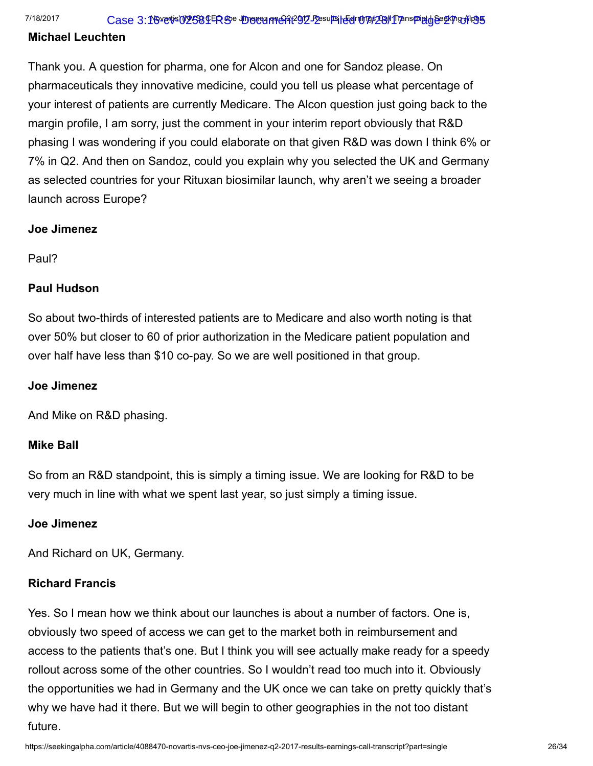**Michael Leuchten**

Thank you. A question for pharma, one for Alcon and one for Sandoz please. On pharmaceuticals they innovative medicine, could you tell us please what percentage of your interest of patients are currently Medicare. The Alcon question just going back to the margin profile, I am sorry, just the comment in your interim report obviously that R&D phasing I was wondering if you could elaborate on that given R&D was down I think 6% or 7% in Q2. And then on Sandoz, could you explain why you selected the UK and Germany as selected countries for your Rituxan biosimilar launch, why aren't we seeing a broader launch across Europe?

**Joe Jimenez**

Paul?

**Paul Hudson**

So about two-thirds of interested patients are to Medicare and also worth noting is that over 50% but closer to 60 of prior authorization in the Medicare patient population and over half have less than $10 co-pay. So we are well positioned in that group.

**Joe Jimenez**

And Mike on R&D phasing.

**Mike Ball**

So from an R&D standpoint, this is simply a timing issue. We are looking for R&D to be very much in line with what we spent last year, so just simply a timing issue.

**Joe Jimenez**

And Richard on UK, Germany.

**Richard Francis**

Yes. So I mean how we think about our launches is about a number of factors. One is, obviously two speed of access we can get to the market both in reimbursement and access to the patients that's one. But I think you will see actually make ready for a speedy rollout across some of the other countries. So I wouldn't read too much into it. Obviously the opportunities we had in Germany and the UK once we can take on pretty quickly that's why we have had it there. But we will begin to other geographies in the not too distant future.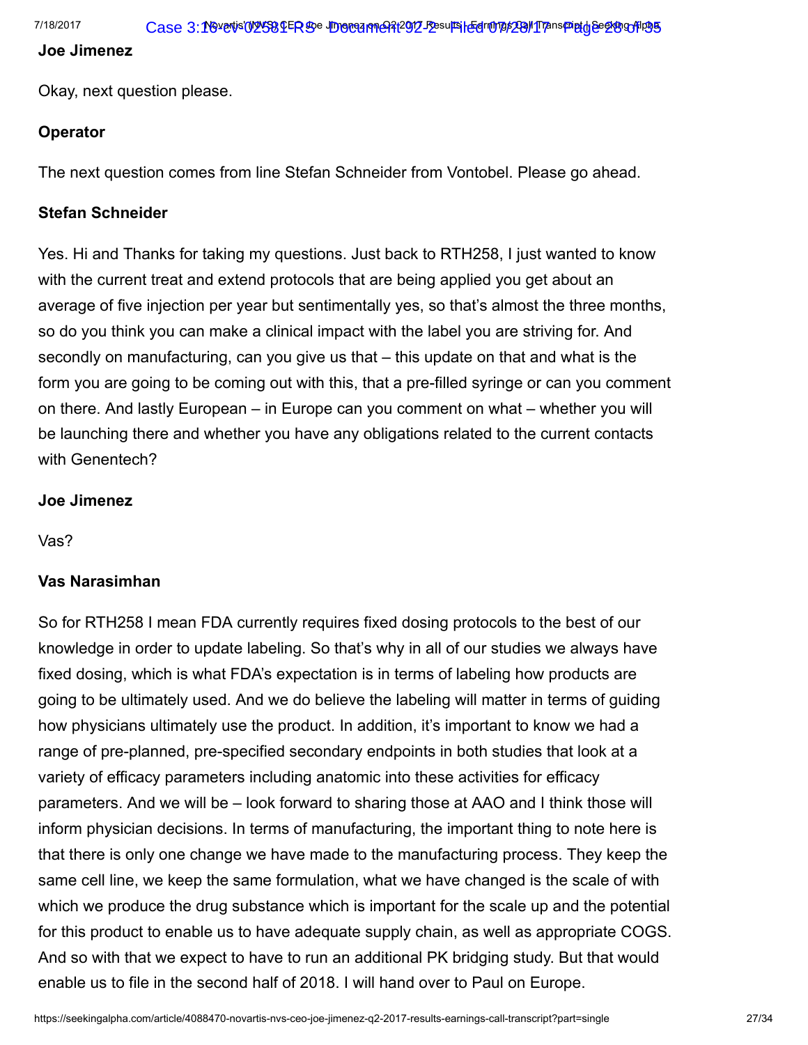**Joe Jimenez**

Okay, next question please.

**Operator**

The next question comes from line Stefan Schneider from Vontobel. Please go ahead.

**Stefan Schneider**

Yes. Hi and Thanks for taking my questions. Just back to RTH258, I just wanted to know with the current treat and extend protocols that are being applied you get about an average of five injection per year but sentimentally yes, so that's almost the three months, so do you think you can make a clinical impact with the label you are striving for. And secondly on manufacturing, can you give us that – this update on that and what is the form you are going to be coming out with this, that a pre-filled syringe or can you comment on there. And lastly European – in Europe can you comment on what – whether you will be launching there and whether you have any obligations related to the current contacts with Genentech?

**Joe Jimenez**

Vas?

**Vas Narasimhan**

So for RTH258 I mean FDA currently requires fixed dosing protocols to the best of our knowledge in order to update labeling. So that's why in all of our studies we always have fixed dosing, which is what FDA's expectation is in terms of labeling how products are going to be ultimately used. And we do believe the labeling will matter in terms of guiding how physicians ultimately use the product. In addition, it's important to know we had a range of pre-planned, pre-specified secondary endpoints in both studies that look at a variety of efficacy parameters including anatomic into these activities for efficacy parameters. And we will be – look forward to sharing those at AAO and I think those will inform physician decisions. In terms of manufacturing, the important thing to note here is that there is only one change we have made to the manufacturing process. They keep the same cell line, we keep the same formulation, what we have changed is the scale of with which we produce the drug substance which is important for the scale up and the potential for this product to enable us to have adequate supply chain, as well as appropriate COGS. And so with that we expect to have to run an additional PK bridging study. But that would enable us to file in the second half of 2018. I will hand over to Paul on Europe.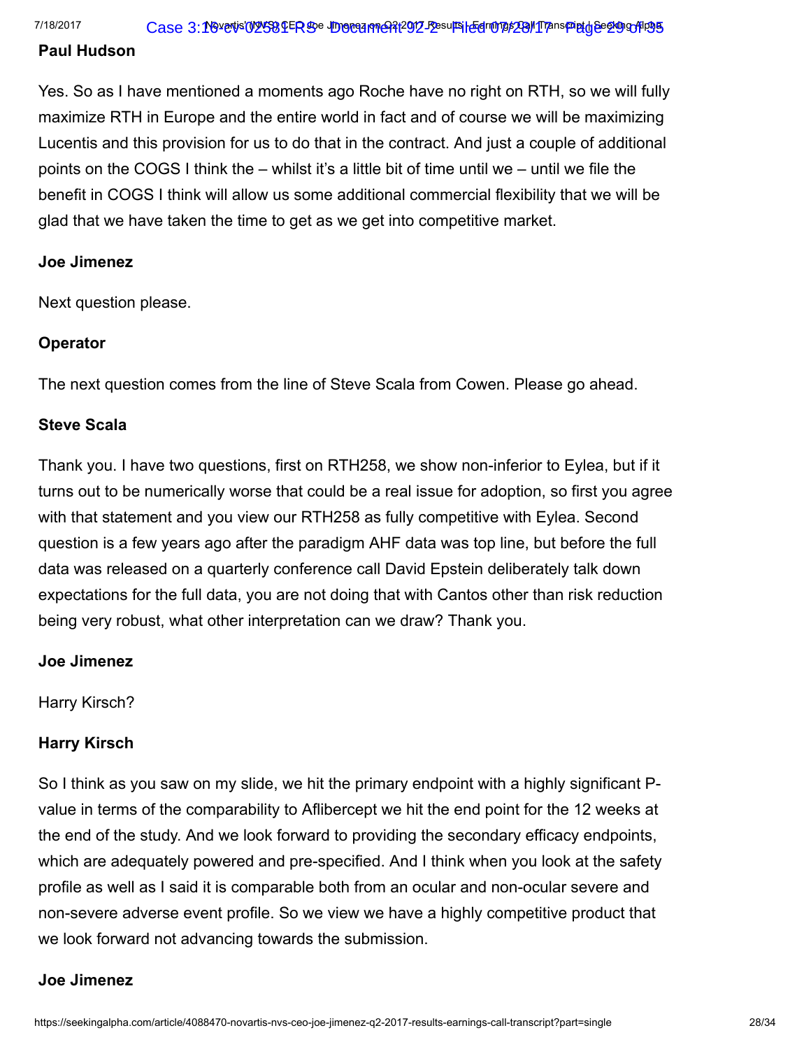**Paul Hudson**

Yes. So as I have mentioned a moments ago Roche have no right on RTH, so we will fully maximize RTH in Europe and the entire world in fact and of course we will be maximizing Lucentis and this provision for us to do that in the contract. And just a couple of additional points on the COGS I think the – whilst it's a little bit of time until we – until we file the benefit in COGS I think will allow us some additional commercial flexibility that we will be glad that we have taken the time to get as we get into competitive market.

**Joe Jimenez**

Next question please.

**Operator**

The next question comes from the line of Steve Scala from Cowen. Please go ahead.

**Steve Scala**

Thank you. I have two questions, first on RTH258, we show non-inferior to Eylea, but if it turns out to be numerically worse that could be a real issue for adoption, so first you agree with that statement and you view our RTH258 as fully competitive with Eylea. Second question is a few years ago after the paradigm AHF data was top line, but before the full data was released on a quarterly conference call David Epstein deliberately talk down expectations for the full data, you are not doing that with Cantos other than risk reduction being very robust, what other interpretation can we draw? Thank you.

**Joe Jimenez**

Harry Kirsch?

**Harry Kirsch**

So I think as you saw on my slide, we hit the primary endpoint with a highly significant P-value in terms of the comparability to Aflibercept we hit the end point for the 12 weeks at the end of the study. And we look forward to providing the secondary efficacy endpoints, which are adequately powered and pre-specified. And I think when you look at the safety profile as well as I said it is comparable both from an ocular and non-ocular severe and non-severe adverse event profile. So we view we have a highly competitive product that we look forward not advancing towards the submission.

**Joe Jimenez**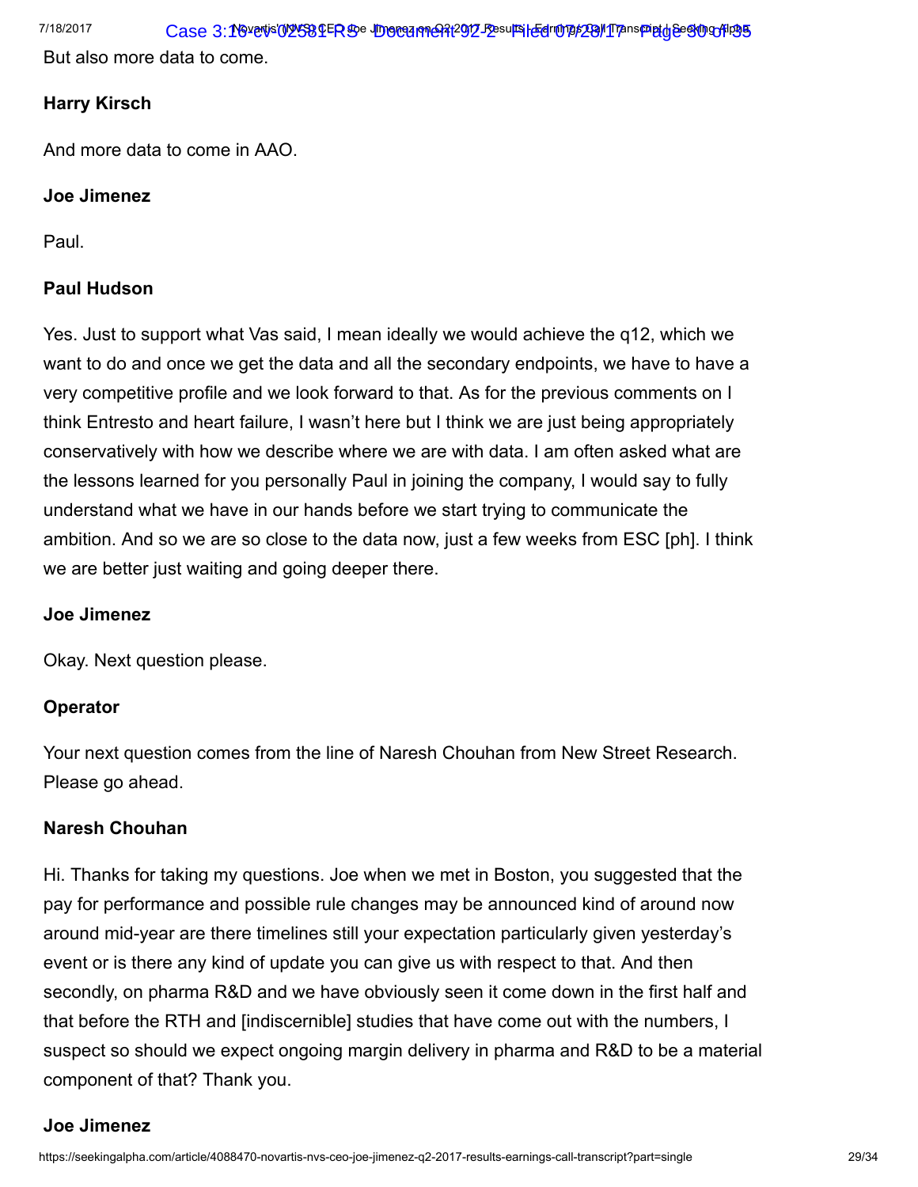But also more data to come.

**Harry Kirsch**

And more data to come in AAO.

**Joe Jimenez**

Paul.

**Paul Hudson**

Yes. Just to support what Vas said, I mean ideally we would achieve the q12, which we want to do and once we get the data and all the secondary endpoints, we have to have a very competitive profile and we look forward to that. As for the previous comments on I think Entresto and heart failure, I wasn't here but I think we are just being appropriately conservatively with how we describe where we are with data. I am often asked what are the lessons learned for you personally Paul in joining the company, I would say to fully understand what we have in our hands before we start trying to communicate the ambition. And so we are so close to the data now, just a few weeks from ESC [ph]. I think we are better just waiting and going deeper there.

**Joe Jimenez**

Okay. Next question please.

**Operator**

Your next question comes from the line of Naresh Chouhan from New Street Research. Please go ahead.

**Naresh Chouhan**

Hi. Thanks for taking my questions. Joe when we met in Boston, you suggested that the pay for performance and possible rule changes may be announced kind of around now around mid-year are there timelines still your expectation particularly given yesterday's event or is there any kind of update you can give us with respect to that. And then secondly, on pharma R&D and we have obviously seen it come down in the first half and that before the RTH and [indiscernible] studies that have come out with the numbers, I suspect so should we expect ongoing margin delivery in pharma and R&D to be a material component of that? Thank you.

**Joe Jimenez**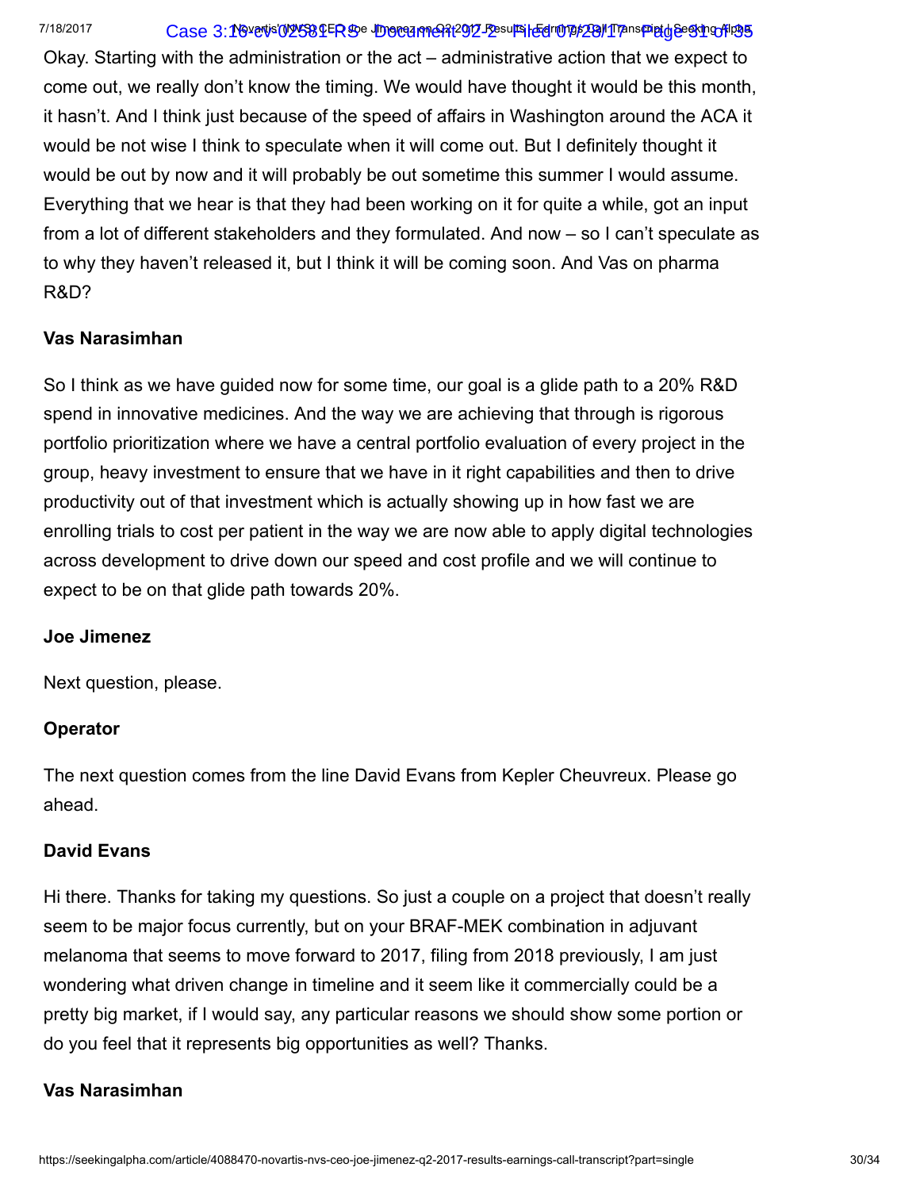Okay. Starting with the administration or the act – administrative action that we expect to come out, we really don't know the timing. We would have thought it would be this month, it hasn't. And I think just because of the speed of affairs in Washington around the ACA it would be not wise I think to speculate when it will come out. But I definitely thought it would be out by now and it will probably be out sometime this summer I would assume. Everything that we hear is that they had been working on it for quite a while, got an input from a lot of different stakeholders and they formulated. And now – so I can't speculate as to why they haven't released it, but I think it will be coming soon. And Vas on pharma R&D?

**Vas Narasimhan**

So I think as we have guided now for some time, our goal is a glide path to a 20% R&D spend in innovative medicines. And the way we are achieving that through is rigorous portfolio prioritization where we have a central portfolio evaluation of every project in the group, heavy investment to ensure that we have in it right capabilities and then to drive productivity out of that investment which is actually showing up in how fast we are enrolling trials to cost per patient in the way we are now able to apply digital technologies across development to drive down our speed and cost profile and we will continue to expect to be on that glide path towards 20%.

**Joe Jimenez**

Next question, please.

**Operator**

The next question comes from the line David Evans from Kepler Cheuvreux. Please go ahead.

**David Evans**

Hi there. Thanks for taking my questions. So just a couple on a project that doesn't really seem to be major focus currently, but on your BRAF-MEK combination in adjuvant melanoma that seems to move forward to 2017, filing from 2018 previously, I am just wondering what driven change in timeline and it seem like it commercially could be a pretty big market, if I would say, any particular reasons we should show some portion or do you feel that it represents big opportunities as well? Thanks.

**Vas Narasimhan**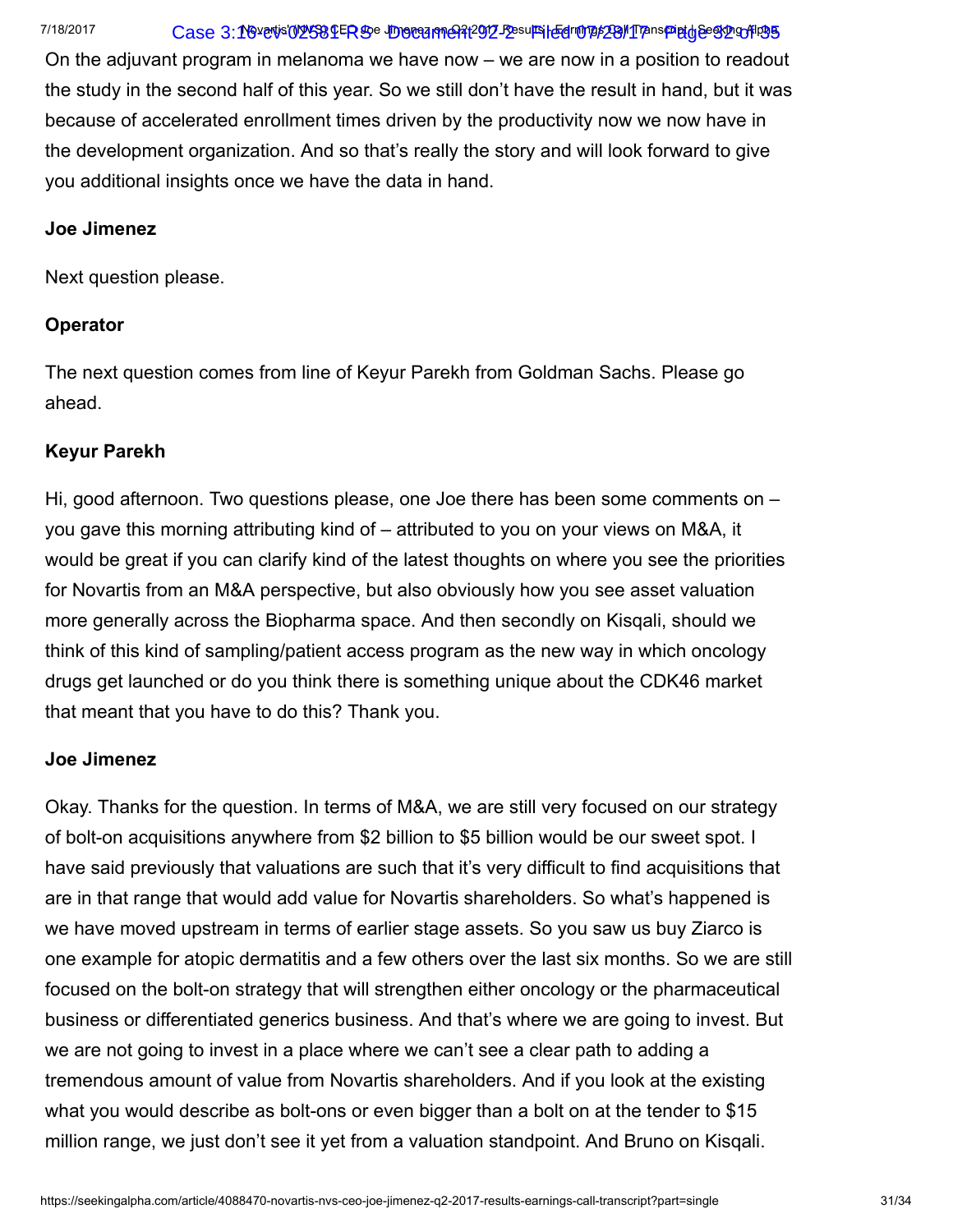On the adjuvant program in melanoma we have now – we are now in a position to readout the study in the second half of this year. So we still don't have the result in hand, but it was because of accelerated enrollment times driven by the productivity now we now have in the development organization. And so that's really the story and will look forward to give you additional insights once we have the data in hand.

**Joe Jimenez**

Next question please.

**Operator**

The next question comes from line of Keyur Parekh from Goldman Sachs. Please go ahead.

**Keyur Parekh**

Hi, good afternoon. Two questions please, one Joe there has been some comments on – you gave this morning attributing kind of – attributed to you on your views on M&A, it would be great if you can clarify kind of the latest thoughts on where you see the priorities for Novartis from an M&A perspective, but also obviously how you see asset valuation more generally across the Biopharma space. And then secondly on Kisqali, should we think of this kind of sampling/patient access program as the new way in which oncology drugs get launched or do you think there is something unique about the CDK46 market that meant that you have to do this? Thank you.

**Joe Jimenez**

Okay. Thanks for the question. In terms of M&A, we are still very focused on our strategy of bolt-on acquisitions anywhere from $2 billion to $5 billion would be our sweet spot. I have said previously that valuations are such that it's very difficult to find acquisitions that are in that range that would add value for Novartis shareholders. So what's happened is we have moved upstream in terms of earlier stage assets. So you saw us buy Ziarco is one example for atopic dermatitis and a few others over the last six months. So we are still focused on the bolt-on strategy that will strengthen either oncology or the pharmaceutical business or differentiated generics business. And that's where we are going to invest. But we are not going to invest in a place where we can't see a clear path to adding a tremendous amount of value from Novartis shareholders. And if you look at the existing what you would describe as bolt-ons or even bigger than a bolt on at the tender to $15 million range, we just don't see it yet from a valuation standpoint. And Bruno on Kisqali.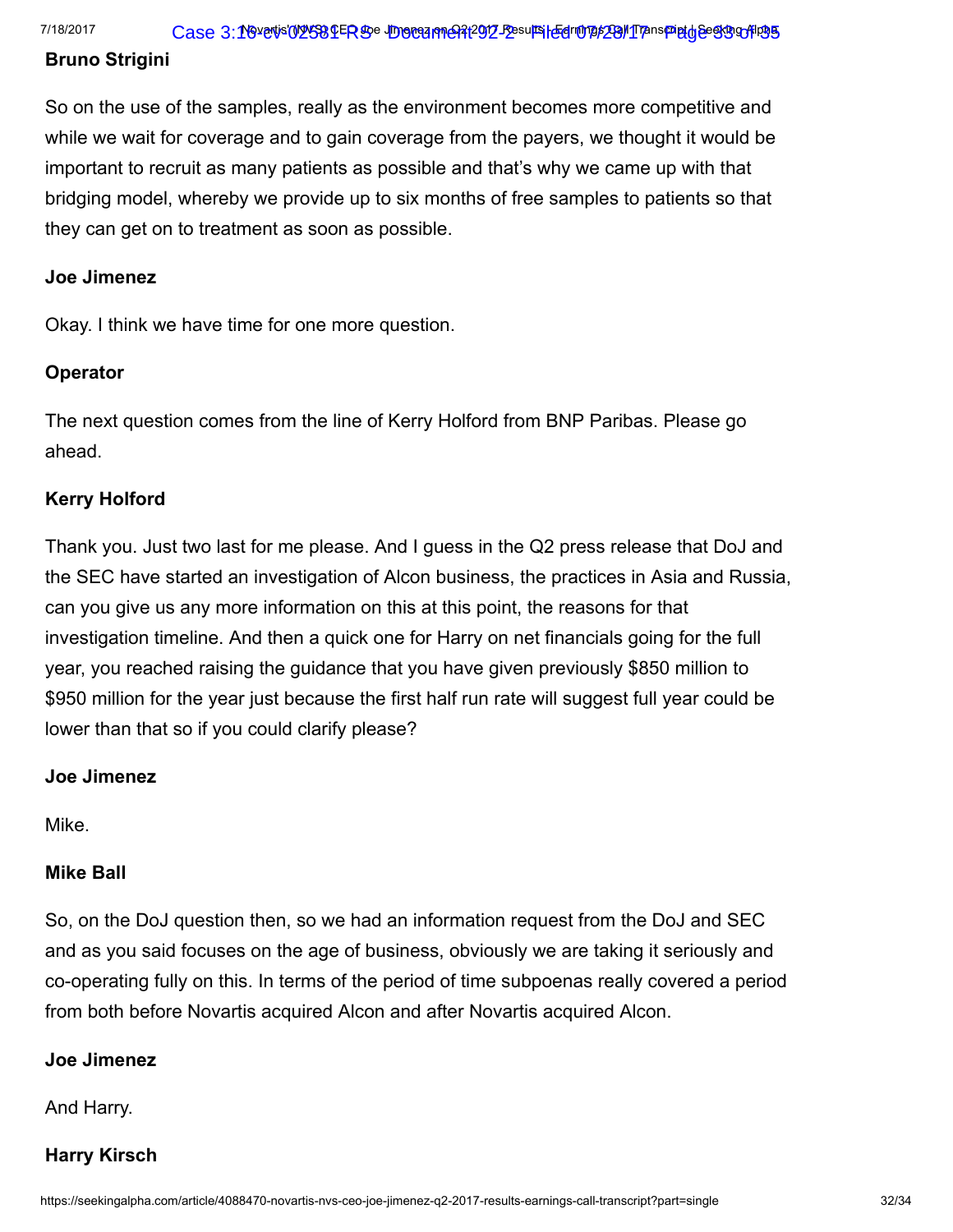**Bruno Strigini**

So on the use of the samples, really as the environment becomes more competitive and while we wait for coverage and to gain coverage from the payers, we thought it would be important to recruit as many patients as possible and that's why we came up with that bridging model, whereby we provide up to six months of free samples to patients so that they can get on to treatment as soon as possible.

**Joe Jimenez**

Okay. I think we have time for one more question.

**Operator**

The next question comes from the line of Kerry Holford from BNP Paribas. Please go ahead.

**Kerry Holford**

Thank you. Just two last for me please. And I guess in the Q2 press release that DoJ and the SEC have started an investigation of Alcon business, the practices in Asia and Russia, can you give us any more information on this at this point, the reasons for that investigation timeline. And then a quick one for Harry on net financials going for the full year, you reached raising the guidance that you have given previously $850 million to $950 million for the year just because the first half run rate will suggest full year could be lower than that so if you could clarify please?

**Joe Jimenez**

Mike.

**Mike Ball**

So, on the DoJ question then, so we had an information request from the DoJ and SEC and as you said focuses on the age of business, obviously we are taking it seriously and co-operating fully on this. In terms of the period of time subpoenas really covered a period from both before Novartis acquired Alcon and after Novartis acquired Alcon.

**Joe Jimenez**

And Harry.

**Harry Kirsch**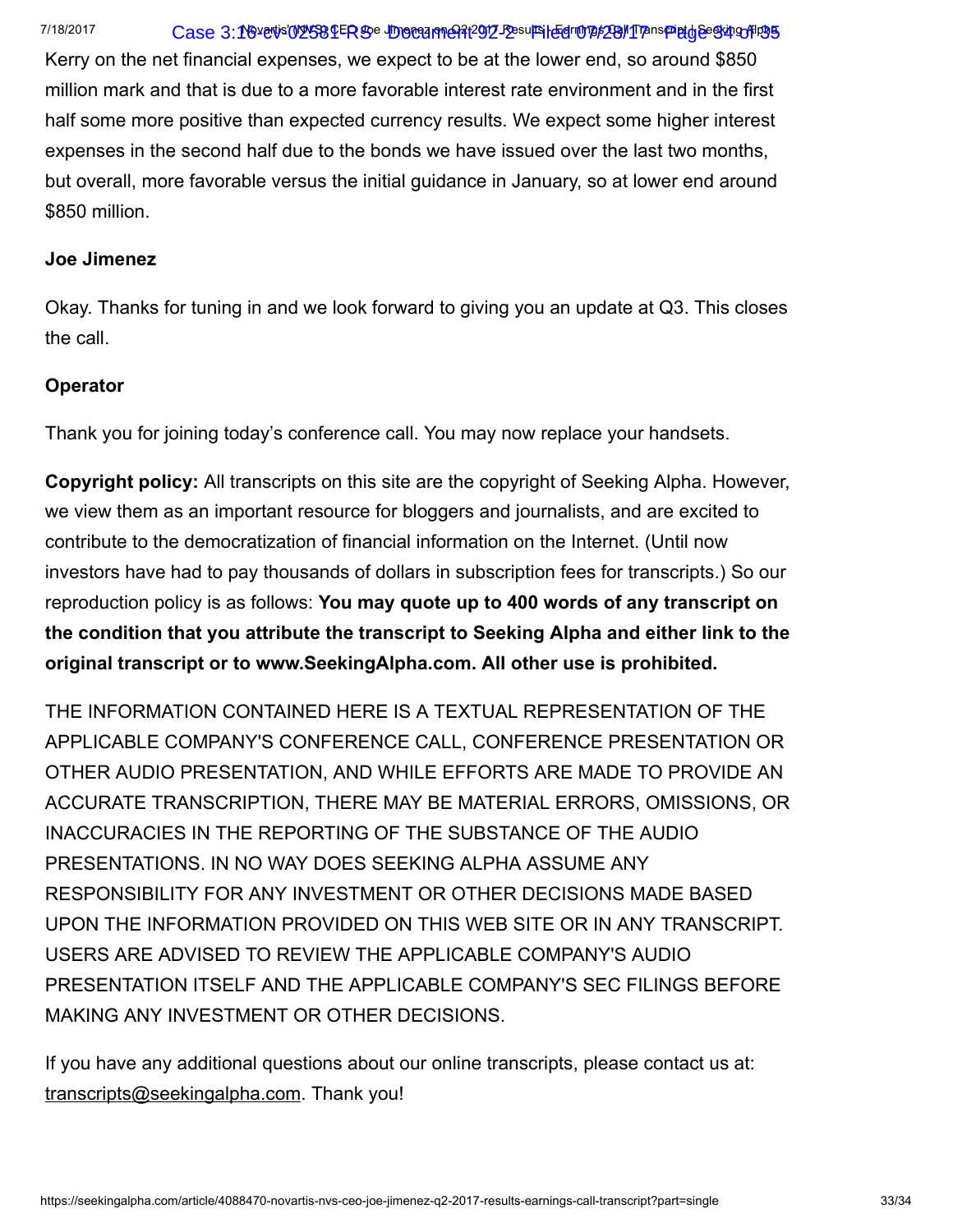Kerry on the net financial expenses, we expect to be at the lower end, so around $850 million mark and that is due to a more favorable interest rate environment and in the first half some more positive than expected currency results. We expect some higher interest expenses in the second half due to the bonds we have issued over the last two months, but overall, more favorable versus the initial guidance in January, so at lower end around $850 million.

**Joe Jimenez**

Okay. Thanks for tuning in and we look forward to giving you an update at Q3. This closes the call.

**Operator**

Thank you for joining today's conference call. You may now replace your handsets.

**Copyright policy:** All transcripts on this site are the copyright of Seeking Alpha. However, we view them as an important resource for bloggers and journalists, and are excited to contribute to the democratization of financial information on the Internet. (Until now investors have had to pay thousands of dollars in subscription fees for transcripts.) So our reproduction policy is as follows: **You may quote up to 400 words of any transcript on the condition that you attribute the transcript to Seeking Alpha and either link to the original transcript or to www.SeekingAlpha.com. All other use is prohibited.**

THE INFORMATION CONTAINED HERE IS A TEXTUAL REPRESENTATION OF THE APPLICABLE COMPANY'S CONFERENCE CALL, CONFERENCE PRESENTATION OR OTHER AUDIO PRESENTATION, AND WHILE EFFORTS ARE MADE TO PROVIDE AN ACCURATE TRANSCRIPTION, THERE MAY BE MATERIAL ERRORS, OMISSIONS, OR INACCURACIES IN THE REPORTING OF THE SUBSTANCE OF THE AUDIO PRESENTATIONS. IN NO WAY DOES SEEKING ALPHA ASSUME ANY RESPONSIBILITY FOR ANY INVESTMENT OR OTHER DECISIONS MADE BASED UPON THE INFORMATION PROVIDED ON THIS WEB SITE OR IN ANY TRANSCRIPT. USERS ARE ADVISED TO REVIEW THE APPLICABLE COMPANY'S AUDIO PRESENTATION ITSELF AND THE APPLICABLE COMPANY'S SEC FILINGS BEFORE MAKING ANY INVESTMENT OR OTHER DECISIONS.

If you have any additional questions about our online transcripts, please contact us at: transcripts@seekingalpha.com. Thank you!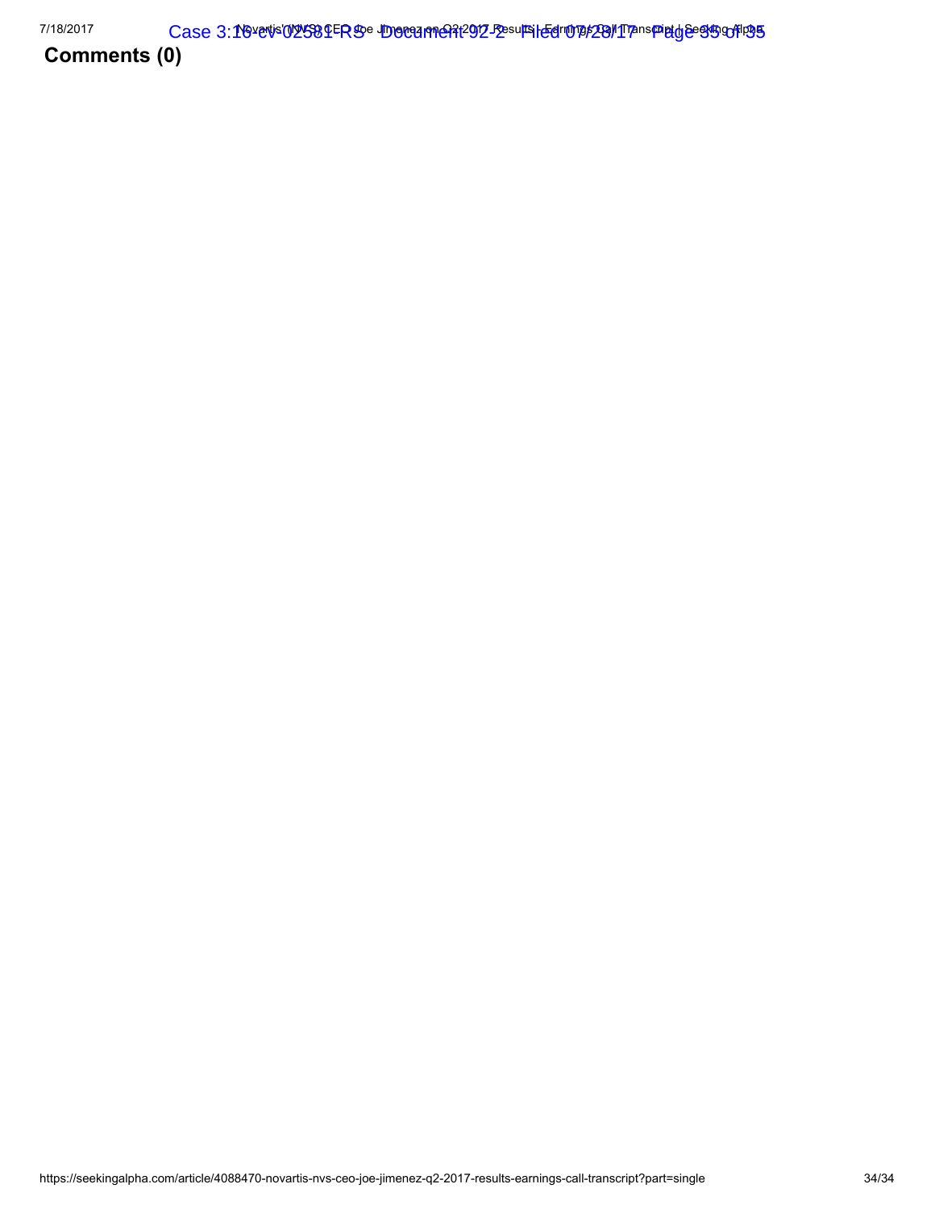## Comments (0)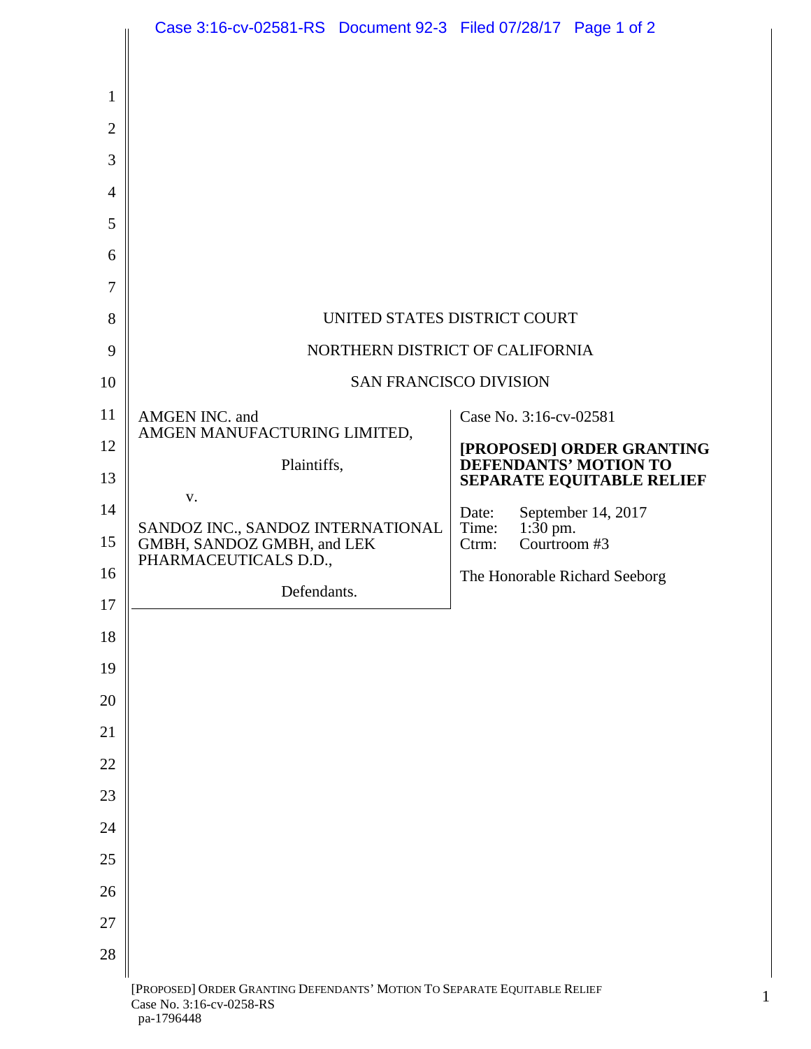UNITED STATES DISTRICT COURT

NORTHERN DISTRICT OF CALIFORNIA

SAN FRANCISCO DIVISION

| | |
|---|---|
| AMGEN INC. and AMGEN MANUFACTURING LIMITED,<br><br>Plaintiffs,<br><br>v.<br><br>SANDOZ INC., SANDOZ INTERNATIONAL GMBH, SANDOZ GMBH, and LEK PHARMACEUTICALS D.D.,<br><br>Defendants. | Case No. 3:16-cv-02581<br><br>**[PROPOSED] ORDER GRANTING DEFENDANTS' MOTION TO SEPARATE EQUITABLE RELIEF**<br><br>Date: September 14, 2017<br>Time: 1:30 pm.<br>Ctrm: Courtroom #3<br><br>The Honorable Richard Seeborg |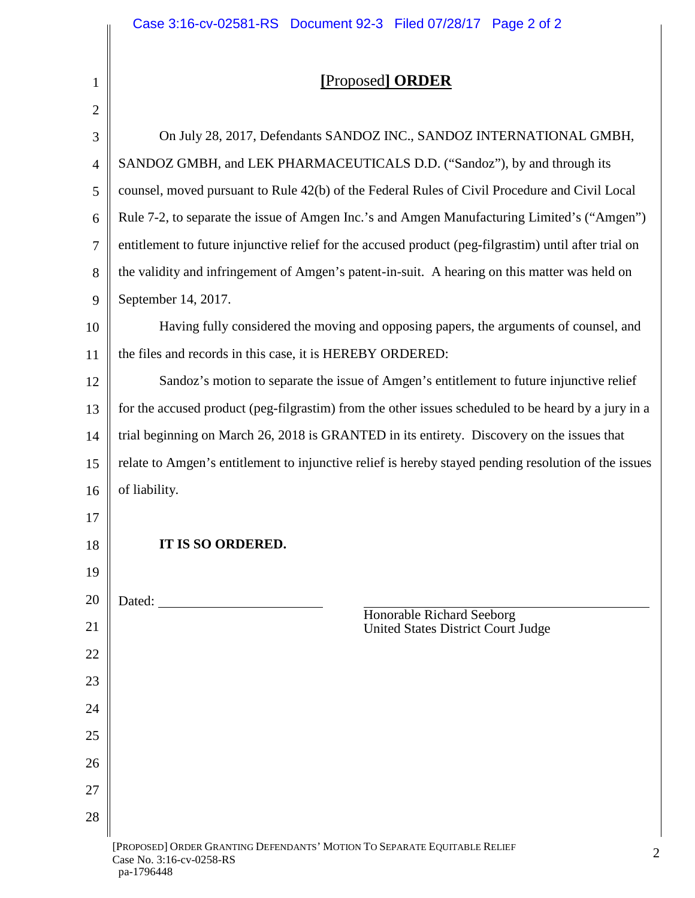# [Proposed] ORDER

On July 28, 2017, Defendants SANDOZ INC., SANDOZ INTERNATIONAL GMBH, SANDOZ GMBH, and LEK PHARMACEUTICALS D.D. ("Sandoz"), by and through its counsel, moved pursuant to Rule 42(b) of the Federal Rules of Civil Procedure and Civil Local Rule 7-2, to separate the issue of Amgen Inc.'s and Amgen Manufacturing Limited's ("Amgen") entitlement to future injunctive relief for the accused product (peg-filgrastim) until after trial on the validity and infringement of Amgen's patent-in-suit. A hearing on this matter was held on September 14, 2017.

Having fully considered the moving and opposing papers, the arguments of counsel, and the files and records in this case, it is HEREBY ORDERED:

Sandoz's motion to separate the issue of Amgen's entitlement to future injunctive relief for the accused product (peg-filgrastim) from the other issues scheduled to be heard by a jury in a trial beginning on March 26, 2018 is GRANTED in its entirety. Discovery on the issues that relate to Amgen's entitlement to injunctive relief is hereby stayed pending resolution of the issues of liability.

**IT IS SO ORDERED.**

Dated: ______________________

______________________________
Honorable Richard Seeborg
United States District Court Judge

[PROPOSED] ORDER GRANTING DEFENDANTS' MOTION TO SEPARATE EQUITABLE RELIEF
Case No. 3:16-cv-0258-RS
pa-1796448